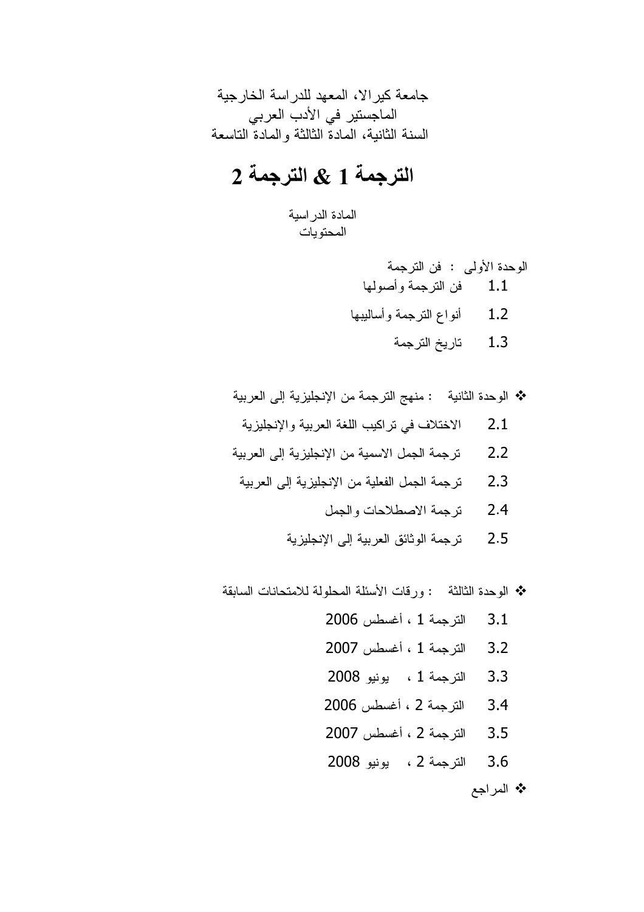جامعة كيرالا، المعهد للدراسة الخارجية
الماجستير في الأدب العربي
السنة الثانية، المادة الثالثة والمادة التاسعة

# الترجمة 1 & الترجمة 2

المادة الدراسية
المحتويات

الوحدة الأولى : فن الترجمة

1.1 فن الترجمة وأصولها

1.2 أنواع الترجمة وأساليبها

1.3 تاريخ الترجمة

- الوحدة الثانية : منهج الترجمة من الإنجليزية إلى العربية

2.1 الاختلاف في تراكيب اللغة العربية والإنجليزية

2.2 ترجمة الجمل الاسمية من الإنجليزية إلى العربية

2.3 ترجمة الجمل الفعلية من الإنجليزية إلى العربية

2.4 ترجمة الاصطلاحات والجمل

2.5 ترجمة الوثائق العربية إلى الإنجليزية

- الوحدة الثالثة : ورقات الأسئلة المحلولة للامتحانات السابقة

3.1 الترجمة 1 ، أغسطس 2006

3.2 الترجمة 1 ، أغسطس 2007

3.3 الترجمة 1 ، يونيو 2008

3.4 الترجمة 2 ، أغسطس 2006

3.5 الترجمة 2 ، أغسطس 2007

3.6 الترجمة 2 ، يونيو 2008

- المراجع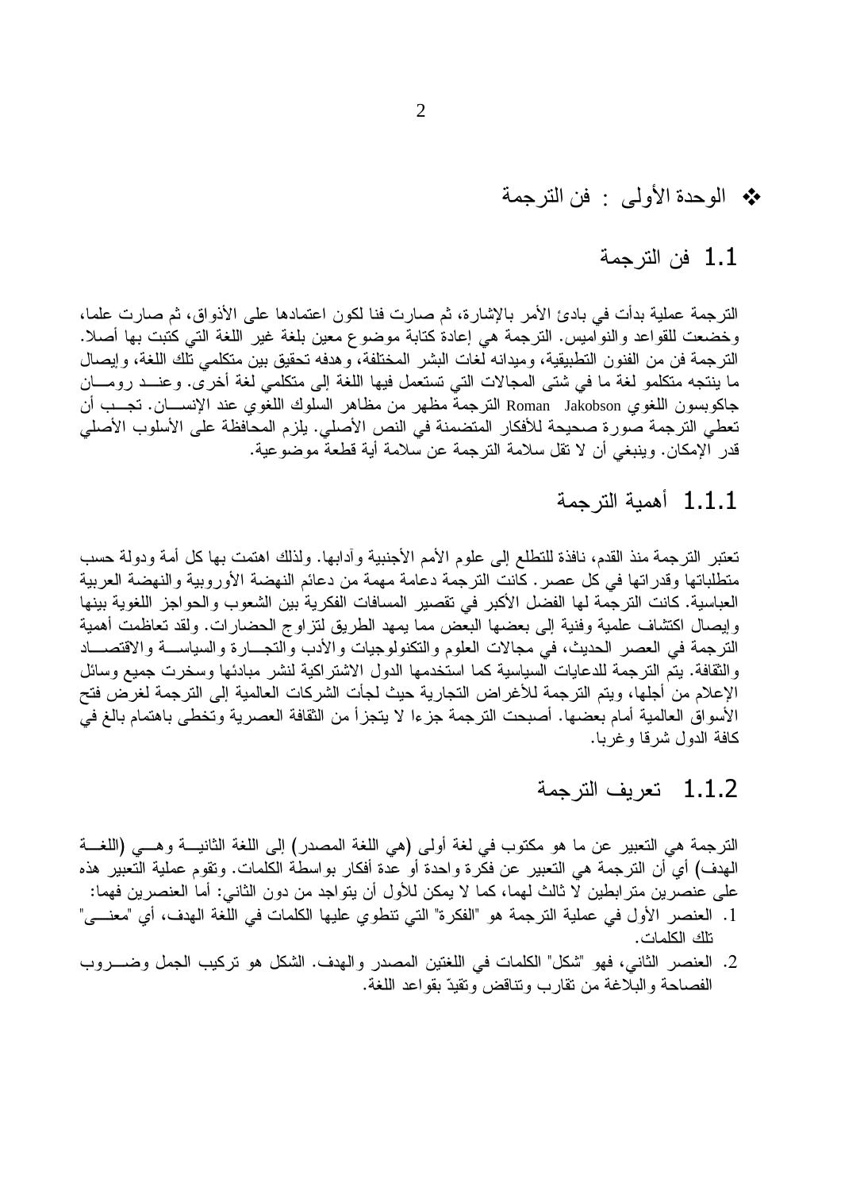# ❖ الوحدة الأولى : فن الترجمة

## 1.1 فن الترجمة

الترجمة عملية بدأت في بادئ الأمر بالإشارة، ثم صارت فنا لكون اعتمادها على الأذواق، ثم صارت علما، وخضعت للقواعد والنواميس. الترجمة هي إعادة كتابة موضوع معين بلغة غير اللغة التي كتبت بها أصلا. الترجمة فن من الفنون التطبيقية، وميدانه لغات البشر المختلفة، وهدفه تحقيق بين متكلمي تلك اللغة، وإيصال ما ينتجه متكلمو لغة ما في شتى المجالات التي تستعمل فيها اللغة إلى متكلمي لغة أخرى. وعند رومان جاكوبسون اللغوي Roman Jakobson الترجمة مظهر من مظاهر السلوك اللغوي عند الإنسان. تجب أن تعطي الترجمة صورة صحيحة للأفكار المتضمنة في النص الأصلي. يلزم المحافظة على الأسلوب الأصلي قدر الإمكان. وينبغي أن لا تقل سلامة الترجمة عن سلامة أية قطعة موضوعية.

### 1.1.1 أهمية الترجمة

تعتبر الترجمة منذ القدم، نافذة للتطلع إلى علوم الأمم الأجنبية وآدابها. ولذلك اهتمت بها كل أمة ودولة حسب متطلباتها وقدراتها في كل عصر. كانت الترجمة دعامة مهمة من دعائم النهضة الأوروبية والنهضة العربية العباسية. كانت الترجمة لها الفضل الأكبر في تقصير المسافات الفكرية بين الشعوب والحواجز اللغوية بينها وإيصال اكتشاف علمية وفنية إلى بعضها البعض مما يمهد الطريق لتزاوج الحضارات. ولقد تعاظمت أهمية الترجمة في العصر الحديث، في مجالات العلوم والتكنولوجيات والأدب والتجارة والسياسة والاقتصاد والثقافة. يتم الترجمة للدعايات السياسية كما استخدمها الدول الاشتراكية لنشر مبادئها وسخرت جميع وسائل الإعلام من أجلها، ويتم الترجمة للأغراض التجارية حيث لجأت الشركات العالمية إلى الترجمة لغرض فتح الأسواق العالمية أمام بعضها. أصبحت الترجمة جزءا لا يتجزأ من الثقافة العصرية وتحظى باهتمام بالغ في كافة الدول شرقا وغربا.

### 1.1.2 تعريف الترجمة

الترجمة هي التعبير عن ما هو مكتوب في لغة أولى (هي اللغة المصدر) إلى اللغة الثانية وهي (اللغة الهدف) أي أن الترجمة هي التعبير عن فكرة واحدة أو عدة أفكار بواسطة الكلمات. وتقوم عملية التعبير هذه على عنصرين مترابطين لا ثالث لهما، كما لا يمكن للأول أن يتواجد من دون الثاني: أما العنصرين فهما:

1. العنصر الأول في عملية الترجمة هو "الفكرة" التي تنطوي عليها الكلمات في اللغة الهدف، أي "معنى" تلك الكلمات.
2. العنصر الثاني، فهو "شكل" الكلمات في اللغتين المصدر والهدف. الشكل هو تركيب الجمل وضروب الفصاحة والبلاغة من تقارب وتناقض وتقيّد بقواعد اللغة.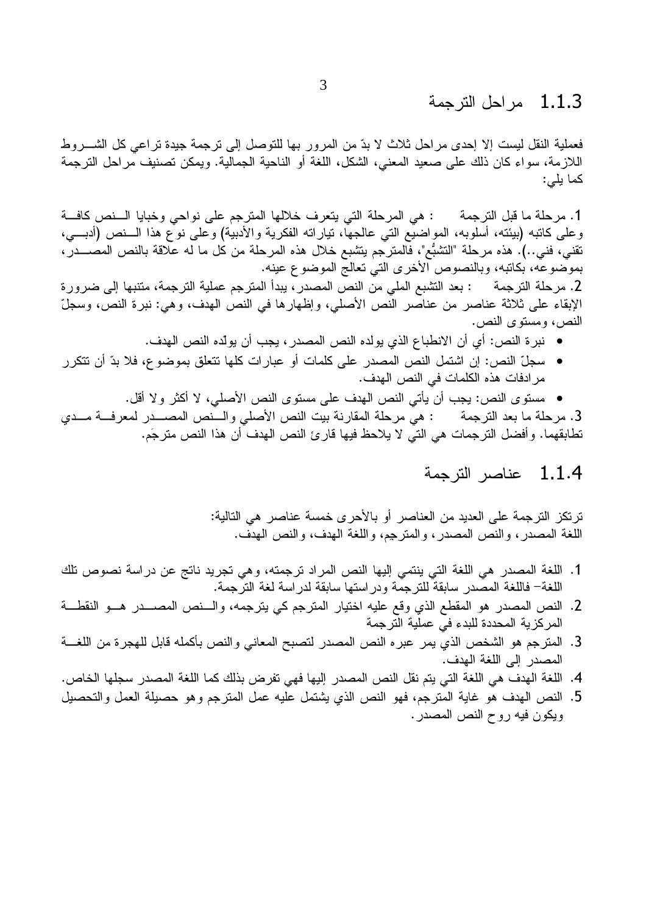### 1.1.3 مراحل الترجمة

فعملية النقل ليست إلا إحدى مراحل ثلاث لا بدّ من المرور بها للتوصل إلى ترجمة جيدة تراعي كل الشروط اللازمة، سواء كان ذلك على صعيد المعني، الشكل، اللغة أو الناحية الجمالية. ويمكن تصنيف مراحل الترجمة كما يلي:

1. مرحلة ما قبل الترجمة : هي المرحلة التي يتعرف خلالها المترجم على نواحي وخبايا النص كافة وعلى كاتبه (بيئته، أسلوبه، المواضيع التي عالجها، تياراته الفكرية والأدبية) وعلى نوع هذا النص (أدبي، تقني، فني..). هذه مرحلة "التشبُّع"، فالمترجم يتشبع خلال هذه المرحلة من كل ما له علاقة بالنص المصدر، بموضوعه، بكاتبه، وبالنصوص الأخرى التي تعالج الموضوع عينه.

2. مرحلة الترجمة : بعد التشبع الملي من النص المصدر، يبدأ المترجم عملية الترجمة، متنبها إلى ضرورة الإبقاء على ثلاثة عناصر من عناصر النص الأصلي، وإظهارها في النص الهدف، وهي: نبرة النص، وسجلّ النص، ومستوى النص.

- نبرة النص: أي أن الانطباع الذي يولده النص المصدر، يجب أن يولده النص الهدف.
- سجلّ النص: إن اشتمل النص المصدر على كلمات أو عبارات كلها تتعلق بموضوع، فلا بدّ أن تتكرر مرادفات هذه الكلمات في النص الهدف.
- مستوى النص: يجب أن يأتي النص الهدف على مستوى النص الأصلي، لا أكثر ولا أقل.

3. مرحلة ما بعد الترجمة : هي مرحلة المقارنة بيت النص الأصلي والنص المصدر لمعرفة مدي تطابقهما. وأفضل الترجمات هي التي لا يلاحظ فيها قارئ النص الهدف أن هذا النص مترجَم.

### 1.1.4 عناصر الترجمة

ترتكز الترجمة على العديد من العناصر أو بالأحرى خمسة عناصر هي التالية:
اللغة المصدر، والنص المصدر، والمترجم، واللغة الهدف، والنص الهدف.

1. اللغة المصدر هي اللغة التي ينتمي إليها النص المراد ترجمته، وهي تجريد ناتج عن دراسة نصوص تلك اللغة– فاللغة المصدر سابقة للترجمة ودراستها سابقة لدراسة لغة الترجمة.
2. النص المصدر هو المقطع الذي وقع عليه اختيار المترجم كي يترجمه، والنص المصدر هو النقطة المركزية المحددة للبدء في عملية الترجمة
3. المترجم هو الشخص الذي يمر عبره النص المصدر لتصبح المعاني والنص بأكمله قابل للهجرة من اللغة المصدر إلى اللغة الهدف.
4. اللغة الهدف هي اللغة التي يتم نقل النص المصدر إليها فهي تفرض بذلك كما اللغة المصدر سجلها الخاص.
5. النص الهدف هو غاية المترجم، فهو النص الذي يشتمل عليه عمل المترجم وهو حصيلة العمل والتحصيل ويكون فيه روح النص المصدر.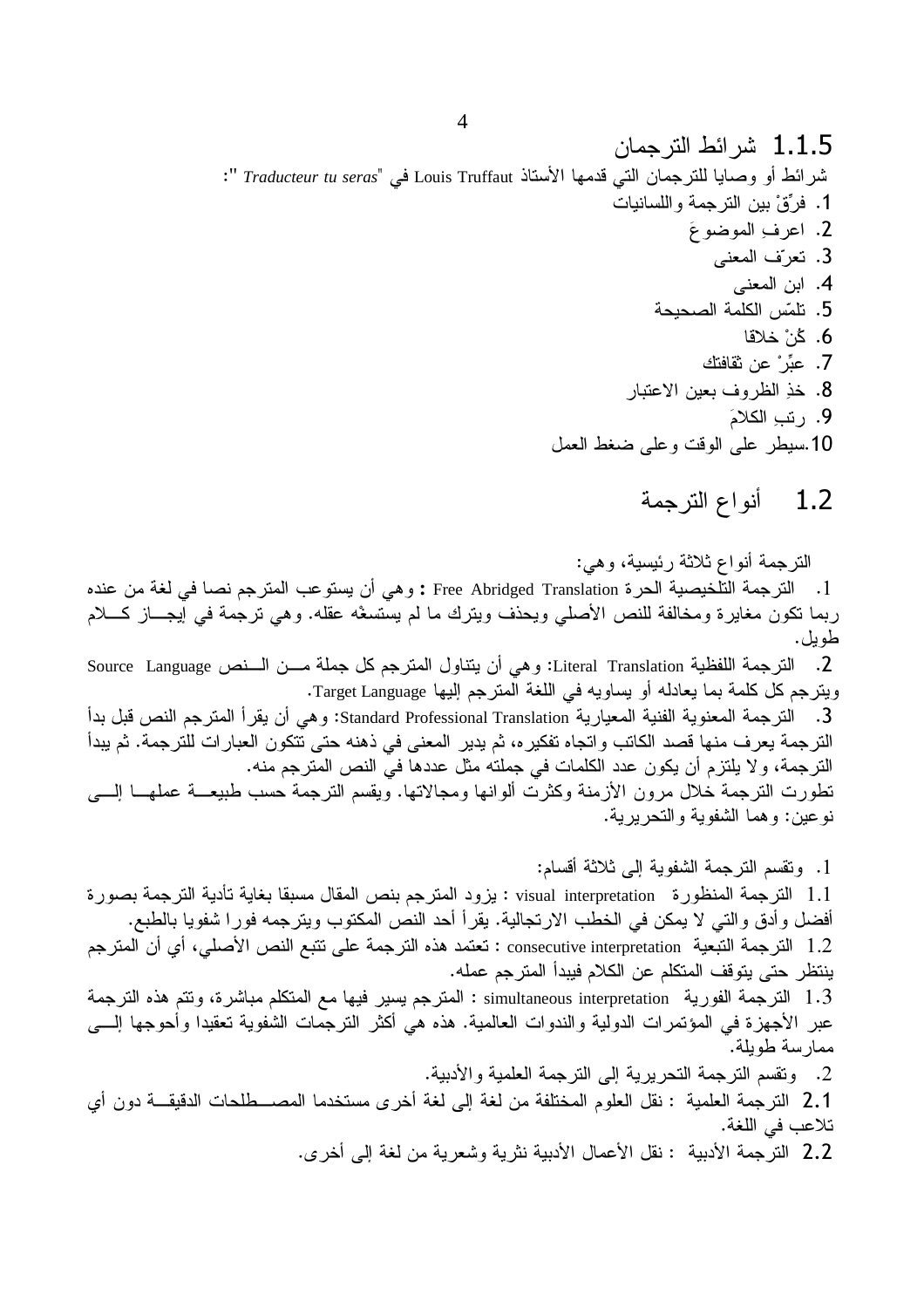### 1.1.5 شرائط الترجمان

شرائط أو وصايا للترجمان التي قدمها الأستاذ Louis Truffaut في "*Traducteur tu seras*":

1. فرِّقْ بين الترجمة واللسانيات
2. اعرفِ الموضوعَ
3. تعرّف المعنى
4. ابن المعنى
5. تلمّس الكلمة الصحيحة
6. كُنْ خلاقا
7. عبِّرْ عن ثقافتك
8. خذِ الظروف بعين الاعتبار
9. رتبِ الكلامَ
10. سيطر على الوقت وعلى ضغط العمل

## 1.2 أنواع الترجمة

الترجمة أنواع ثلاثة رئيسية، وهي:

1. الترجمة التلخيصية الحرة Free Abridged Translation **:** وهي أن يستوعب المترجم نصا في لغة من عنده ربما تكون مغايرة ومخالفة للنص الأصلي ويحذف ويترك ما لم يستسغْه عقله. وهي ترجمة في إيجاز كلام طويل.

2. الترجمة اللفظية Literal Translation: وهي أن يتناول المترجم كل جملة من النص Source Language ويترجم كل كلمة بما يعادله أو يساويه في اللغة المترجم إليها Target Language.

3. الترجمة المعنوية الفنية المعيارية Standard Professional Translation: وهي أن يقرأ المترجم النص قبل بدأ الترجمة يعرف منها قصد الكاتب واتجاه تفكيره، ثم يدير المعنى في ذهنه حتى تتكون العبارات للترجمة. ثم يبدأ الترجمة، ولا يلتزم أن يكون عدد الكلمات في جملته مثل عددها في النص المترجم منه.

تطورت الترجمة خلال مرون الأزمنة وكثرت ألوانها ومجالاتها. ويقسم الترجمة حسب طبيعة عملها إلى نوعين: وهما الشفوية والتحريرية.

1. وتقسم الترجمة الشفوية إلى ثلاثة أقسام:

1.1 الترجمة المنظورة visual interpretation : يزود المترجم بنص المقال مسبقا بغاية تأدية الترجمة بصورة أفضل وأدق والتي لا يمكن في الخطب الارتجالية. يقرأ أحد النص المكتوب ويترجمه فورا شفويا بالطبع.

1.2 الترجمة التبعية consecutive interpretation : تعتمد هذه الترجمة على تتبع النص الأصلي، أي أن المترجم ينتظر حتى يتوقف المتكلم عن الكلام فيبدأ المترجم عمله.

1.3 الترجمة الفورية simultaneous interpretation : المترجم يسير فيها مع المتكلم مباشرة، وتتم هذه الترجمة عبر الأجهزة في المؤتمرات الدولية والندوات العالمية. هذه هي أكثر الترجمات الشفوية تعقيدا وأحوجها إلى ممارسة طويلة.

2. وتقسم الترجمة التحريرية إلى الترجمة العلمية والأدبية.

2.1 الترجمة العلمية : نقل العلوم المختلفة من لغة إلى لغة أخرى مستخدما المصطلحات الدقيقة دون أي تلاعب في اللغة.

2.2 الترجمة الأدبية : نقل الأعمال الأدبية نثرية وشعرية من لغة إلى أخرى.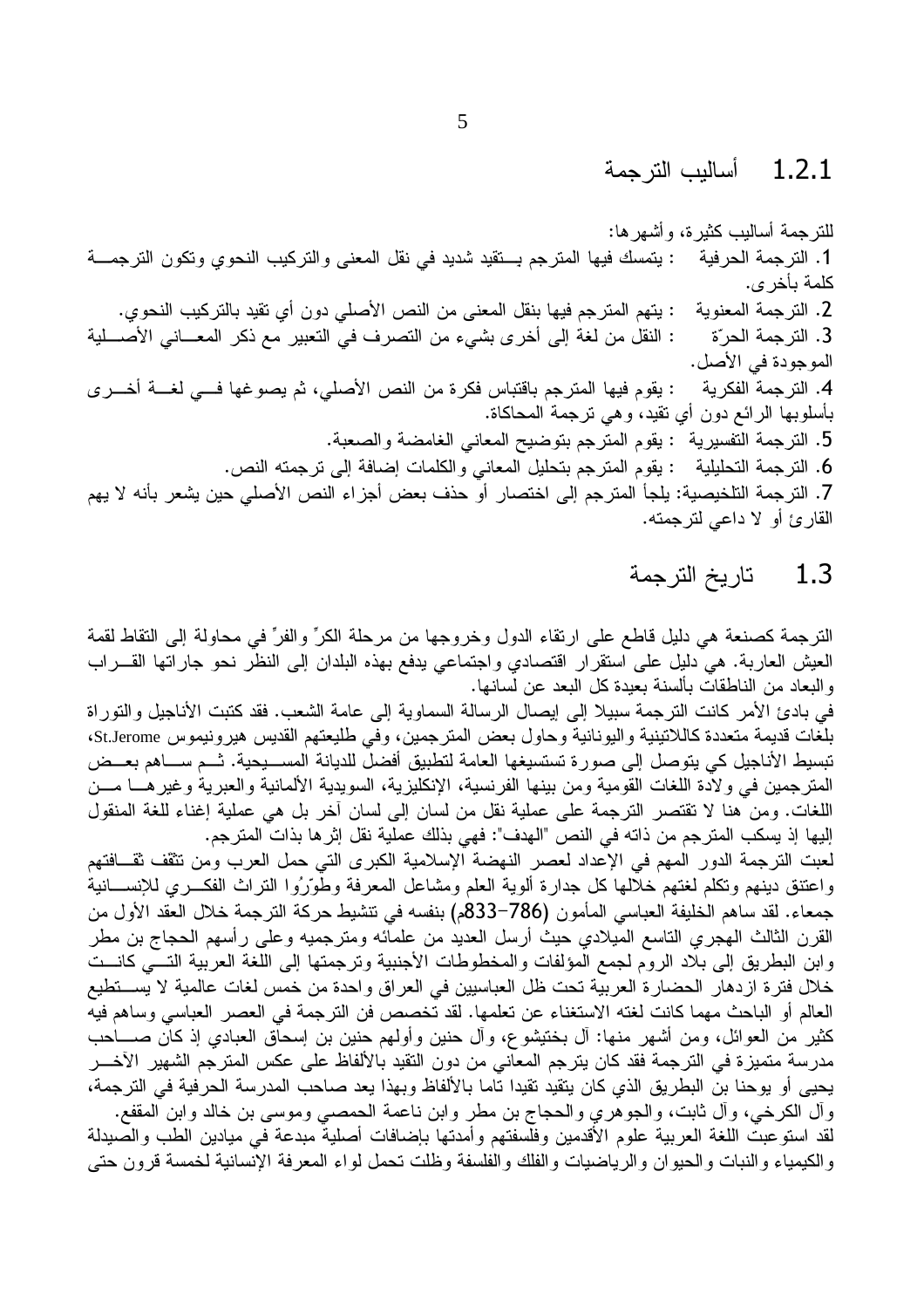### 1.2.1 أساليب الترجمة

للترجمة أساليب كثيرة، وأشهرها:

1. الترجمة الحرفية : يتمسك فيها المترجم بتقيد شديد في نقل المعنى والتركيب النحوي وتكون الترجمة كلمة بأخرى.
2. الترجمة المعنوية : يتهم المترجم فيها بنقل المعنى من النص الأصلي دون أي تقيد بالتركيب النحوي.
3. الترجمة الحرّة : النقل من لغة إلى أخرى بشيء من التصرف في التعبير مع ذكر المعاني الأصلية الموجودة في الأصل.
4. الترجمة الفكرية : يقوم فيها المترجم باقتباس فكرة من النص الأصلي، ثم يصوغها في لغة أخرى بأسلوبها الرائع دون أي تقيد، وهي ترجمة المحاكاة.
5. الترجمة التفسيرية : يقوم المترجم بتوضيح المعاني الغامضة والصعبة.
6. الترجمة التحليلية : يقوم المترجم بتحليل المعاني والكلمات إضافة إلى ترجمته النص.
7. الترجمة التلخيصية: يلجأ المترجم إلى اختصار أو حذف بعض أجزاء النص الأصلي حين يشعر بأنه لا يهم القارئ أو لا داعي لترجمته.

## 1.3 تاريخ الترجمة

الترجمة كصنعة هي دليل قاطع على ارتقاء الدول وخروجها من مرحلة الكرِّ والفرِّ في محاولة إلى التقاط لقمة العيش العاربة. هي دليل على استقرار اقتصادي واجتماعي يدفع بهذه البلدان إلى النظر نحو جاراتها القراب والبعاد من الناطقات بألسنة بعيدة كل البعد عن لسانها.

في بادئ الأمر كانت الترجمة سبيلا إلى إيصال الرسالة السماوية إلى عامة الشعب. فقد كتبت الأناجيل والتوراة بلغات قديمة متعددة كاللاتينية واليونانية وحاول بعض المترجمين، وفي طليعتهم القديس هيرونيموس St.Jerome، تبسيط الأناجيل كي يتوصل إلى صورة تستسيغها العامة لتطبيق أفضل للديانة المسيحية. ثم ساهم بعض المترجمين في ولادة اللغات القومية ومن بينها الفرنسية، الإنكليزية، السويدية الألمانية والعبرية وغيرها من اللغات. ومن هنا لا تقتصر الترجمة على عملية نقل من لسان إلى لسان آخر بل هي عملية إغناء للغة المنقول إليها إذ يسكب المترجم من ذاته في النص "الهدف": فهي بذلك عملية نقل إثرها بذات المترجم.

لعبت الترجمة الدور المهم في الإعداد لعصر النهضة الإسلامية الكبرى التي حمل العرب ومن تثقّف ثقافتهم واعتنق دينهم وتكلم لغتهم خلالها كل جدارة ألوية العلم ومشاعل المعرفة وطوّرُوا التراث الفكري للإنسانية جمعاء. لقد ساهم الخليفة العباسي المأمون (786-833م) بنفسه في تنشيط حركة الترجمة خلال العقد الأول من القرن الثالث الهجري التاسع الميلادي حيث أرسل العديد من علمائه ومترجميه وعلى رأسهم الحجاج بن مطر وابن البطريق إلى بلاد الروم لجمع المؤلفات والمخطوطات الأجنبية وترجمتها إلى اللغة العربية التي كانت خلال فترة ازدهار الحضارة العربية تحت ظل العباسيين في العراق واحدة من خمس لغات عالمية لا يستطيع العالم أو الباحث مهما كانت لغته الاستغناء عن تعلمها. لقد تخصص فن الترجمة في العصر العباسي وساهم فيه كثير من العوائل، ومن أشهر منها: آل بختيشوع، وآل حنين وأولهم حنين بن إسحاق العبادي إذ كان صاحب مدرسة متميزة في الترجمة فقد كان يترجم المعاني من دون التقيد بالألفاظ على عكس المترجم الشهير الآخر يحيى أو يوحنا بن البطريق الذي كان يتقيد تقيدا تاما بالألفاظ وبهذا يعد صاحب المدرسة الحرفية في الترجمة، وآل الكرخي، وآل ثابت، والجوهري والحجاج بن مطر وابن ناعمة الحمصي وموسى بن خالد وابن المقفع.

لقد استوعبت اللغة العربية علوم الأقدمين وفلسفتهم وأمدتها بإضافات أصلية مبدعة في ميادين الطب والصيدلة والكيمياء والنبات والحيوان والرياضيات والفلك والفلسفة وظلت تحمل لواء المعرفة الإنسانية لخمسة قرون حتى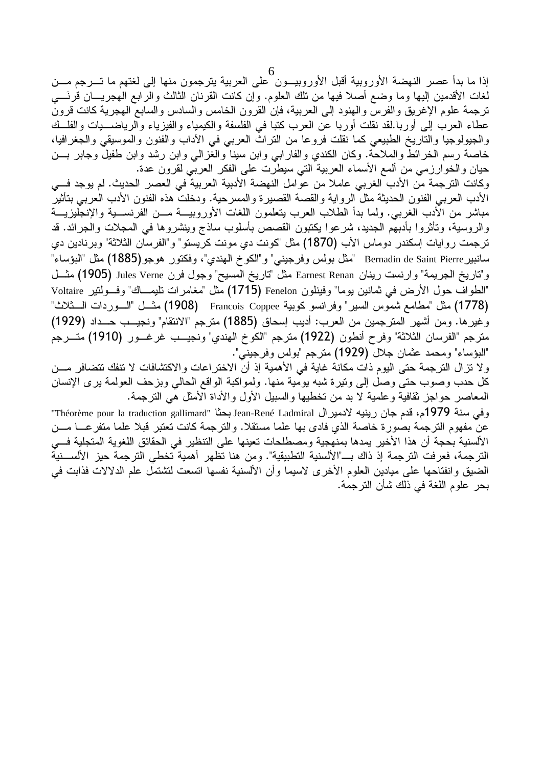إذا ما بدأ عصر النهضة الأوروبية أقبل الأوروبيون على العربية يترجمون منها إلى لغتهم ما ترجم من لغات الأقدمين إليها وما وضع أصلا فيها من تلك العلوم. وإن كانت القرنان الثالث والرابع الهجريان قرني ترجمة علوم الإغريق والفرس والهنود إلى العربية، فإن القرون الخامس والسادس والسابع الهجرية كانت قرون عطاء العرب إلى أوربا.لقد نقلت أوربا عن العرب كتبا في الفلسفة والكيمياء والفيزياء والرياضيات والفلك والجيولوجيا والتاريخ الطبيعي كما نقلت فروعا من التراث العربي في الآداب والفنون والموسيقي والجغرافيا، خاصة رسم الخرائط والملاحة. وكان الكندي والفارابي وابن سينا والغزالي وابن رشد وابن طفيل وجابر بن حيان والخوارزمي من ألمع الأسماء العربية التي سيطرت على الفكر العربي لقرون عدة.

وكانت الترجمة من الأدب الغربي عاملا من عوامل النهضة الأدبية العربية في العصر الحديث. لم يوجد في الأدب العربي الفنون الحديثة مثل الرواية والقصة القصيرة والمسرحية. ودخلت هذه الفنون الأدب العربي بتأثير مباشر من الأدب الغربي. ولما بدأ الطلاب العرب يتعلمون اللغات الأوروبية من الفرنسية والإنجليزية والروسية، وتأثروا بأدبهم الجديد، شرعوا يكتبون القصص بأسلوب ساذج وينشروها في المجلات والجرائد. قد ترجمت روايات إسكندر دوماس الأب (1870) مثل "كونت دي مونت كريستو" و"الفرسان الثلاثة" وبرنادين دي سانبيير Bernadin de Saint Pierre "مثل بولس وفرجيني" و"الكوخ الهندي"، وفكتور هوجو (1885) مثل "البؤساء" و"تاريخ الجريمة" وارنست رينان Earnest Renan مثل "تاريخ المسيح" وجول فرن Jules Verne (1905) مثل "الطواف حول الأرض في ثمانين يوما" وفينلون Fenelon (1715) مثل "مغامرات تليماك" وفولتير Voltaire (1778) مثل "مطامع شموس السير" وفرانسو كوبية Francois Coppee (1908) مثل "الوردات الثلاث" وغيرها. ومن أشهر المترجمين من العرب: أديب إسحاق (1885) مترجم "الانتقام" ونجيب حداد (1929) مترجم "الفرسان الثلاثة" وفرح أنطون (1922) مترجم "الكوخ الهندي" ونجيب غرغور (1910) مترجم "البؤساء" ومحمد عثمان جلال (1929) مترجم "بولس وفرجيني".

ولا تزال الترجمة حتى اليوم ذات مكانة غاية في الأهمية إذ أن الاختراعات والاكتشافات لا تنفك تتضافر من كل حدب وصوب حتى وصل إلى وتيرة شبه يومية منها. ولمواكبة الواقع الحالي وبزحف العولمة يرى الإنسان المعاصر حواجز ثقافية وعلمية لا بد من تخطيها والسبيل الأول والأداة الأمثل هي الترجمة.

وفي سنة 1979م، قدم جان رينيه لادميرال Jean-René Ladmiral بحثا "Théorème pour la traduction gallimard" عن مفهوم الترجمة بصورة خاصة الذي فادى بها علما مستقلا. والترجمة كانت تعتبر قبلا علما متفرعا من الألسنية بحجة أن هذا الأخير يمدها بمنهجية ومصطلحات تعينها على التنظير في الحقائق اللغوية المتجلية في الترجمة، فعرفت الترجمة إذ ذاك بـ"الألسنية التطبيقية". ومن هنا تظهر أهمية تخطي الترجمة حيز الألسنية الضيق وانفتاحها على ميادين العلوم الأخرى لاسيما وأن الألسنية نفسها اتسعت لتشتمل علم الدلالات فذابت في بحر علوم اللغة في ذلك شأن الترجمة.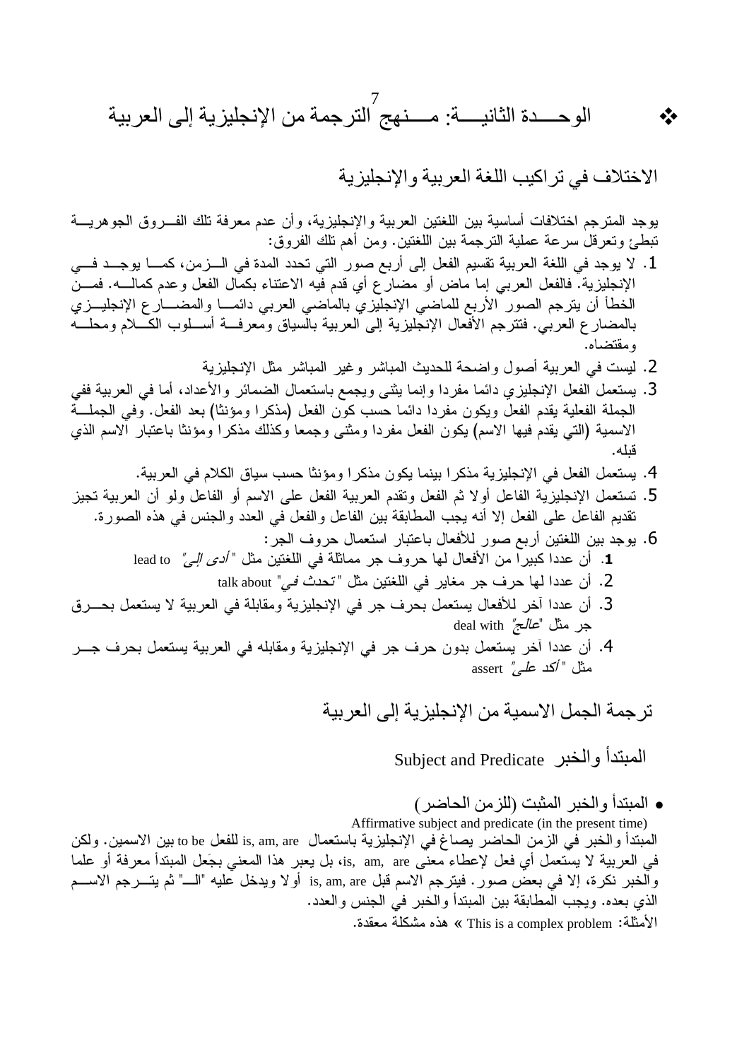# ❖ الوحـــدة الثانيـــة: مـــنهج الترجمة من الإنجليزية إلى العربية

## الاختلاف في تراكيب اللغة العربية والإنجليزية

يوجد المترجم اختلافات أساسية بين اللغتين العربية والإنجليزية، وأن عدم معرفة تلك الفـــروق الجوهريـــة تبطئ وتعرقل سرعة عملية الترجمة بين اللغتين. ومن أهم تلك الفروق:

1. لا يوجد في اللغة العربية تقسيم الفعل إلى أربع صور التي تحدد المدة في الـــزمن، كمـــا يوجـــد فـــي الإنجليزية. فالفعل العربي إما ماض أو مضارع أي قدم فيه الاعتناء بكمال الفعل وعدم كمالـــه. فمـــن الخطأ أن يترجم الصور الأربع للماضي الإنجليزي بالماضي العربي دائمـــا والمضـــارع الإنجليـــزي بالمضارع العربي. فتترجم الأفعال الإنجليزية إلى العربية بالسياق ومعرفـــة أســـلوب الكـــلام ومحلـــه ومقتضاه.
2. ليست في العربية أصول واضحة للحديث المباشر وغير المباشر مثل الإنجليزية
3. يستعمل الفعل الإنجليزي دائما مفردا وإنما يثنى ويجمع باستعمال الضمائر والأعداد، أما في العربية ففي الجملة الفعلية يقدم الفعل ويكون مفردا دائما حسب كون الفعل (مذكرا ومؤنثا) بعد الفعل. وفي الجملـــة الاسمية (التي يقدم فيها الاسم) يكون الفعل مفردا ومثنى وجمعا وكذلك مذكرا ومؤنثا باعتبار الاسم الذي قبله.
4. يستعمل الفعل في الإنجليزية مذكرا بينما يكون مذكرا ومؤنثا حسب سياق الكلام في العربية.
5. تستعمل الإنجليزية الفاعل أولا ثم الفعل وتقدم العربية الفعل على الاسم أو الفاعل ولو أن العربية تجيز تقديم الفاعل على الفعل إلا أنه يجب المطابقة بين الفاعل والفعل في العدد والجنس في هذه الصورة.
6. يوجد بين اللغتين أربع صور للأفعال باعتبار استعمال حروف الجر:
   1. أن عددا كبيرا من الأفعال لها حروف جر مماثلة في اللغتين مثل "*أدى إلى*" lead to
   2. أن عددا لها حرف جر مغاير في اللغتين مثل "*تحدث في*" talk about
   3. أن عددا آخر للأفعال يستعمل بحرف جر في الإنجليزية ومقابلة في العربية لا يستعمل بحـــرق جر مثل "*عالج*" deal with
   4. أن عددا آخر يستعمل بدون حرف جر في الإنجليزية ومقابله في العربية يستعمل بحرف جـــر مثل "*أكد على*" assert

## ترجمة الجمل الاسمية من الإنجليزية إلى العربية

### المبتدأ والخبر Subject and Predicate

- المبتدأ والخبر المثبت (للزمن الحاضر)

Affirmative subject and predicate (in the present time)

المبتدأ والخبر في الزمن الحاضر يصاغ في الإنجليزية باستعمال is, am, are للفعل to be بين الاسمين. ولكن في العربية لا يستعمل أي فعل لإعطاء معنى is, am, are، بل يعبر هذا المعنى بجَعل المبتدأ معرفة أو علما والخبر نكرة، إلا في بعض صور. فيترجم الاسم قبل is, am, are أولا ويدخل عليه "الـــ" ثم يتـــرجم الاســـم الذي بعده. ويجب المطابقة بين المبتدأ والخبر في الجنس والعدد.

الأمثلة: This is a complex problem » هذه مشكلة معقدة.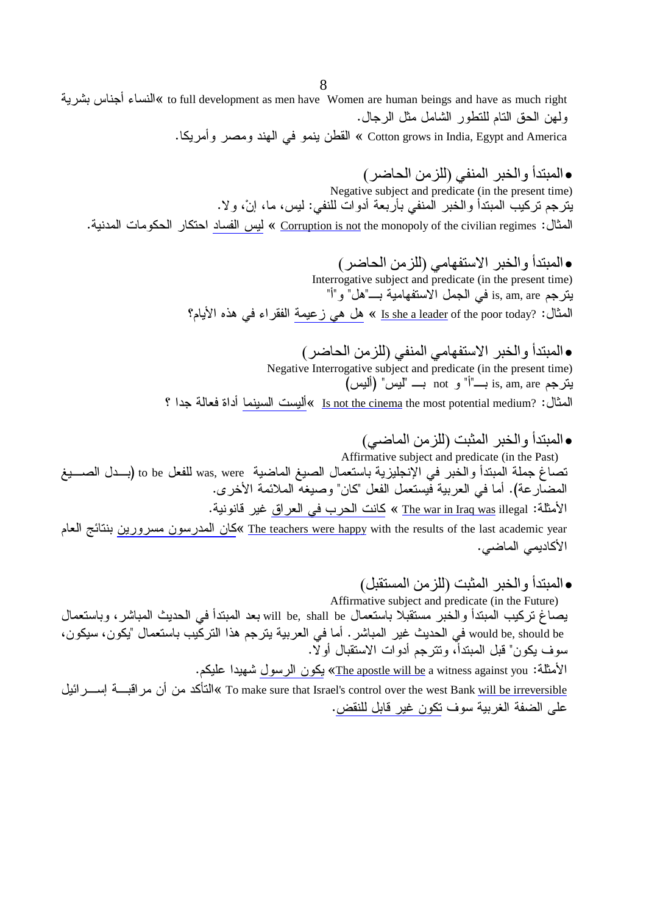Women are human beings and have as much right to full development as men have » النساء أجناس بشرية ولهن الحق التام للتطور الشامل مثل الرجال.

Cotton grows in India, Egypt and America » القطن ينمو في الهند ومصر وأمريكا.

- المبتدأ والخبر المنفي (للزمن الحاضر)

Negative subject and predicate (in the present time)

يترجم تركيب المبتدأ والخبر المنفي بأربعة أدوات للنفي: ليس، ما، إنْ، ولا.

المثال: Corruption is not the monopoly of the civilian regimes » ليس الفساد احتكار الحكومات المدنية.

- المبتدأ والخبر الاستفهامي (للزمن الحاضر)

Interrogative subject and predicate (in the present time)

يترجم is, am, are في الجمل الاستفهامية بـ"هل" و"أ"

المثال: Is she a leader of the poor today? » هل هي زعيمة الفقراء في هذه الأيام؟

- المبتدأ والخبر الاستفهامي المنفي (للزمن الحاضر)

Negative Interrogative subject and predicate (in the present time)

يترجم is, am, are بـ"أ" و not بـ "ليس" (أليس)

المثال: Is not the cinema the most potential medium? » أليست السينما أداة فعالة جدا ؟

- المبتدأ والخبر المثبت (للزمن الماضي)

Affirmative subject and predicate (in the Past)

تصاغ جملة المبتدأ والخبر في الإنجليزية باستعمال الصيغ الماضية was, were للفعل to be (بدل الصيغ المضارعة). أما في العربية فيستعمل الفعل "كان" وصيغه الملائمة الأخرى.

الأمثلة: The war in Iraq was illegal » كانت الحرب في العراق غير قانونية.

The teachers were happy with the results of the last academic year » كان المدرسون مسرورين بنتائج العام الأكاديمي الماضي.

- المبتدأ والخبر المثبت (للزمن المستقبل)

Affirmative subject and predicate (in the Future)

يصاغ تركيب المبتدأ والخبر مستقبلا باستعمال will be, shall be بعد المبتدأ في الحديث المباشر، وباستعمال would be, should be في الحديث غير المباشر. أما في العربية يترجم هذا التركيب باستعمال "يكون، سيكون، سوف يكون" قبل المبتدأ، وتترجم أدوات الاستقبال أولا.

الأمثلة: The apostle will be a witness against you » يكون الرسول شهيدا عليكم.

To make sure that Israel's control over the west Bank will be irreversible » التأكد من أن مراقبة إسرائيل على الضفة الغربية سوف تكون غير قابل للنقض.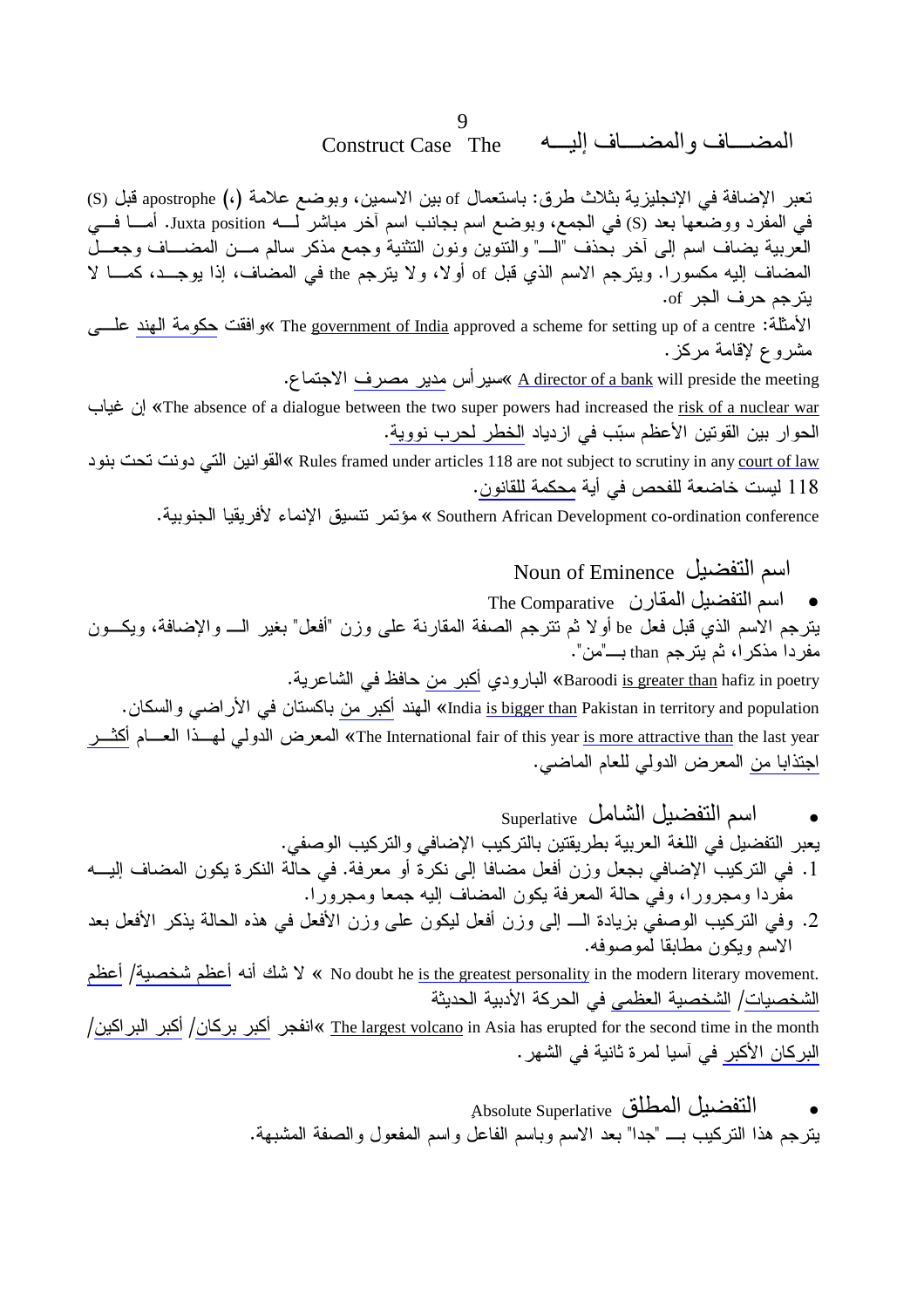## المضـــاف والمضـــاف إليـــه The Construct Case

تعبر الإضافة في الإنجليزية بثلاث طرق: باستعمال of بين الاسمين، وبوضع علامة (،) apostrophe قبل (S) في المفرد ووضعها بعد (S) في الجمع، وبوضع اسم بجانب اسم آخر مباشر لـــه Juxta position. أمـــا فـــي العربية يضاف اسم إلى آخر بحذف "الـــ" والتنوين ونون التثنية وجمع مذكر سالم مـــن المضـــاف وجعـــل المضاف إليه مكسورا. ويترجم الاسم الذي قبل of أولا، ولا يترجم the في المضاف، إذا يوجـــد، كمـــا لا يترجم حرف الجر of.

الأمثلة: The government of India approved a scheme for setting up of a centre «وافقت حكومة الهند علـــى مشروع لإقامة مركز.

A director of a bank will preside the meeting «سيرأس مدير مصرف الاجتماع.

The absence of a dialogue between the two super powers had increased the risk of a nuclear war «إن غياب الحوار بين القوتين الأعظم سبّب في ازدياد الخطر لحرب نووية.

Rules framed under articles 118 are not subject to scrutiny in any court of law «القوانين التي دونت تحت بنود 118 ليست خاضعة للفحص في أية محكمة للقانون.

Southern African Development co-ordination conference « مؤتمر تنسيق الإنماء لأفريقيا الجنوبية.

## اسم التفضيل Noun of Eminence

- اسم التفضيل المقارن The Comparative

يترجم الاسم الذي قبل فعل be أولا ثم تترجم الصفة المقارنة على وزن "أفعل" بغير الـــ والإضافة، ويكـــون مفردا مذكرا، ثم يترجم than بـــ"من".

Baroodi is greater than hafiz in poetry «البارودي أكبر من حافظ في الشاعرية.

India is bigger than Pakistan in territory and population «الهند أكبر من باكستان في الأراضي والسكان.

The International fair of this year is more attractive than the last year «المعرض الدولي لهـــذا العـــام أكثـــر اجتذابا من المعرض الدولي للعام الماضي.

- اسم التفضيل الشامل Superlative

يعبر التفضيل في اللغة العربية بطريقتين بالتركيب الإضافي والتركيب الوصفي.

1. في التركيب الإضافي بجعل وزن أفعل مضافا إلى نكرة أو معرفة. في حالة النكرة يكون المضاف إليـــه مفردا ومجرورا، وفي حالة المعرفة يكون المضاف إليه جمعا ومجرورا.
2. وفي التركيب الوصفي بزيادة الـــ إلى وزن أفعل ليكون على وزن الأفعل في هذه الحالة يذكر الأفعل بعد الاسم ويكون مطابقا لموصوفه.

No doubt he is the greatest personality in the modern literary movement. « لا شك أنه أعظم شخصية/ أعظم الشخصيات/ الشخصية العظمى في الحركة الأدبية الحديثة

The largest volcano in Asia has erupted for the second time in the month «انفجر أكبر بركان/ أكبر البراكين/ البركان الأكبر في آسيا لمرة ثانية في الشهر.

- التفضيل المطلق Absolute Superlative

يترجم هذا التركيب بـــ "جدا" بعد الاسم وباسم الفاعل واسم المفعول والصفة المشبهة.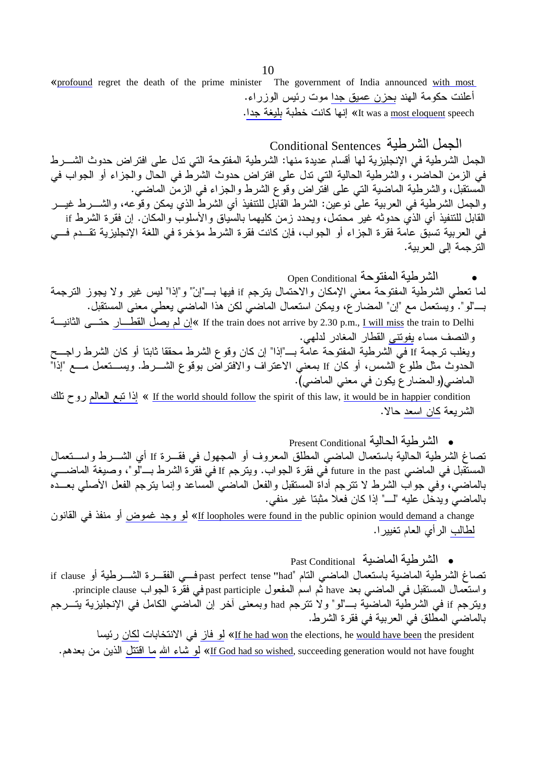«profound regret the death of the prime minister The government of India announced with most
أعلنت حكومة الهند بحزن عميق جدا موت رئيس الوزراء.

It was a most eloquent speech» إنها كانت خطبة بليغة جدا.

## الجمل الشرطية Conditional Sentences

الجمل الشرطية في الإنجليزية لها أقسام عديدة منها: الشرطية المفتوحة التي تدل على افتراض حدوث الشرط في الزمن الحاضر، والشرطية الحالية التي تدل على افتراض حدوث الشرط في الحال والجزاء أو الجواب في المستقبل، والشرطية الماضية التي على افتراض وقوع الشرط والجزاء في الزمن الماضي.

والجمل الشرطية في العربية على نوعين: الشرط القابل للتنفيذ أي الشرط الذي يمكن وقوعه، والشرط غير القابل للتنفيذ أي الذي حدوثه غير محتمل، ويحدد زمن كليهما بالسياق والأسلوب والمكان. إن فقرة الشرط if في العربية تسبق عامة فقرة الجزاء أو الجواب، فإن كانت فقرة الشرط مؤخرة في اللغة الإنجليزية تقدم في الترجمة إلى العربية.

- ### الشرطية المفتوحة Open Conditional

لما تعطي الشرطية المفتوحة معني الإمكان والاحتمال يترجم if فيها بـ"إن" و"إذا" ليس غير ولا يجوز الترجمة بـ"لو". ويستعمل مع "إن" المضارع، ويمكن استعمال الماضي لكن هذا الماضي يعطي معنى المستقبل.

If the train does not arrive by 2.30 p.m., I will miss the train to Delhi» إن لم يصل القطار حتى الثانية والنصف مساء يفوتني القطار المغادر لدلهي.

ويغلب ترجمة If في الشرطية المفتوحة عامة بـ"إذا" إن كان وقوع الشرط محققا ثابتا أو كان الشرط راجح الحدوث مثل طلوع الشمس، أو كان If بمعني الاعتراف والافتراض بوقوع الشرط. ويستعمل مع "إذا" الماضي(والمضارع يكون في معني الماضي).

If the world should follow the spirit of this law, it would be in happier condition » إذا تبع العالم روح تلك الشريعة كان اسعد حالا.

- ### الشرطية الحالية Present Conditional

تصاغ الشرطية الحالية باستعمال الماضي المطلق المعروف أو المجهول في فقرة If أي الشرط واستعمال المستقبل في الماضي future in the past في فقرة الجواب. ويترجم If في فقرة الشرط بـ"لو"، وصيغة الماضي بالماضي، وفي جواب الشرط لا تترجم أداة المستقبل والفعل الماضي المساعد وإنما يترجم الفعل الأصلي بعده بالماضي ويدخل عليه "لـ" إذا كان فعلا مثبتا غير منفي.

If loopholes were found in the public opinion would demand a change» لو وجد غموض أو منفذ في القانون لطالب الرأي العام تغييرا.

- ### الشرطية الماضية Past Conditional

تصاغ الشرطية الماضية باستعمال الماضي التام "had" past perfect tense في الفقرة الشرطية أو if clause واستعمال المستقبل في الماضي بعد have ثم اسم المفعول past participle في فقرة الجواب principle clause.

ويترجم if في الشرطية الماضية بـ"لو" ولا تترجم had وبمعنى آخر إن الماضي الكامل في الإنجليزية يترجم بالماضي المطلق في العربية في فقرة الشرط.

If he had won the elections, he would have been the president» لو فاز في الانتخابات لكان رئيسا

If God had so wished, succeeding generation would not have fought» لو شاء الله ما اقتتل الذين من بعدهم.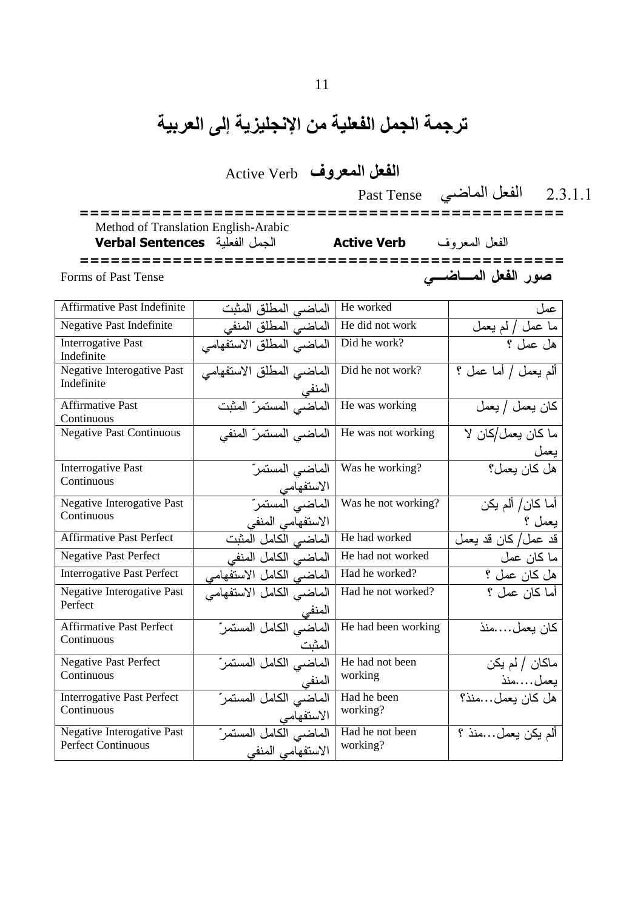# ترجمة الجمل الفعلية من الإنجليزية إلى العربية

## الفعل المعروف Active Verb

### 2.3.1.1 الفعل الماضي Past Tense

============================================

Method of Translation English-Arabic

**Verbal Sentences** الجمل الفعلية **Active Verb** الفعل المعروف

============================================

Forms of Past Tense **صور الفعل الماضي**

| | | | |
|---|---|---|---|
| Affirmative Past Indefinite | الماضي المطلق المثبت | He worked | عمل |
| Negative Past Indefinite | الماضي المطلق المنفي | He did not work | ما عمل / لم يعمل |
| Interrogative Past Indefinite | الماضي المطلق الاستفهامي | Did he work? | هل عمل ؟ |
| Negative Interogative Past Indefinite | الماضي المطلق الاستفهامي المنفي | Did he not work? | ألم يعمل / أما عمل ؟ |
| Affirmative Past Continuous | الماضي المستمرّ المثبت | He was working | كان يعمل / يعمل |
| Negative Past Continuous | الماضي المستمرّ المنفي | He was not working | ما كان يعمل/كان لا يعمل |
| Interrogative Past Continuous | الماضي المستمرّ الاستفهامي | Was he working? | هل كان يعمل؟ |
| Negative Interogative Past Continuous | الماضي المستمرّ الاستفهامي المنفي | Was he not working? | أما كان/ ألم يكن يعمل ؟ |
| Affirmative Past Perfect | الماضي الكامل المثبت | He had worked | قد عمل/ كان قد يعمل |
| Negative Past Perfect | الماضي الكامل المنفي | He had not worked | ما كان عمل |
| Interrogative Past Perfect | الماضي الكامل الاستفهامي | Had he worked? | هل كان عمل ؟ |
| Negative Interogative Past Perfect | الماضي الكامل الاستفهامي المنفي | Had he not worked? | أما كان عمل ؟ |
| Affirmative Past Perfect Continuous | الماضي الكامل المستمرّ المثبت | He had been working | كان يعمل....منذ |
| Negative Past Perfect Continuous | الماضي الكامل المستمرّ المنفي | He had not been working | ماكان / لم يكن يعمل....منذ |
| Interrogative Past Perfect Continuous | الماضي الكامل المستمرّ الاستفهامي | Had he been working? | هل كان يعمل...منذ؟ |
| Negative Interogative Past Perfect Continuous | الماضي الكامل المستمرّ الاستفهامي المنفي | Had he not been working? | ألم يكن يعمل...منذ ؟ |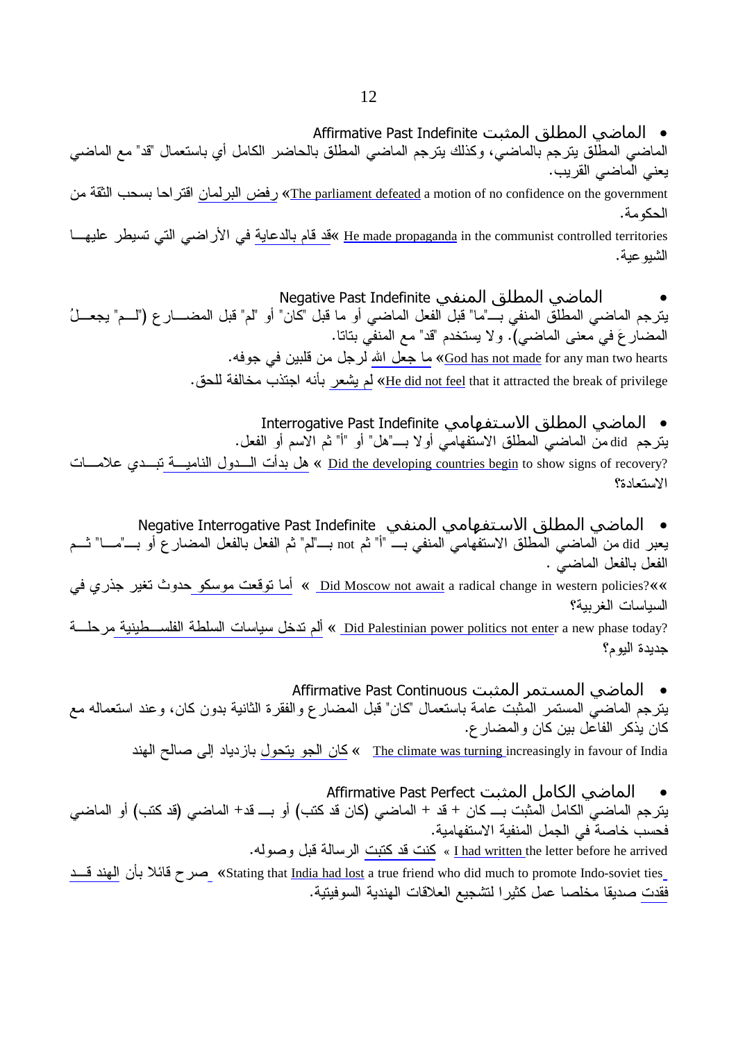- الماضي المطلق المثبت Affirmative Past Indefinite

الماضي المطلق يترجم بالماضي، وكذلك يترجم الماضي المطلق بالحاضر الكامل أي باستعمال "قد" مع الماضي يعني الماضي القريب.

The parliament defeated a motion of no confidence on the government « رفض البرلمان اقتراحا بسحب الثقة من الحكومة.

He made propaganda in the communist controlled territories «قد قام بالدعاية في الأراضي التي تسيطر عليها الشيوعية.

- الماضي المطلق المنفي Negative Past Indefinite

يترجم الماضي المطلق المنفي بـ"ما" قبل الفعل الماضي أو ما قبل "كان" أو "لم" قبل المضارع ("لم" يجعلُ المضارعَ في معنى الماضي). ولا يستخدم "قد" مع المنفي بتاتا.

God has not made for any man two hearts « ما جعل الله لرجل من قلبين في جوفه.

He did not feel that it attracted the break of privilege « لم يشعر بأنه اجتذب مخالفة للحق.

- الماضي المطلق الاستفهامي Interrogative Past Indefinite

يترجم did من الماضي المطلق الاستفهامي أولا بـ"هل" أو "أ" ثم الاسم أو الفعل.

Did the developing countries begin to show signs of recovery? « هل بدأت الدول النامية تبدي علامات الاستعادة؟

- الماضي المطلق الاستفهامي المنفي Negative Interrogative Past Indefinite

يعبر did من الماضي المطلق الاستفهامي المنفي بـ "أ" ثم not بـ"لم" ثم الفعل بالفعل المضارع أو بـ"ما" ثم الفعل بالفعل الماضي .

Did Moscow not await a radical change in western policies?«« أما توقعت موسكو حدوث تغير جذري في السياسات الغربية؟

Did Palestinian power politics not enter a new phase today? « ألم تدخل سياسات السلطة الفلسطينية مرحلة جديدة اليوم؟

- الماضي المستمر المثبت Affirmative Past Continuous

يترجم الماضي المستمر المثبت عامة باستعمال "كان" قبل المضارع والفقرة الثانية بدون كان، وعند استعماله مع كان يذكر الفاعل بين كان والمضارع.

The climate was turning increasingly in favour of India « كان الجو يتحول بازدياد إلى صالح الهند

- الماضي الكامل المثبت Affirmative Past Perfect

يترجم الماضي الكامل المثبت بـ كان + قد + الماضي (كان قد كتب) أو بـ قد+ الماضي (قد كتب) أو الماضي فحسب خاصة في الجمل المنفية الاستفهامية.

I had written the letter before he arrived « كنت قد كتبت الرسالة قبل وصوله.

Stating that India had lost a true friend who did much to promote Indo-soviet ties« صرح قائلا بأن الهند قد فقدت صديقا مخلصا عمل كثيرا لتشجيع العلاقات الهندية السوفيتية.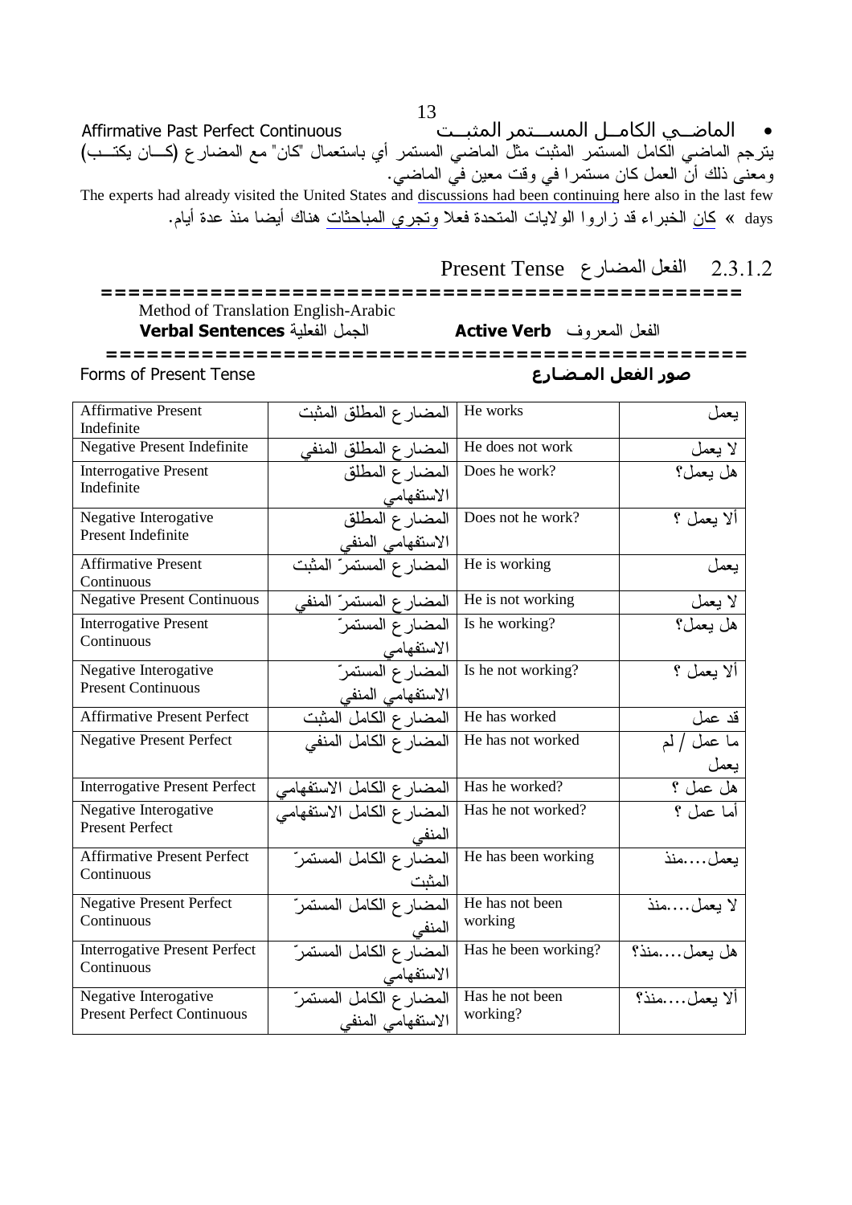• الماضــي الكامــل المســتمر المثبــت Affirmative Past Perfect Continuous

يترجم الماضي الكامل المستمر المثبت مثل الماضي المستمر أي باستعمال "كان" مع المضارع (كــان يكتــب) ومعنى ذلك أن العمل كان مستمرا في وقت معين في الماضي.

The experts had already visited the United States and discussions had been continuing here also in the last few days « كان الخبراء قد زاروا الولايات المتحدة فعلا وتجري المباحثات هناك أيضا منذ عدة أيام.

## 2.3.1.2 الفعل المضارع Present Tense

==============================================

Method of Translation English-Arabic

**Verbal Sentences** الجمل الفعلية **Active Verb** الفعل المعروف

==============================================

Forms of Present Tense **صور الفعل المـضـارع**

| | | | |
|---|---|---|---|
| Affirmative Present Indefinite | المضارع المطلق المثبت | He works | يعمل |
| Negative Present Indefinite | المضارع المطلق المنفي | He does not work | لا يعمل |
| Interrogative Present Indefinite | المضارع المطلق الاستفهامي | Does he work? | هل يعمل؟ |
| Negative Interogative Present Indefinite | المضارع المطلق الاستفهامي المنفي | Does not he work? | ألا يعمل ؟ |
| Affirmative Present Continuous | المضارع المستمرّ المثبت | He is working | يعمل |
| Negative Present Continuous | المضارع المستمرّ المنفي | He is not working | لا يعمل |
| Interrogative Present Continuous | المضارع المستمرّ الاستفهامي | Is he working? | هل يعمل؟ |
| Negative Interogative Present Continuous | المضارع المستمرّ الاستفهامي المنفي | Is he not working? | ألا يعمل ؟ |
| Affirmative Present Perfect | المضارع الكامل المثبت | He has worked | قد عمل |
| Negative Present Perfect | المضارع الكامل المنفي | He has not worked | ما عمل / لم يعمل |
| Interrogative Present Perfect | المضارع الكامل الاستفهامي | Has he worked? | هل عمل ؟ |
| Negative Interogative Present Perfect | المضارع الكامل الاستفهامي المنفي | Has he not worked? | أما عمل ؟ |
| Affirmative Present Perfect Continuous | المضارع الكامل المستمرّ المثبت | He has been working | يعمل....منذ |
| Negative Present Perfect Continuous | المضارع الكامل المستمرّ المنفي | He has not been working | لا يعمل....منذ |
| Interrogative Present Perfect Continuous | المضارع الكامل المستمرّ الاستفهامي | Has he been working? | هل يعمل....منذ؟ |
| Negative Interogative Present Perfect Continuous | المضارع الكامل المستمرّ الاستفهامي المنفي | Has he not been working? | ألا يعمل....منذ؟ |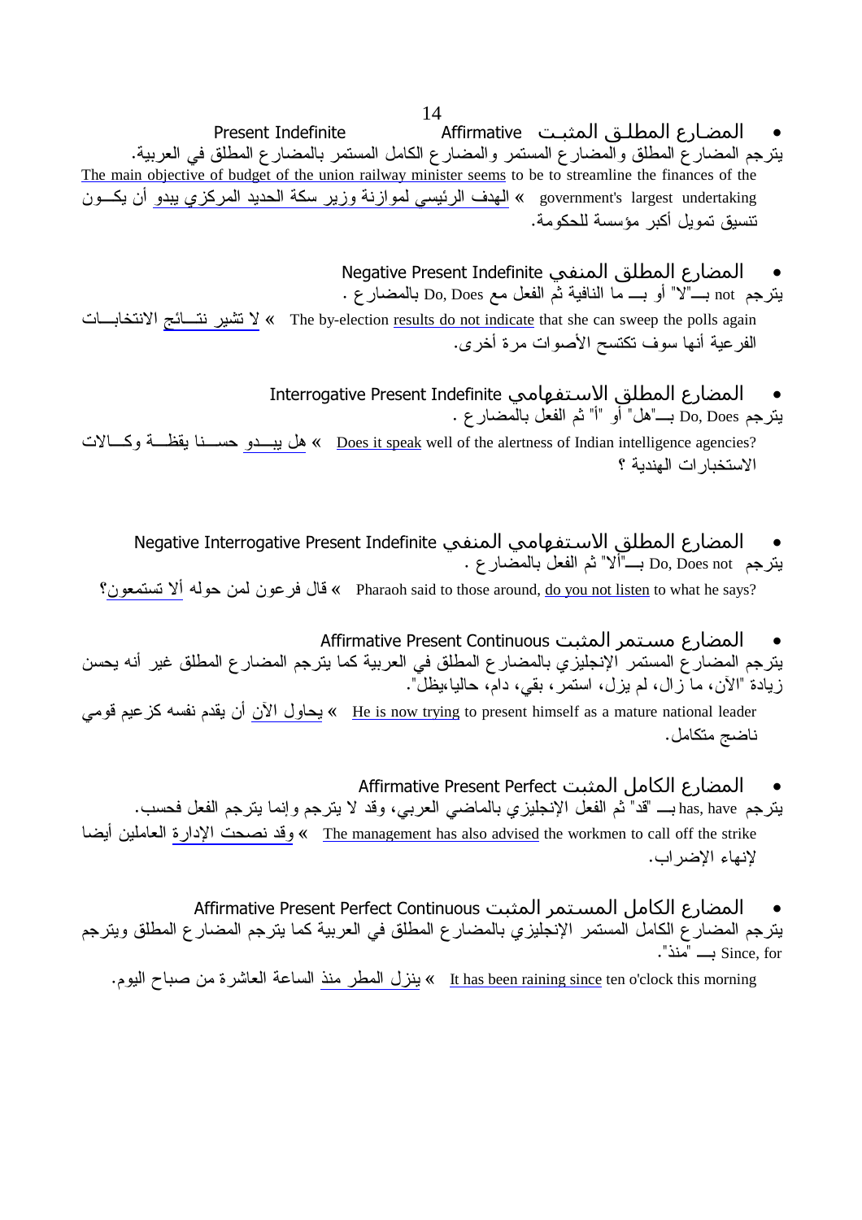- المضارع المطلق المثبت Affirmative Present Indefinite

يترجم المضارع المطلق والمضارع المستمر والمضارع الكامل المستمر بالمضارع المطلق في العربية.

The main objective of budget of the union railway minister seems to be to streamline the finances of the government's largest undertaking « الهدف الرئيسي لموازنة وزير سكة الحديد المركزي يبدو أن يكون تنسيق تمويل أكبر مؤسسة للحكومة.

- المضارع المطلق المنفي Negative Present Indefinite

يترجم not بـــ"لا" أو بـــ ما النافية ثم الفعل مع Do, Does بالمضارع .

The by-election results do not indicate that she can sweep the polls again « لا تشير نتـائج الانتخابـات الفرعية أنها سوف تكتسح الأصوات مرة أخرى.

- المضارع المطلق الاستفهامي Interrogative Present Indefinite

يترجم Do, Does بـــ"هل" أو "أ" ثم الفعل بالمضارع .

Does it speak well of the alertness of Indian intelligence agencies? « هل يبـدو حسـنا يقظـة وكـالات الاستخبارات الهندية ؟

- المضارع المطلق الاستفهامي المنفي Negative Interrogative Present Indefinite

يترجم Do, Does not بـــ"ألا" ثم الفعل بالمضارع .

Pharaoh said to those around, do you not listen to what he says? « قال فرعون لمن حوله ألا تستمعون؟

- المضارع مستمر المثبت Affirmative Present Continuous

يترجم المضارع المستمر الإنجليزي بالمضارع المطلق في العربية كما يترجم المضارع المطلق غير أنه يحسن زيادة "الآن، ما زال، لم يزل، استمر، بقي، دام، حاليا،يظل".

He is now trying to present himself as a mature national leader « يحاول الآن أن يقدم نفسه كزعيم قومي ناضج متكامل.

- المضارع الكامل المثبت Affirmative Present Perfect

يترجم has, have بـــ "قد" ثم الفعل الإنجليزي بالماضي العربي، وقد لا يترجم وإنما يترجم الفعل فحسب.

The management has also advised the workmen to call off the strike « وقد نصحت الإدارة العاملين أيضا لإنهاء الإضراب.

- المضارع الكامل المستمر المثبت Affirmative Present Perfect Continuous

يترجم المضارع الكامل المستمر الإنجليزي بالمضارع المطلق في العربية كما يترجم المضارع المطلق ويترجم Since, for بـــ "منذ".

It has been raining since ten o'clock this morning « ينزل المطر منذ الساعة العاشرة من صباح اليوم.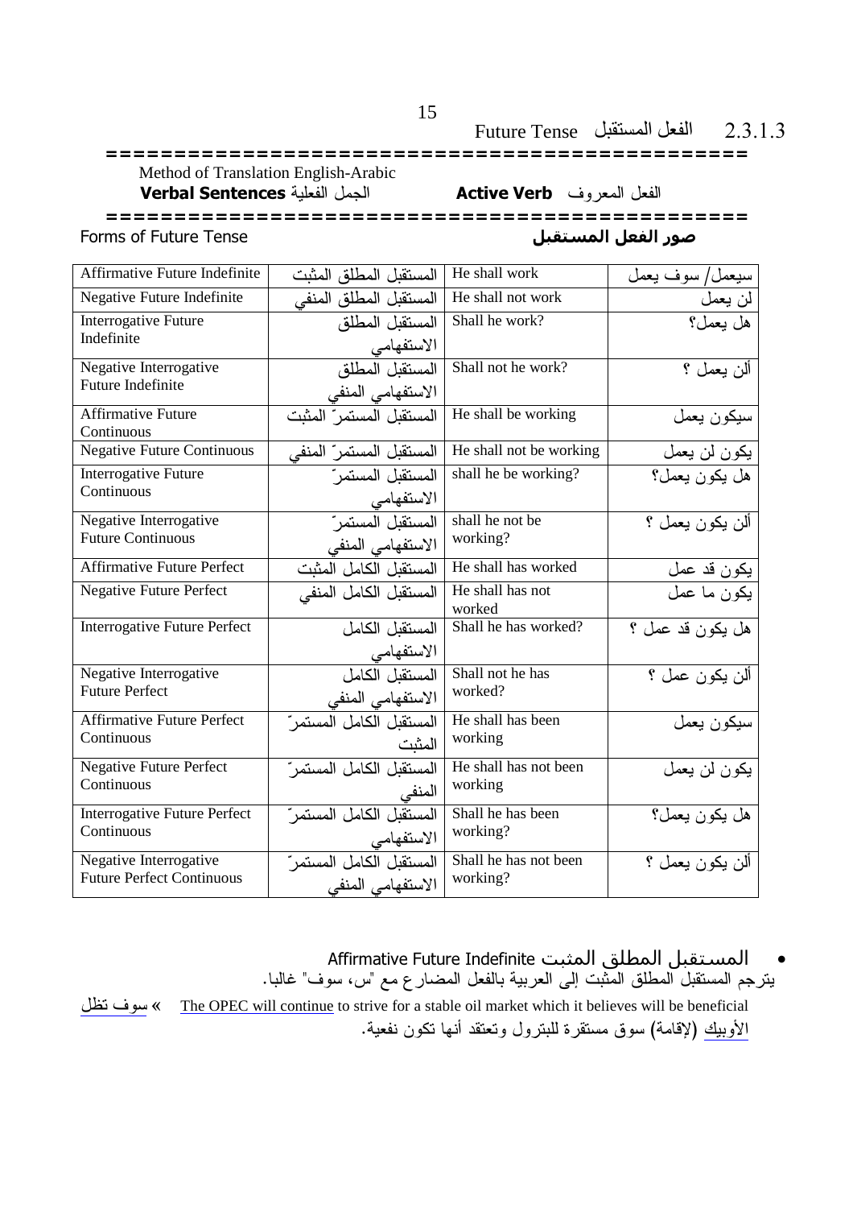### 2.3.1.3 الفعل المستقبل Future Tense

==============================================

Method of Translation English-Arabic

**Verbal Sentences** الجمل الفعلية　　　　**Active Verb** الفعل المعروف

==============================================

Forms of Future Tense　　　　**صور الفعل المستقبل**

| Affirmative Future Indefinite | المستقبل المطلق المثبت | He shall work | سيعمل/ سوف يعمل |
|---|---|---|---|
| Negative Future Indefinite | المستقبل المطلق المنفي | He shall not work | لن يعمل |
| Interrogative Future Indefinite | المستقبل المطلق الاستفهامي | Shall he work? | هل يعمل؟ |
| Negative Interrogative Future Indefinite | المستقبل المطلق الاستفهامي المنفي | Shall not he work? | ألن يعمل ؟ |
| Affirmative Future Continuous | المستقبل المستمرّ المثبت | He shall be working | سيكون يعمل |
| Negative Future Continuous | المستقبل المستمرّ المنفي | He shall not be working | يكون لن يعمل |
| Interrogative Future Continuous | المستقبل المستمرّ الاستفهامي | shall he be working? | هل يكون يعمل؟ |
| Negative Interrogative Future Continuous | المستقبل المستمرّ الاستفهامي المنفي | shall he not be working? | ألن يكون يعمل ؟ |
| Affirmative Future Perfect | المستقبل الكامل المثبت | He shall has worked | يكون قد عمل |
| Negative Future Perfect | المستقبل الكامل المنفي | He shall has not worked | يكون ما عمل |
| Interrogative Future Perfect | المستقبل الكامل الاستفهامي | Shall he has worked? | هل يكون قد عمل ؟ |
| Negative Interrogative Future Perfect | المستقبل الكامل الاستفهامي المنفي | Shall not he has worked? | ألن يكون عمل ؟ |
| Affirmative Future Perfect Continuous | المستقبل الكامل المستمرّ المثبت | He shall has been working | سيكون يعمل |
| Negative Future Perfect Continuous | المستقبل الكامل المستمرّ المنفي | He shall has not been working | يكون لن يعمل |
| Interrogative Future Perfect Continuous | المستقبل الكامل المستمرّ الاستفهامي | Shall he has been working? | هل يكون يعمل؟ |
| Negative Interrogative Future Perfect Continuous | المستقبل الكامل المستمرّ الاستفهامي المنفي | Shall he has not been working? | ألن يكون يعمل ؟ |

- المستقبل المطلق المثبت Affirmative Future Indefinite

يترجم المستقبل المطلق المثبت إلى العربية بالفعل المضارع مع "س، سوف" غالبا.

The OPEC will continue to strive for a stable oil market which it believes will be beneficial » سوف تظل الأوبيك (لإقامة) سوق مستقرة للبترول وتعتقد أنها تكون نفعية.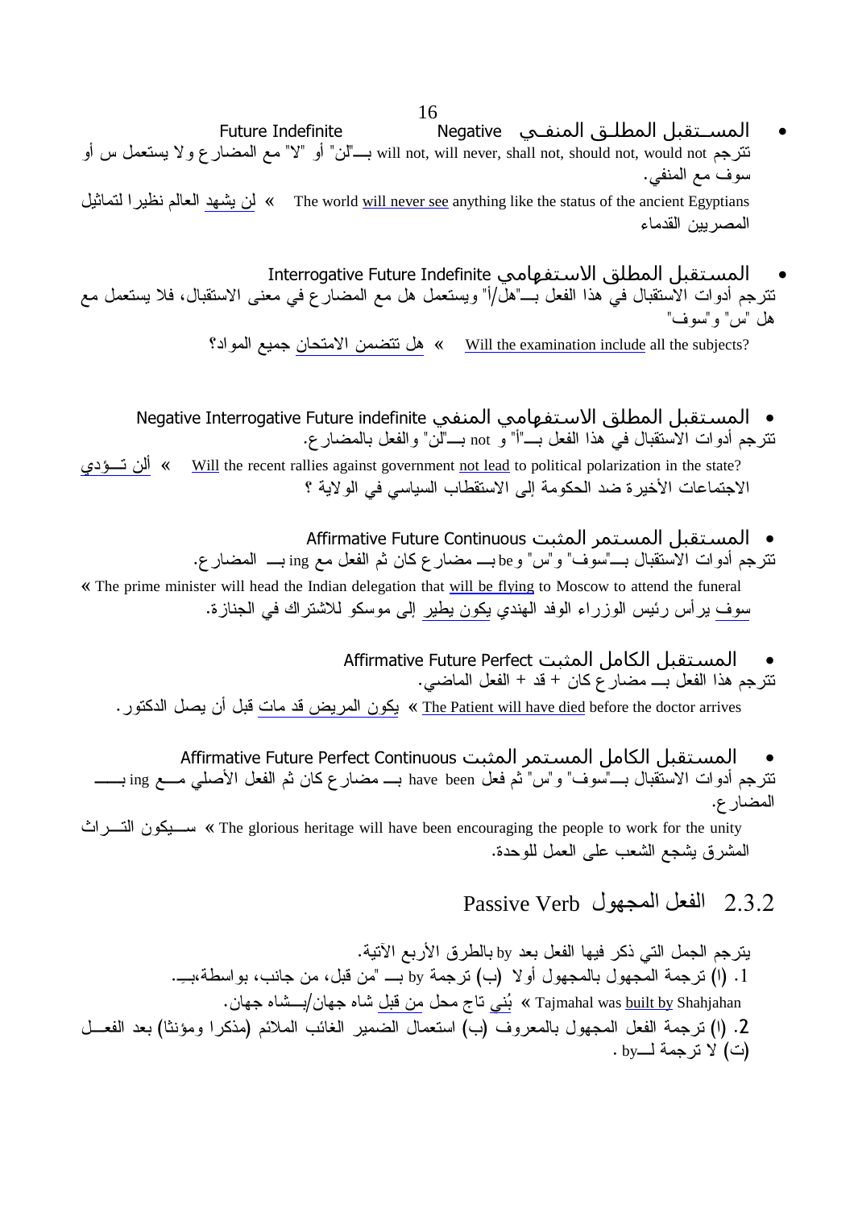- المسـتقبل المطلـق المنفـي Negative Future Indefinite

تترجم will not, will never, shall not, should not, would not بـ"لن" أو "لا" مع المضارع ولا يستعمل س أو سوف مع المنفي.

The world will never see anything like the status of the ancient Egyptians « لن يشهد العالم نظيرا لتماثيل المصريين القدماء

- المستقبل المطلق الاستفهامي Interrogative Future Indefinite

تترجم أدوات الاستقبال في هذا الفعل بـ"هل/أ" ويستعمل هل مع المضارع في معنى الاستقبال، فلا يستعمل مع هل "س" و"سوف"

Will the examination include all the subjects? « هل تتضمن الامتحان جميع المواد؟

- المستقبل المطلق الاستفهامي المنفي Negative Interrogative Future indefinite

تترجم أدوات الاستقبال في هذا الفعل بـ"أ" و not بـ"لن" والفعل بالمضارع.

Will the recent rallies against government not lead to political polarization in the state? « ألن تـؤدي الاجتماعات الأخيرة ضد الحكومة إلى الاستقطاب السياسي في الولاية ؟

- المستقبل المستمر المثبت Affirmative Future Continuous

تترجم أدوات الاستقبال بـ"سوف" و"س" و be بـ مضارع كان ثم الفعل مع ing بـ المضارع.

« The prime minister will head the Indian delegation that will be flying to Moscow to attend the funeral

سوف يرأس رئيس الوزراء الوفد الهندي يكون يطير إلى موسكو للاشتراك في الجنازة.

- المستقبل الكامل المثبت Affirmative Future Perfect

تترجم هذا الفعل بـ مضارع كان + قد + الفعل الماضي.

The Patient will have died before the doctor arrives « يكون المريض قد مات قبل أن يصل الدكتور.

- المستقبل الكامل المستمر المثبت Affirmative Future Perfect Continuous

تترجم أدوات الاستقبال بـ"سوف" و"س" ثم فعل have been بـ مضارع كان ثم الفعل الأصلي مع ing بـ المضارع.

The glorious heritage will have been encouraging the people to work for the unity « سـيكون التـراث المشرق يشجع الشعب على العمل للوحدة.

## 2.3.2 الفعل المجهول Passive Verb

يترجم الجمل التي ذكر فيها الفعل بعد by بالطرق الأربع الآتية.

1. (ا) ترجمة المجهول بالمجهول أولا (ب) ترجمة by بـ "من قبل، من جانب، بواسطة،بـ.

Tajmahal was built by Shahjahan « بُني تاج محل من قبل شاه جهان/بـشاه جهان.

2. (ا) ترجمة الفعل المجهول بالمعروف (ب) استعمال الضمير الغائب الملائم (مذكرا ومؤنثا) بعد الفعـل (ت) لا ترجمة لـ by .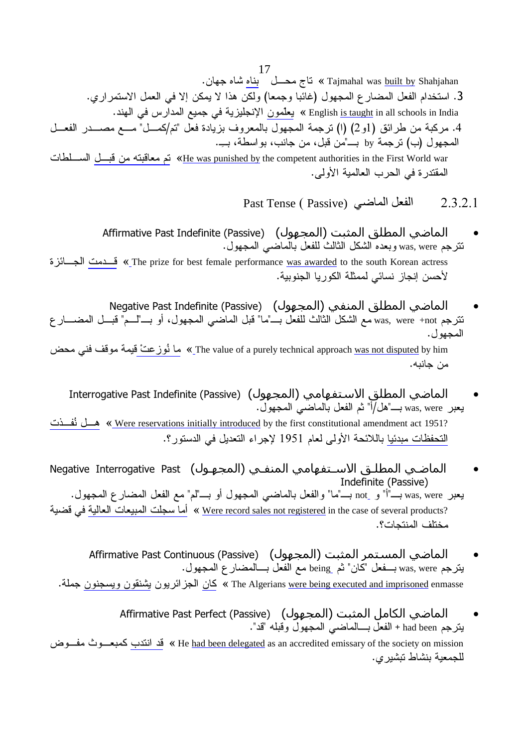Tajmahal was <u>built by</u> Shahjahan « تاج محـــل <u>بناه</u> شاه جهان.

3. استخدام الفعل المضارع المجهول (غائبا وجمعا) ولكن هذا لا يمكن إلا في العمل الاستمراري.

English <u>is taught</u> in all schools in India « <u>يعلّمون</u> الإنجليزية في جميع المدارس في الهند.

4. مركبة من طرائق (1و2) (ا) ترجمة المجهول بالمعروف بزيادة فعل "تم/كمـــل" مـــع مصـــدر الفعـــل المجهول (ب) ترجمة by بـــ"من قبل، من جانب، بواسطة، بــ.

<u>He was punished by</u> the competent authorities in the First World war « <u>تم معاقبته من قبـــل</u> الســـلطات المقتدرة في الحرب العالمية الأولى.

## 2.3.2.1 الفعل الماضي (Past Tense ( Passive

- **الماضي المطلق المثبت (المجهول) (Affirmative Past Indefinite (Passive**

تترجم was, were وبعده الشكل الثالث للفعل بالماضي المجهول.

The prize for best female performance <u>was awarded</u> to the south Korean actress « <u>قـــدمت</u> الجـــائزة لأحسن إنجاز نسائي لممثلة الكوريا الجنوبية.

- **الماضي المطلق المنفي (المجهول) (Negative Past Indefinite (Passive**

تترجم was, were +not مع الشكل الثالث للفعل بـــ"ما" قبل الماضي المجهول، أو بـــ"لـــم" قبـــل المضـــارع المجهول.

The value of a purely technical approach <u>was not disputed</u> by him « <u>ما نُوزعتْ</u> قيمة موقف فني محض من جانبه.

- **الماضي المطلق الاستفهامي (المجهول) (Interrogative Past Indefinite (Passive**

يعبر was, were بـــ"هل/أ" ثم الفعل بالماضي المجهول.

<u>Were reservations initially introduced</u> by the first constitutional amendment act 1951? « <u>هـــل نُفـــذت التحفظات مبدئيا</u> باللائحة الأولى لعام 1951 لإجراء التعديل في الدستور؟.

- **الماضـي المطلـق الاسـتفهامي المنفـي (المجهـول) Negative Interrogative Past Indefinite (Passive)**

يعبر was, were بـــ"أ" و not بـــ"ما" والفعل بالماضي المجهول أو بـــ"لم" مع الفعل المضارع المجهول.

<u>Were record sales not registered</u> in the case of several products? « <u>أما سجلت المبيعات العالية</u> في قضية مختلف المنتجات؟.

- **الماضي المستمر المثبت (المجهول) (Affirmative Past Continuous (Passive**

يترجم was, were بـــفعل "كان" ثم being مع الفعل بـــالمضارع المجهول.

The Algerians <u>were being executed and imprisoned</u> enmasse « <u>كان</u> الجزائريون <u>يشنقون ويسجنون</u> جملة.

- **الماضي الكامل المثبت (المجهول) (Affirmative Past Perfect (Passive**

يترجم had been + الفعل بـــالماضي المجهول وقبله "قد".

He <u>had been delegated</u> as an accredited emissary of the society on mission « <u>قد انتدب</u> كمبعـــوث مفـــوض للجمعية بنشاط تبشيري.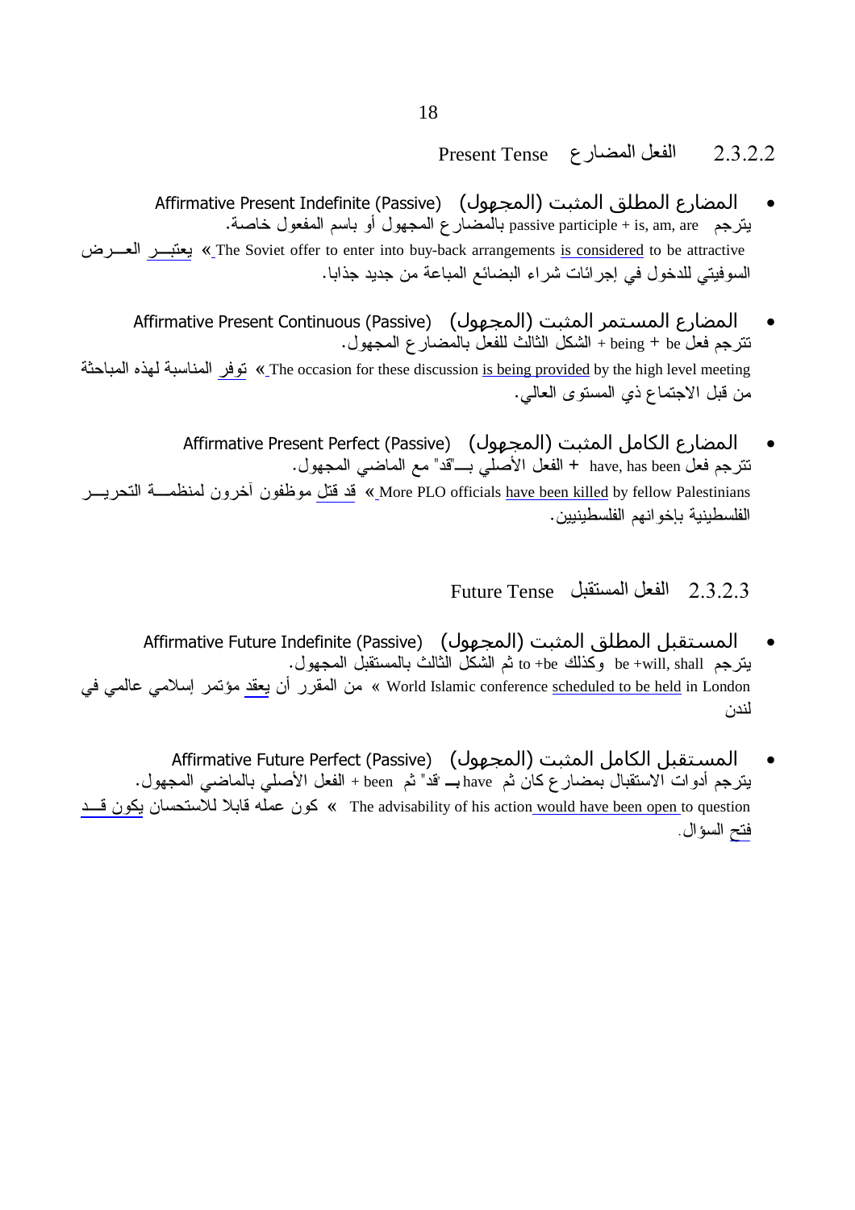## 2.3.2.2 الفعل المضارع Present Tense

- المضارع المطلق المثبت (المجهول) Affirmative Present Indefinite (Passive)

يترجم passive participle + is, am, are بالمضارع المجهول أو باسم المفعول خاصة.

The Soviet offer to enter into buy-back arrangements <u>is considered</u> to be attractive » <u>يعتبـــر</u> العـــرض السوفيتي للدخول في إجرائات شراء البضائع المباعة من جديد جذابا.

- المضارع المستمر المثبت (المجهول) Affirmative Present Continuous (Passive)

تترجم فعل be + being + الشكل الثالث للفعل بالمضارع المجهول.

The occasion for these discussion <u>is being provided</u> by the high level meeting » <u>توفر</u> المناسبة لهذه المباحثة من قبل الاجتماع ذي المستوى العالي.

- المضارع الكامل المثبت (المجهول) Affirmative Present Perfect (Passive)

تترجم فعل have, has been + الفعل الأصلي بـــ"قد" مع الماضي المجهول.

More PLO officials <u>have been killed</u> by fellow Palestinians » <u>قد قتل</u> موظفون آخرون لمنظمـــة التحريـــر الفلسطينية بإخوانهم الفلسطينيين.

## 2.3.2.3 الفعل المستقبل Future Tense

- المستقبل المطلق المثبت (المجهول) Affirmative Future Indefinite (Passive)

يترجم be +will, shall وكذلك to +be ثم الشكل الثالث بالمستقبل المجهول.

World Islamic conference <u>scheduled to be held</u> in London » من المقرر أن <u>يعقد</u> مؤتمر إسلامي عالمي في لندن

- المستقبل الكامل المثبت (المجهول) Affirmative Future Perfect (Passive)

يترجم أدوات الاستقبال بمضارع كان ثم have بـــ "قد" ثم been + الفعل الأصلي بالماضي المجهول.

The advisability of his action <u>would have been open</u> to question » كون عمله قابلا للاستحسان <u>يكون قـــد فتح</u> السؤال.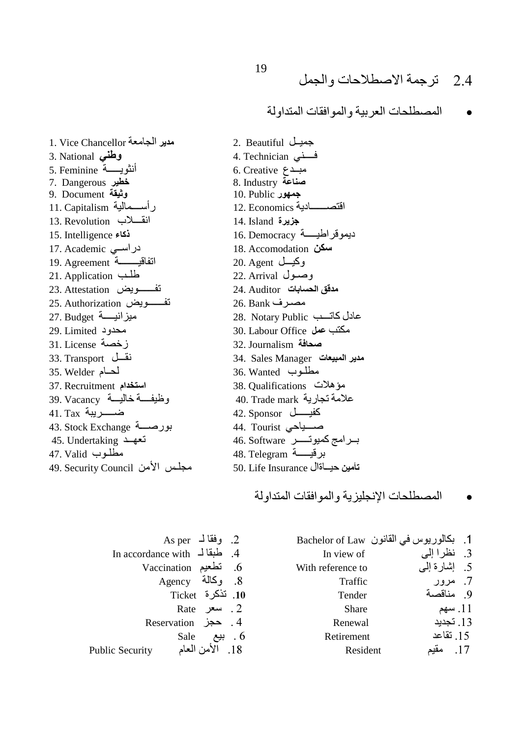## 2.4 ترجمة الاصطلاحات والجمل

- المصطلحات العربية والموافقات المتداولة

1. Vice Chancellor **مدير الجامعة**
2. Beautiful جميل
3. National **وطني**
4. Technician فـــني
5. Feminine أنثويـــة
6. Creative مبـدع
7. Dangerous **خطير**
8. Industry **صناعة**
9. Document **وثيقة**
10. Public **جمهور**
11. Capitalism رأســمالية
12. Economics اقتصـــادية
13. Revolution انقـــلاب
14. Island **جزيرة**
15. Intelligence **ذكاء**
16. Democracy ديموقراطيـــة
17. Academic دراســي
18. Accomodation **سكن**
19. Agreement اتفاقيــــة
20. Agent وكيـــل
21. Application طلـب
22. Arrival وصـول
23. Attestation تفــــويض
24. Auditor **مدقق الحسابات**
25. Authorization تفــــويض
26. Bank مصـرف
27. Budget ميزانيــــة
28. Notary Public عادل كاتـــب
29. Limited محدود
30. Labour Office مكتب **عمل**
31. License زخصة
32. Journalism **صحافة**
33. Transport نقـــل
34. Sales Manager **مدير المبيعات**
35. Welder لحـام
36. Wanted مطلـوب
37. Recruitment **استخدام**
38. Qualifications مؤهلات
39. Vacancy وظيفـــة خاليـــة
40. Trade mark علامة تجارية
41. Tax ضـــــريبة
42. Sponsor كفيـــــل
43. Stock Exchange بورصــــة
44. Tourist صـــياحي
45. Undertaking تعهـد
46. Software بــرامج كميوتـــر
47. Valid مطلـوب
48. Telegram برقيــــة
49. Security Council مجلس الأمن
50. Life Insurance **تأمين حيـاةال**

- المصطلحات الإنجليزية والموافقات المتداولة

1. بكالوريوس في القانون Bachelor of Law
2. وفقا لـ As per
3. نظرا إلى In view of
4. طبقا لـ In accordance with
5. إشارة إلى With reference to
6. تطعيم Vaccination
7. مرور Traffic
8. وكالة Agency
9. مناقصة Tender
10. تذكرة Ticket
11. سهم Share
2. سعر Rate
13. تجديد Renewal
4. حجز Reservation
15. تقاعد Retirement
6. بيع Sale
17. مقيم Resident
18. الأمن العام Public Security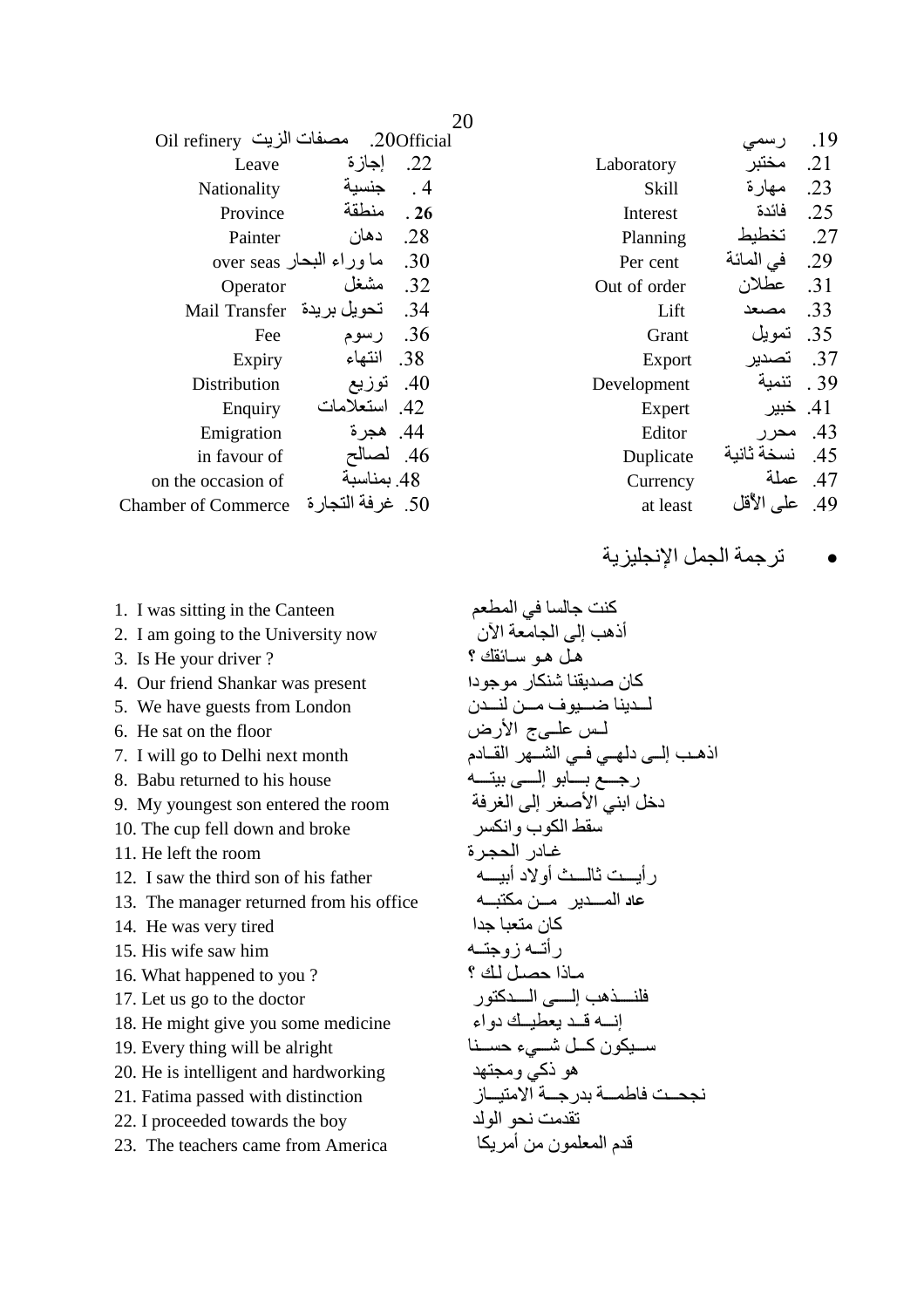| No. | Arabic | English | No. | Arabic | English |
|---|---|---|---|---|---|
| 19. | رسمي | Official | 20. | مصفات الزيت | Oil refinery |
| 21. | مختبر | Laboratory | 22. | إجازة | Leave |
| 23. | مهارة | Skill | 4 . | جنسية | Nationality |
| 25. | فائدة | Interest | . 26 | منطقة | Province |
| 27. | تخطيط | Planning | 28. | دهان | Painter |
| 29. | في المائة | Per cent | 30. | ما وراء البحار | over seas |
| 31. | عطلان | Out of order | 32. | مشغل | Operator |
| 33. | مصعد | Lift | 34. | تحويل بريدة | Mail Transfer |
| 35. | تمويل | Grant | 36. | رسوم | Fee |
| 37. | تصدير | Export | 38. | انتهاء | Expiry |
| . 39 | تنمية | Development | 40. | توزيع | Distribution |
| 41. | خبير | Expert | 42. | استعلامات | Enquiry |
| 43. | محرر | Editor | 44. | هجرة | Emigration |
| 45. | نسخة ثانية | Duplicate | 46. | لصالح | in favour of |
| 47. | عملة | Currency | 48. | بمناسبة | on the occasion of |
| 49. | على الأقل | at least | 50. | غرفة التجارة | Chamber of Commerce |

- ترجمة الجمل الإنجليزية

| English | Arabic |
|---|---|
| 1. I was sitting in the Canteen | كنت جالسا في المطعم |
| 2. I am going to the University now | أذهب إلى الجامعة الآن |
| 3. Is He your driver ? | هل هو سائقك ؟ |
| 4. Our friend Shankar was present | كان صديقنا شنكار موجودا |
| 5. We have guests from London | لدينا ضيوف من لندن |
| 6. He sat on the floor | لس علىج الأرض |
| 7. I will go to Delhi next month | اذهب إلى دلهي في الشهر القادم |
| 8. Babu returned to his house | رجع بابو إلى بيته |
| 9. My youngest son entered the room | دخل ابني الأصغر إلى الغرفة |
| 10. The cup fell down and broke | سقط الكوب وانكسر |
| 11. He left the room | غادر الحجرة |
| 12. I saw the third son of his father | رأيت ثالث أولاد أبيه |
| 13. The manager returned from his office | عاد المدير من مكتبه |
| 14. He was very tired | كان متعبا جدا |
| 15. His wife saw him | رأته زوجته |
| 16. What happened to you ? | ماذا حصل لك ؟ |
| 17. Let us go to the doctor | فلنذهب إلى الدكتور |
| 18. He might give you some medicine | إنه قد يعطيك دواء |
| 19. Every thing will be alright | سيكون كل شيء حسنا |
| 20. He is intelligent and hardworking | هو ذكي ومجتهد |
| 21. Fatima passed with distinction | نجحت فاطمة بدرجة الامتياز |
| 22. I proceeded towards the boy | تقدمت نحو الولد |
| 23. The teachers came from America | قدم المعلمون من أمريكا |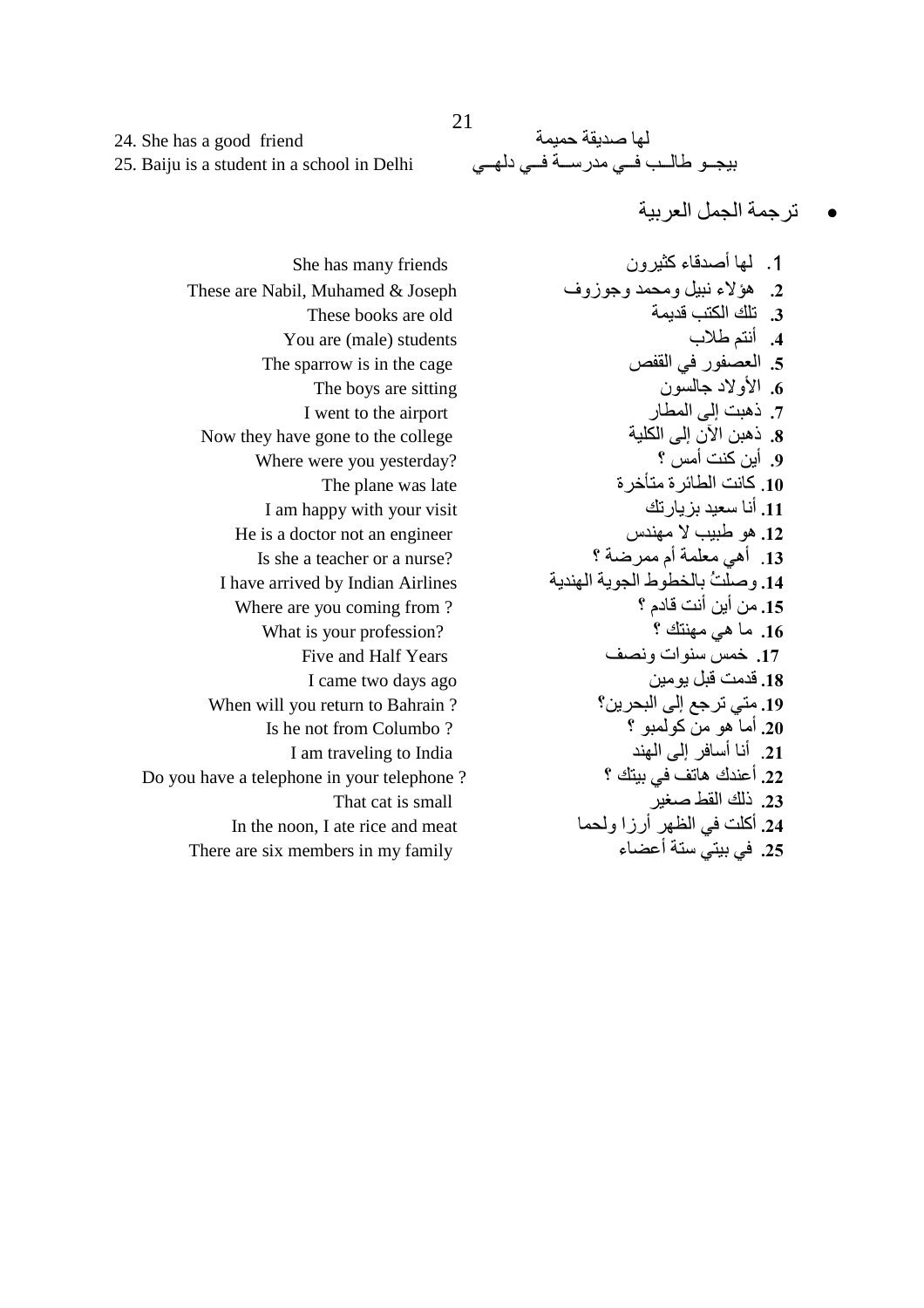24. She has a good friend — لها صديقة حميمة

25. Baiju is a student in a school in Delhi — بيجـو طالـب فـي مدرسـة فـي دلهـي

- ترجمة الجمل العربية

1. لها أصدقاء كثيرون — She has many friends
2. هؤلاء نبيل ومحمد وجوزوف — These are Nabil, Muhamed & Joseph
3. تلك الكتب قديمة — These books are old
4. أنتم طلاب — You are (male) students
5. العصفور في القفص — The sparrow is in the cage
6. الأولاد جالسون — The boys are sitting
7. ذهبت إلى المطار — I went to the airport
8. ذهبن الآن إلى الكلية — Now they have gone to the college
9. أين كنت أمس ؟ — Where were you yesterday?
10. كانت الطائرة متأخرة — The plane was late
11. أنا سعيد بزيارتك — I am happy with your visit
12. هو طبيب لا مهندس — He is a doctor not an engineer
13. أهي معلمة أم ممرضة ؟ — Is she a teacher or a nurse?
14. وصلتُ بالخطوط الجوية الهندية — I have arrived by Indian Airlines
15. من أين أنت قادم ؟ — Where are you coming from ?
16. ما هي مهنتك ؟ — What is your profession?
17. خمس سنوات ونصف — Five and Half Years
18. قدمت قبل يومين — I came two days ago
19. متي ترجع إلى البحرين؟ — When will you return to Bahrain ?
20. أما هو من كولمبو ؟ — Is he not from Columbo ?
21. أنا أسافر إلى الهند — I am traveling to India
22. أعندك هاتف في بيتك ؟ — Do you have a telephone in your telephone ?
23. ذلك القط صغير — That cat is small
24. أكلت في الظهر أرزا ولحما — In the noon, I ate rice and meat
25. في بيتي ستة أعضاء — There are six members in my family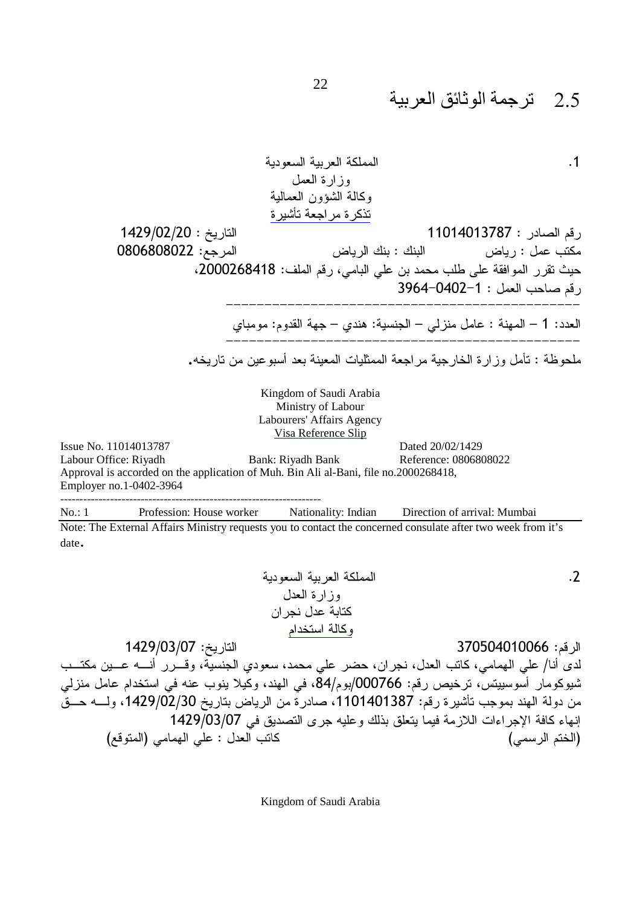## 2.5 ترجمة الوثائق العربية

.1

المملكة العربية السعودية
وزارة العمل
وكالة الشؤون العمالية
تذكرة مراجعة تأشيرة

رقم الصادر : 11014013787 التاريخ : 1429/02/20

مكتب عمل : رياض البنك : بنك الرياض المرجع: 0806808022

حيث تقرر الموافقة على طلب محمد بن علي البامي، رقم الملف: 2000268418،

رقم صاحب العمل : 1-0402-3964

---

العدد: 1 – المهنة : عامل منزلي – الجنسية: هندي – جهة القدوم: مومباي

---

ملحوظة : تأمل وزارة الخارجية مراجعة الممثليات المعينة بعد أسبوعين من تاريخه.

Kingdom of Saudi Arabia
Ministry of Labour
Labourers' Affairs Agency
Visa Reference Slip

Issue No. 11014013787 Dated 20/02/1429

Labour Office: Riyadh Bank: Riyadh Bank Reference: 0806808022

Approval is accorded on the application of Muh. Bin Ali al-Bani, file no.2000268418, Employer no.1-0402-3964

---

No.: 1 Profession: House worker Nationality: Indian Direction of arrival: Mumbai

Note: The External Affairs Ministry requests you to contact the concerned consulate after two week from it's date.

.2

المملكة العربية السعودية
وزارة العدل
كتابة عدل نجران
وكالة استخدام

الرقم: 370504010066 التاريخ: 1429/03/07

لدى أنا/ علي الهمامي، كاتب العدل، نجران، حضر علي محمد، سعودي الجنسية، وقــرر أنــه عــين مكتــب شيوكومار أسوسييتس، ترخيص رقم: 000766/بوم/84، في الهند، وكيلا ينوب عنه في استخدام عامل منزلي من دولة الهند بموجب تأشيرة رقم: 1101401387، صادرة من الرياض بتاريخ 1429/02/30، ولــه حــق إنهاء كافة الإجراءات اللازمة فيما يتعلق بذلك وعليه جرى التصديق في 1429/03/07

(الختم الرسمي) كاتب العدل : علي الهمامي (المتوقع)

Kingdom of Saudi Arabia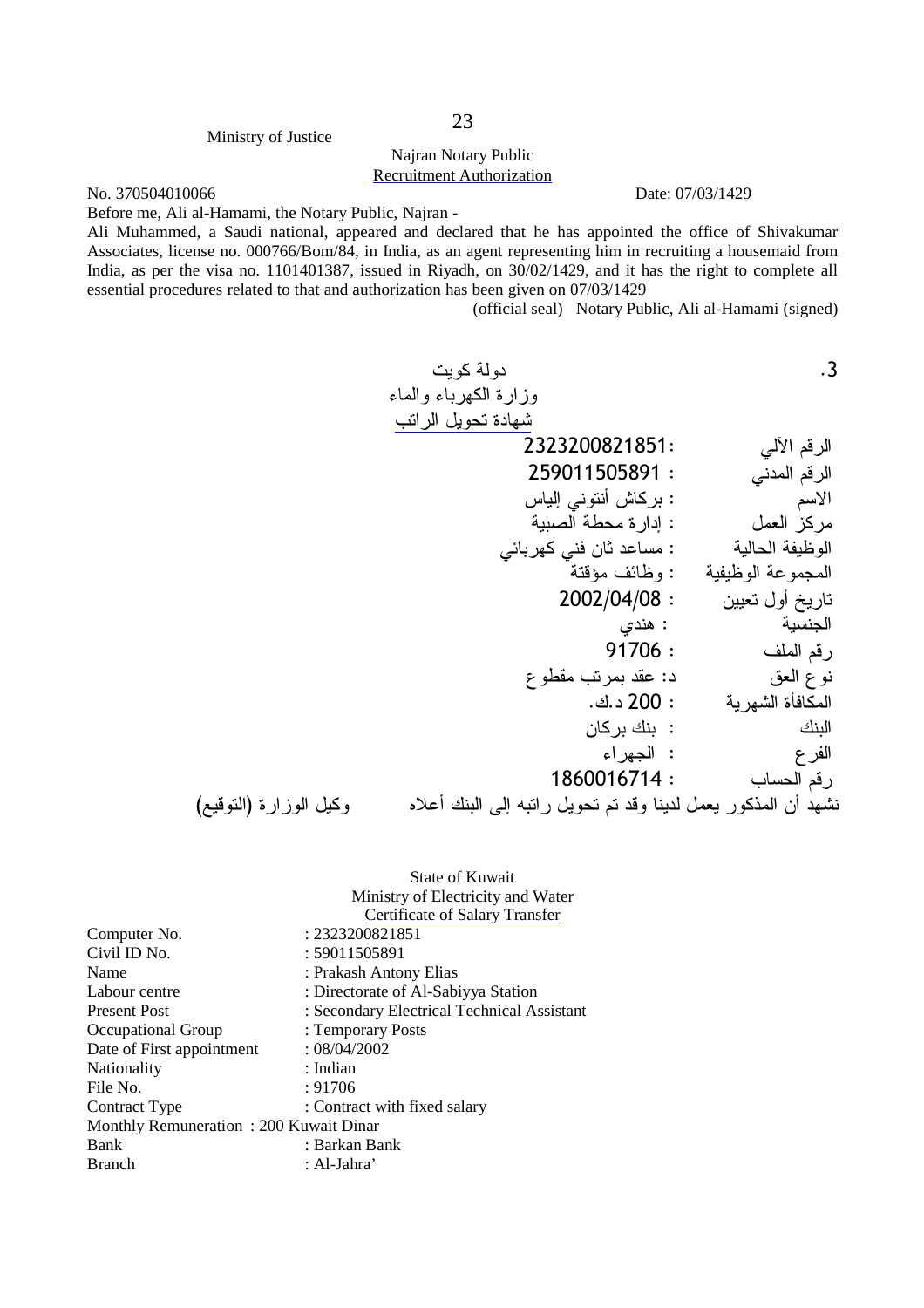Ministry of Justice

Najran Notary Public
Recruitment Authorization

No. 370504010066 Date: 07/03/1429

Before me, Ali al-Hamami, the Notary Public, Najran -

Ali Muhammed, a Saudi national, appeared and declared that he has appointed the office of Shivakumar Associates, license no. 000766/Bom/84, in India, as an agent representing him in recruiting a housemaid from India, as per the visa no. 1101401387, issued in Riyadh, on 30/02/1429, and it has the right to complete all essential procedures related to that and authorization has been given on 07/03/1429

(official seal) Notary Public, Ali al-Hamami (signed)

3.

دولة كويت
وزارة الكهرباء والماء
شهادة تحويل الراتب

| | |
|---|---|
| الرقم الآلي | :2323200821851 |
| الرقم المدني | : 259011505891 |
| الاسم | : بركاش أنتوني إلياس |
| مركز العمل | : إدارة محطة الصبية |
| الوظيفة الحالية | : مساعد ثان فني كهربائي |
| المجموعة الوظيفية | : وظائف مؤقتة |
| تاريخ أول تعيين | : 2002/04/08 |
| الجنسية | : هندي |
| رقم الملف | : 91706 |
| نوع العق | د: عقد بمرتب مقطوع |
| المكافأة الشهرية | : 200 د.ك. |
| البنك | : بنك بركان |
| الفرع | : الجهراء |
| رقم الحساب | : 1860016714 |

نشهد أن المذكور يعمل لدينا وقد تم تحويل راتبه إلى البنك أعلاه وكيل الوزارة (التوقيع)

State of Kuwait
Ministry of Electricity and Water
Certificate of Salary Transfer

| | |
|---|---|
| Computer No. | : 2323200821851 |
| Civil ID No. | : 59011505891 |
| Name | : Prakash Antony Elias |
| Labour centre | : Directorate of Al-Sabiyya Station |
| Present Post | : Secondary Electrical Technical Assistant |
| Occupational Group | : Temporary Posts |
| Date of First appointment | : 08/04/2002 |
| Nationality | : Indian |
| File No. | : 91706 |
| Contract Type | : Contract with fixed salary |
| Monthly Remuneration | : 200 Kuwait Dinar |
| Bank | : Barkan Bank |
| Branch | : Al-Jahra' |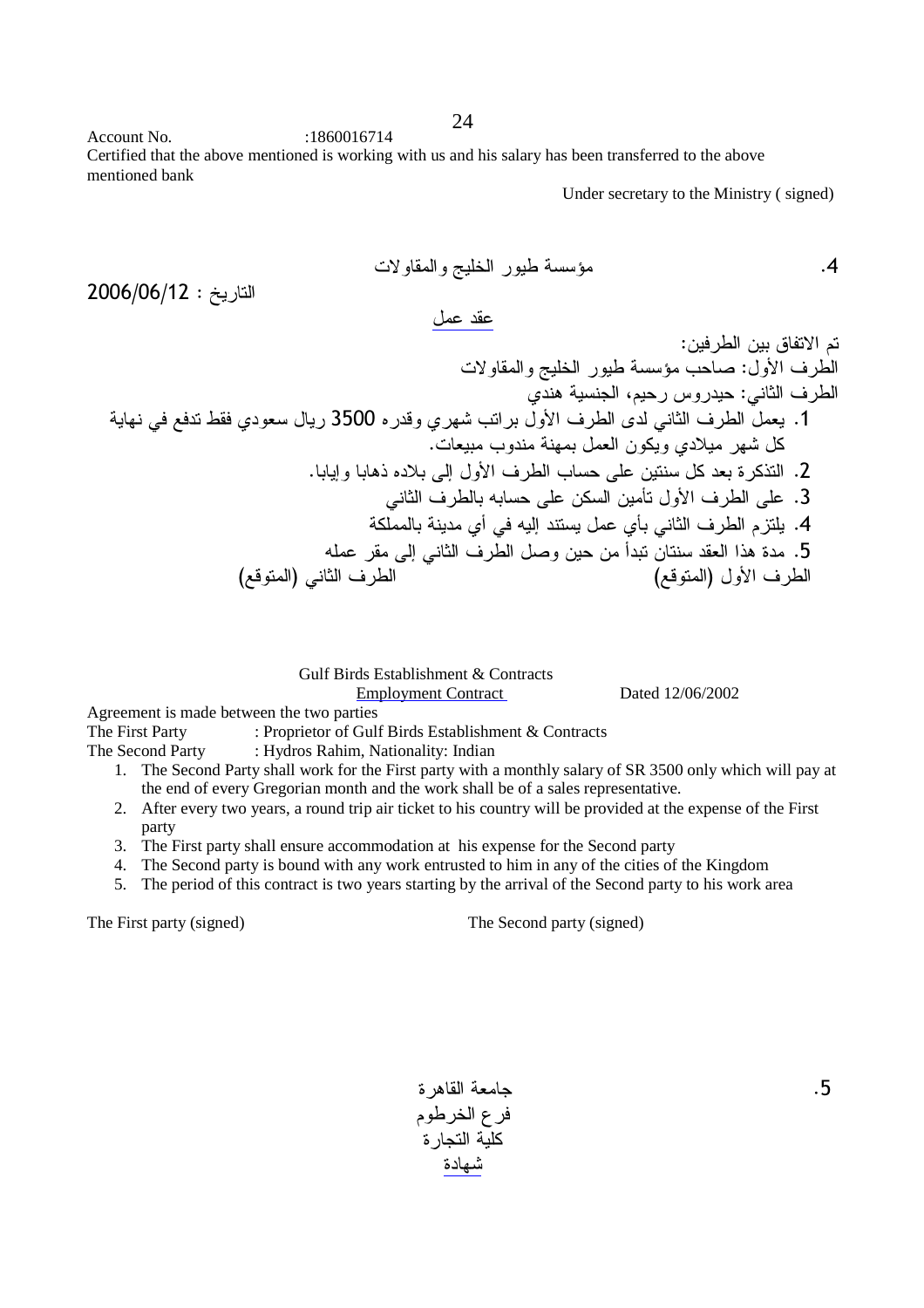Account No. :1860016714

Certified that the above mentioned is working with us and his salary has been transferred to the above mentioned bank

Under secretary to the Ministry ( signed)

.4 مؤسسة طيور الخليج والمقاولات

التاريخ : 2006/06/12

عقد عمل

تم الاتفاق بين الطرفين:

الطرف الأول: صاحب مؤسسة طيور الخليج والمقاولات

الطرف الثاني: حيدروس رحيم، الجنسية هندي

1. يعمل الطرف الثاني لدى الطرف الأول براتب شهري وقدره 3500 ريال سعودي فقط تدفع في نهاية كل شهر ميلادي ويكون العمل بمهنة مندوب مبيعات.
2. التذكرة بعد كل سنتين على حساب الطرف الأول إلى بلاده ذهابا وإيابا.
3. على الطرف الأول تأمين السكن على حسابه بالطرف الثاني
4. يلتزم الطرف الثاني بأي عمل يستند إليه في أي مدينة بالمملكة
5. مدة هذا العقد سنتان تبدأ من حين وصل الطرف الثاني إلى مقر عمله

الطرف الأول (المتوقع) الطرف الثاني (المتوقع)

Gulf Birds Establishment & Contracts

Employment Contract Dated 12/06/2002

Agreement is made between the two parties

The First Party : Proprietor of Gulf Birds Establishment & Contracts

The Second Party : Hydros Rahim, Nationality: Indian

1. The Second Party shall work for the First party with a monthly salary of SR 3500 only which will pay at the end of every Gregorian month and the work shall be of a sales representative.
2. After every two years, a round trip air ticket to his country will be provided at the expense of the First party
3. The First party shall ensure accommodation at his expense for the Second party
4. The Second party is bound with any work entrusted to him in any of the cities of the Kingdom
5. The period of this contract is two years starting by the arrival of the Second party to his work area

The First party (signed) The Second party (signed)

.5 جامعة القاهرة

فرع الخرطوم

كلية التجارة

شهادة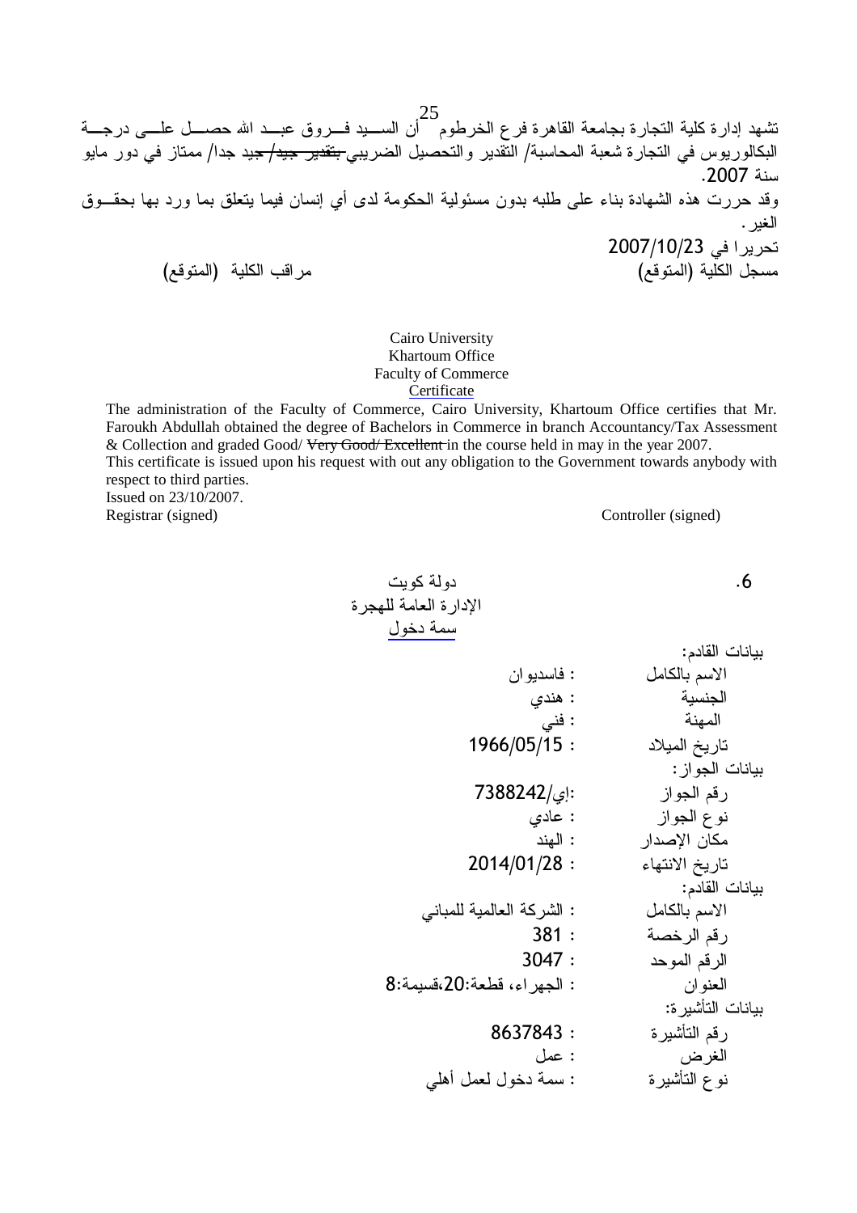تشهد إدارة كلية التجارة بجامعة القاهرة فرع الخرطوم أن السيد فروق عبد الله حصل على درجة البكالوريوس في التجارة شعبة المحاسبة/ التقدير والتحصيل الضريبي ~~بتقدير جيد/~~ جيد جدا/ ممتاز في دور مايو سنة 2007.

وقد حررت هذه الشهادة بناء على طلبه بدون مسئولية الحكومة لدى أي إنسان فيما يتعلق بما ورد بها بحقوق الغير.

تحريرا في 2007/10/23

مسجل الكلية (المتوقع)　　　　　　مراقب الكلية (المتوقع)

Cairo University
Khartoum Office
Faculty of Commerce
Certificate

The administration of the Faculty of Commerce, Cairo University, Khartoum Office certifies that Mr. Faroukh Abdullah obtained the degree of Bachelors in Commerce in branch Accountancy/Tax Assessment & Collection and graded Good/ ~~Very Good/ Excellent~~ in the course held in may in the year 2007.

This certificate is issued upon his request with out any obligation to the Government towards anybody with respect to third parties.

Issued on 23/10/2007.

Registrar (signed)　　　　　　Controller (signed)

6.

دولة كويت
الإدارة العامة للهجرة
سمة دخول

بيانات القادم:

| | |
|---|---|
| الاسم بالكامل | : فاسديوان |
| الجنسية | : هندي |
| المهنة | : فني |
| تاريخ الميلاد | : 1966/05/15 |

بيانات الجواز:

| | |
|---|---|
| رقم الجواز | :إي/7388242 |
| نوع الجواز | : عادي |
| مكان الإصدار | : الهند |
| تاريخ الانتهاء | : 2014/01/28 |

بيانات القادم:

| | |
|---|---|
| الاسم بالكامل | : الشركة العالمية للمباني |
| رقم الرخصة | : 381 |
| الرقم الموحد | : 3047 |
| العنوان | : الجهراء، قطعة:20،قسيمة:8 |

بيانات التأشيرة:

| | |
|---|---|
| رقم التأشيرة | : 8637843 |
| الغرض | : عمل |
| نوع التأشيرة | : سمة دخول لعمل أهلي |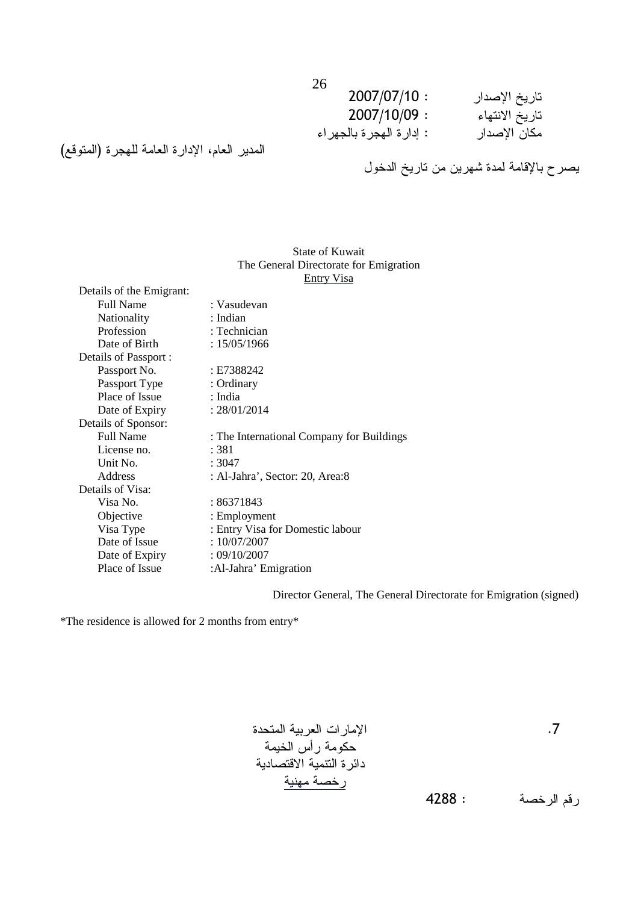تاريخ الإصدار : 2007/07/10

تاريخ الانتهاء : 2007/10/09

مكان الإصدار : إدارة الهجرة بالجهراء

المدير العام، الإدارة العامة للهجرة (المتوقع)

يصرح بالإقامة لمدة شهرين من تاريخ الدخول

State of Kuwait
The General Directorate for Emigration
Entry Visa

Details of the Emigrant:

| | |
|---|---|
| Full Name | : Vasudevan |
| Nationality | : Indian |
| Profession | : Technician |
| Date of Birth | : 15/05/1966 |

Details of Passport :

| | |
|---|---|
| Passport No. | : E7388242 |
| Passport Type | : Ordinary |
| Place of Issue | : India |
| Date of Expiry | : 28/01/2014 |

Details of Sponsor:

| | |
|---|---|
| Full Name | : The International Company for Buildings |
| License no. | : 381 |
| Unit No. | : 3047 |
| Address | : Al-Jahra', Sector: 20, Area:8 |

Details of Visa:

| | |
|---|---|
| Visa No. | : 86371843 |
| Objective | : Employment |
| Visa Type | : Entry Visa for Domestic labour |
| Date of Issue | : 10/07/2007 |
| Date of Expiry | : 09/10/2007 |
| Place of Issue | :Al-Jahra' Emigration |

Director General, The General Directorate for Emigration (signed)

*The residence is allowed for 2 months from entry*

.7

الإمارات العربية المتحدة
حكومة رأس الخيمة
دائرة التنمية الاقتصادية
رخصة مهنية

رقم الرخصة : 4288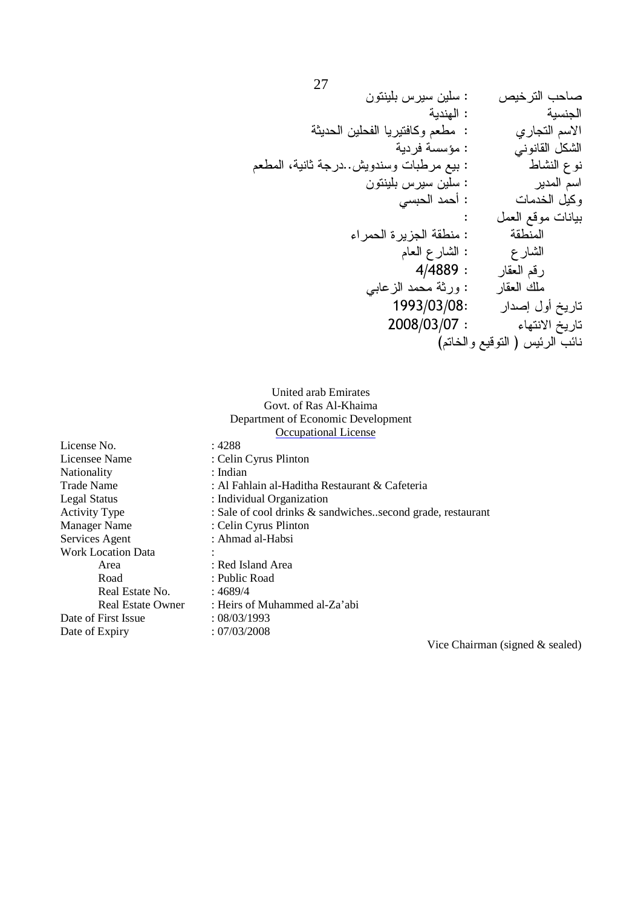صاحب الترخيص : سلين سيرس بلينتون
الجنسية : الهندية
الاسم التجاري : مطعم وكافتيريا الفحلين الحديثة
الشكل القانوني : مؤسسة فردية
نوع النشاط : بيع مرطبات وسندويش..درجة ثانية، المطعم
اسم المدير : سلين سيرس بلينتون
وكيل الخدمات : أحمد الحبسي
بيانات موقع العمل :
المنطقة : منطقة الجزيرة الحمراء
الشارع : الشارع العام
رقم العقار : 4/4889
ملك العقار : ورثة محمد الزعابي
تاريخ أول إصدار :1993/03/08
تاريخ الانتهاء : 2008/03/07
نائب الرئيس ( التوقيع والخاتم)

United arab Emirates
Govt. of Ras Al-Khaima
Department of Economic Development
Occupational License

| | |
|---|---|
| License No. | : 4288 |
| Licensee Name | : Celin Cyrus Plinton |
| Nationality | : Indian |
| Trade Name | : Al Fahlain al-Haditha Restaurant & Cafeteria |
| Legal Status | : Individual Organization |
| Activity Type | : Sale of cool drinks & sandwiches..second grade, restaurant |
| Manager Name | : Celin Cyrus Plinton |
| Services Agent | : Ahmad al-Habsi |
| Work Location Data | : |
| Area | : Red Island Area |
| Road | : Public Road |
| Real Estate No. | : 4689/4 |
| Real Estate Owner | : Heirs of Muhammed al-Za'abi |
| Date of First Issue | : 08/03/1993 |
| Date of Expiry | : 07/03/2008 |

Vice Chairman (signed & sealed)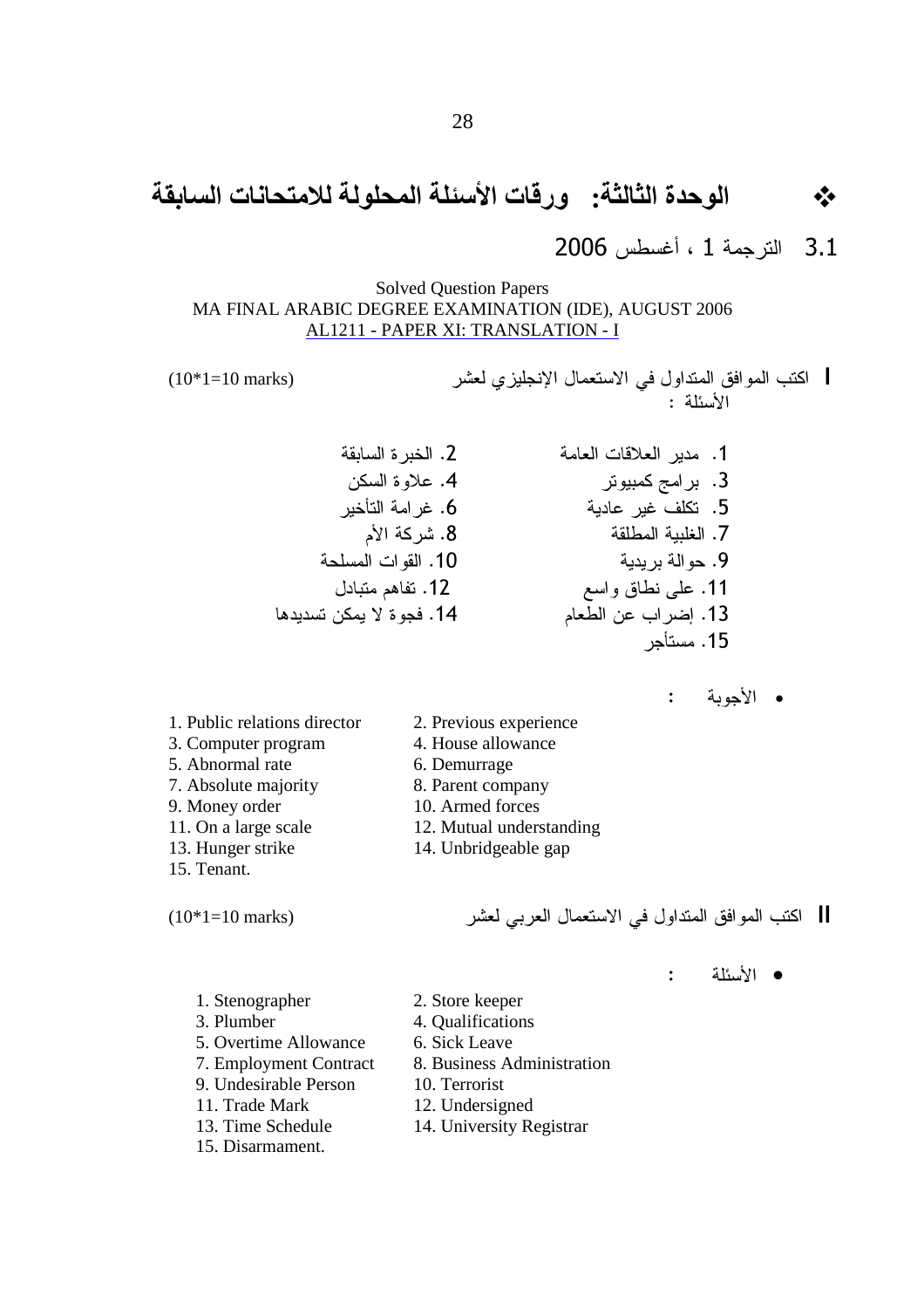# ❖ الوحدة الثالثة: ورقات الأسئلة المحلولة للامتحانات السابقة

## 3.1 الترجمة 1 ، أغسطس 2006

Solved Question Papers
MA FINAL ARABIC DEGREE EXAMINATION (IDE), AUGUST 2006
AL1211 - PAPER XI: TRANSLATION - I

**I** اكتب الموافق المتداول في الاستعمال الإنجليزي لعشر الأسئلة : (10*1=10 marks)

1. مدير العلاقات العامة
2. الخبرة السابقة
3. برامج كمبيوتر
4. علاوة السكن
5. تكلف غير عادية
6. غرامة التأخير
7. الغلبية المطلقة
8. شركة الأم
9. حوالة بريدية
10. القوات المسلحة
11. على نطاق واسع
12. تفاهم متبادل
13. إضراب عن الطعام
14. فجوة لا يمكن تسديدها
15. مستأجر

- الأجوبة :

1. Public relations director
2. Previous experience
3. Computer program
4. House allowance
5. Abnormal rate
6. Demurrage
7. Absolute majority
8. Parent company
9. Money order
10. Armed forces
11. On a large scale
12. Mutual understanding
13. Hunger strike
14. Unbridgeable gap
15. Tenant.

**II** اكتب الموافق المتداول في الاستعمال العربي لعشر (10*1=10 marks)

- الأسئلة :

1. Stenographer
2. Store keeper
3. Plumber
4. Qualifications
5. Overtime Allowance
6. Sick Leave
7. Employment Contract
8. Business Administration
9. Undesirable Person
10. Terrorist
11. Trade Mark
12. Undersigned
13. Time Schedule
14. University Registrar
15. Disarmament.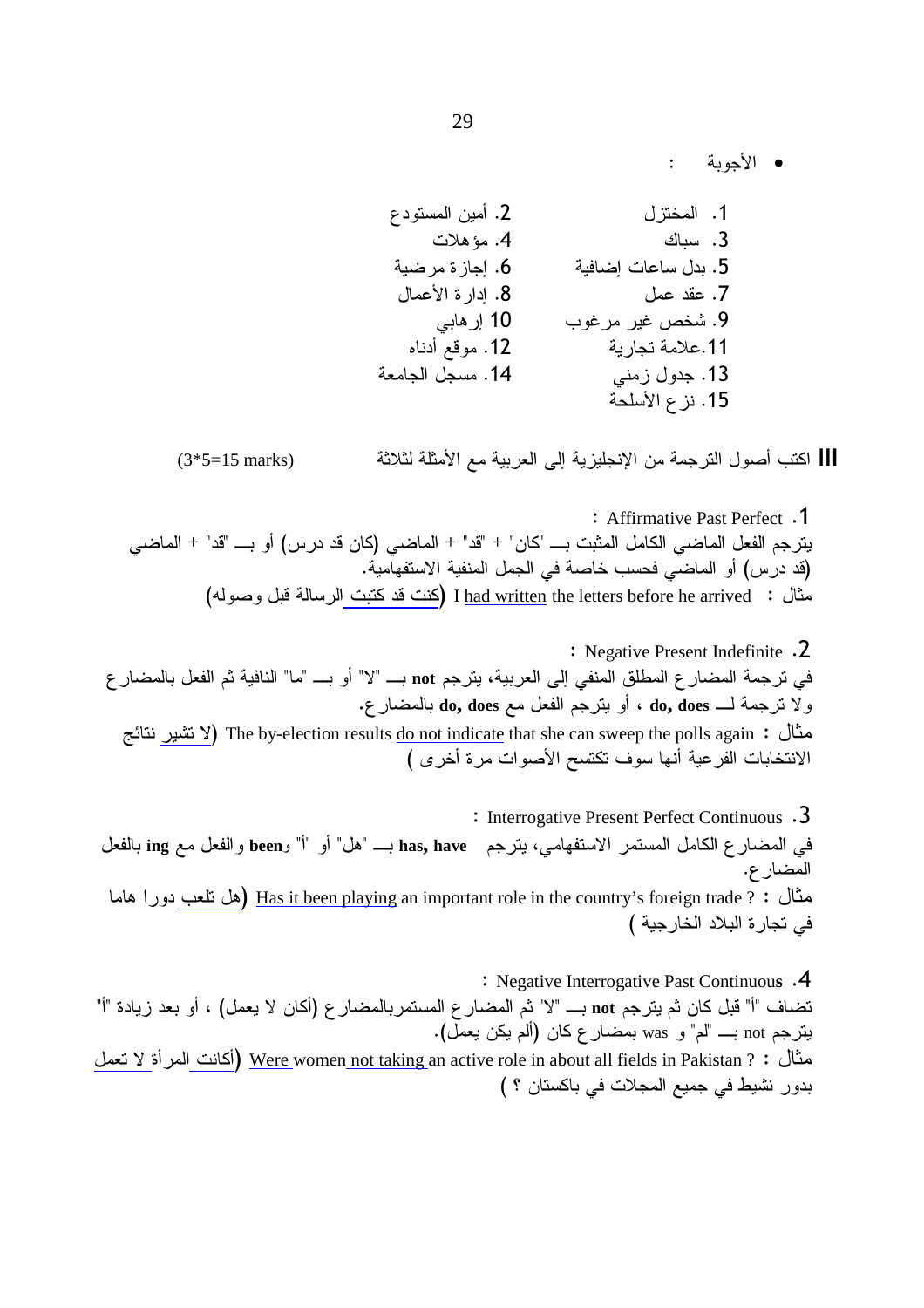- الأجوبة :

1. المختزل
2. أمين المستودع
3. سباك
4. مؤهلات
5. بدل ساعات إضافية
6. إجازة مرضية
7. عقد عمل
8. إدارة الأعمال
9. شخص غير مرغوب
10. إرهابي
11. علامة تجارية
12. موقع أدناه
13. جدول زمني
14. مسجل الجامعة
15. نزع الأسلحة

**III** اكتب أصول الترجمة من الإنجليزية إلى العربية مع الأمثلة لثلاثة (3*5=15 marks)

1. Affirmative Past Perfect :
يترجم الفعل الماضي الكامل المثبت بـــ "كان" + "قد" + الماضي (كان قد درس) أو بـــ "قد" + الماضي (قد درس) أو الماضي فحسب خاصة في الجمل المنفية الاستفهامية.
مثال : I had written the letters before he arrived (كنت قد كتبت الرسالة قبل وصوله)

2. Negative Present Indefinite :
في ترجمة المضارع المطلق المنفي إلى العربية، يترجم **not** بـــ "لا" أو بـــ "ما" النافية ثم الفعل بالمضارع ولا ترجمة لـــ **do, does** ، أو يترجم الفعل مع **do, does** بالمضارع.
مثال : The by-election results do not indicate that she can sweep the polls again (لا تشير نتائج الانتخابات الفرعية أنها سوف تكتسح الأصوات مرة أخرى )

3. Interrogative Present Perfect Continuous :
في المضارع الكامل المستمر الاستفهامي، يترجم **has, have** بـــ "هل" أو "أ" و**been** والفعل مع **ing** بالفعل المضارع.
مثال : Has it been playing an important role in the country's foreign trade ? (هل تلعب دورا هاما في تجارة البلاد الخارجية )

4. Negative Interrogative Past Continuous :
تضاف "أ" قبل كان ثم يترجم **not** بـــ "لا" ثم المضارع المستمربالمضارع (أكان لا يعمل) ، أو بعد زيادة "أ" يترجم not بـــ "لم" و was بمضارع كان (ألم يكن يعمل).
مثال : Were women not taking an active role in about all fields in Pakistan ? (أكانت المرأة لا تعمل بدور نشيط في جميع المجلات في باكستان ؟ )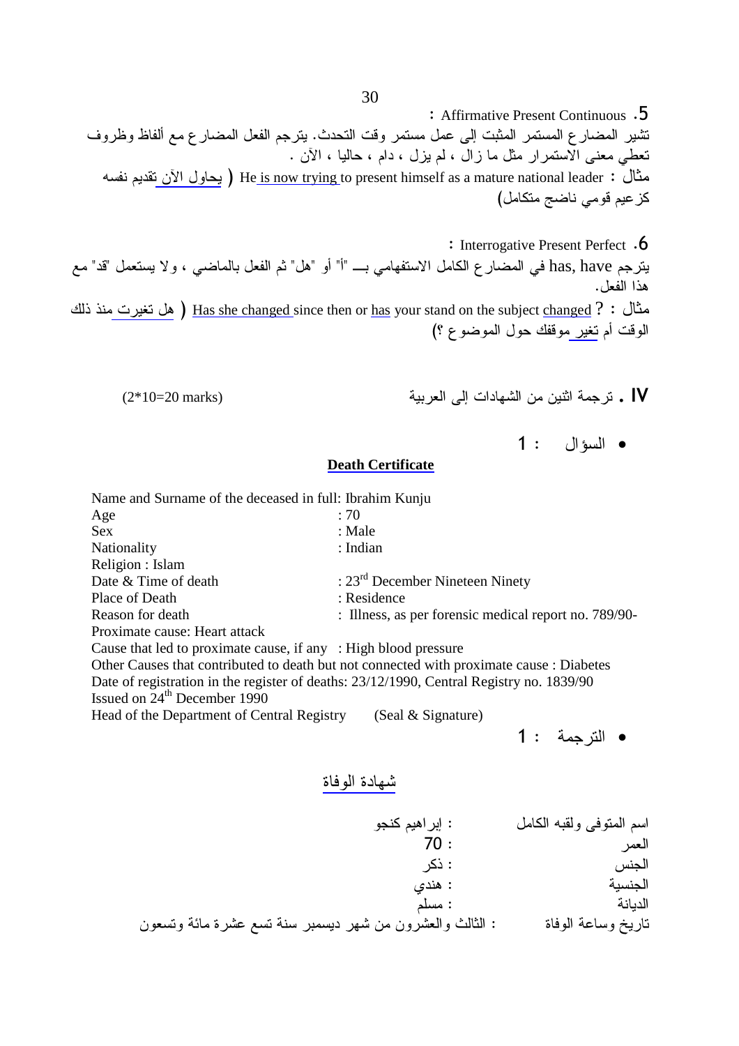5. Affirmative Present Continuous :

تشير المضارع المستمر المثبت إلى عمل مستمر وقت التحدث. يترجم الفعل المضارع مع ألفاظ وظروف تعطي معنى الاستمرار مثل ما زال ، لم يزل ، دام ، حاليا ، الآن .

مثال : He is now trying to present himself as a mature national leader ( يحاول الآن تقديم نفسه كزعيم قومي ناضج متكامل)

6. Interrogative Present Perfect :

يترجم has, have في المضارع الكامل الاستفهامي بـــ "أ" أو "هل" ثم الفعل بالماضي ، ولا يستعمل "قد" مع هذا الفعل.

مثال : ? Has she changed since then or has your stand on the subject changed ( هل تغيرت منذ ذلك الوقت أم تغير موقفك حول الموضوع ؟)

## IV . ترجمة اثنين من الشهادات إلى العربية (2*10=20 marks)

- السؤال : 1

**Death Certificate**

Name and Surname of the deceased in full: Ibrahim Kunju
Age : 70
Sex : Male
Nationality : Indian
Religion : Islam
Date & Time of death : 23rd December Nineteen Ninety
Place of Death : Residence
Reason for death : Illness, as per forensic medical report no. 789/90-
Proximate cause: Heart attack
Cause that led to proximate cause, if any : High blood pressure
Other Causes that contributed to death but not connected with proximate cause : Diabetes
Date of registration in the register of deaths: 23/12/1990, Central Registry no. 1839/90
Issued on 24th December 1990
Head of the Department of Central Registry (Seal & Signature)

- الترجمة : 1

شهادة الوفاة

اسم المتوفى ولقبه الكامل : إبراهيم كنجو
العمر : 70
الجنس : ذكر
الجنسية : هندي
الديانة : مسلم
تاريخ وساعة الوفاة : الثالث والعشرون من شهر ديسمبر سنة تسع عشرة مائة وتسعون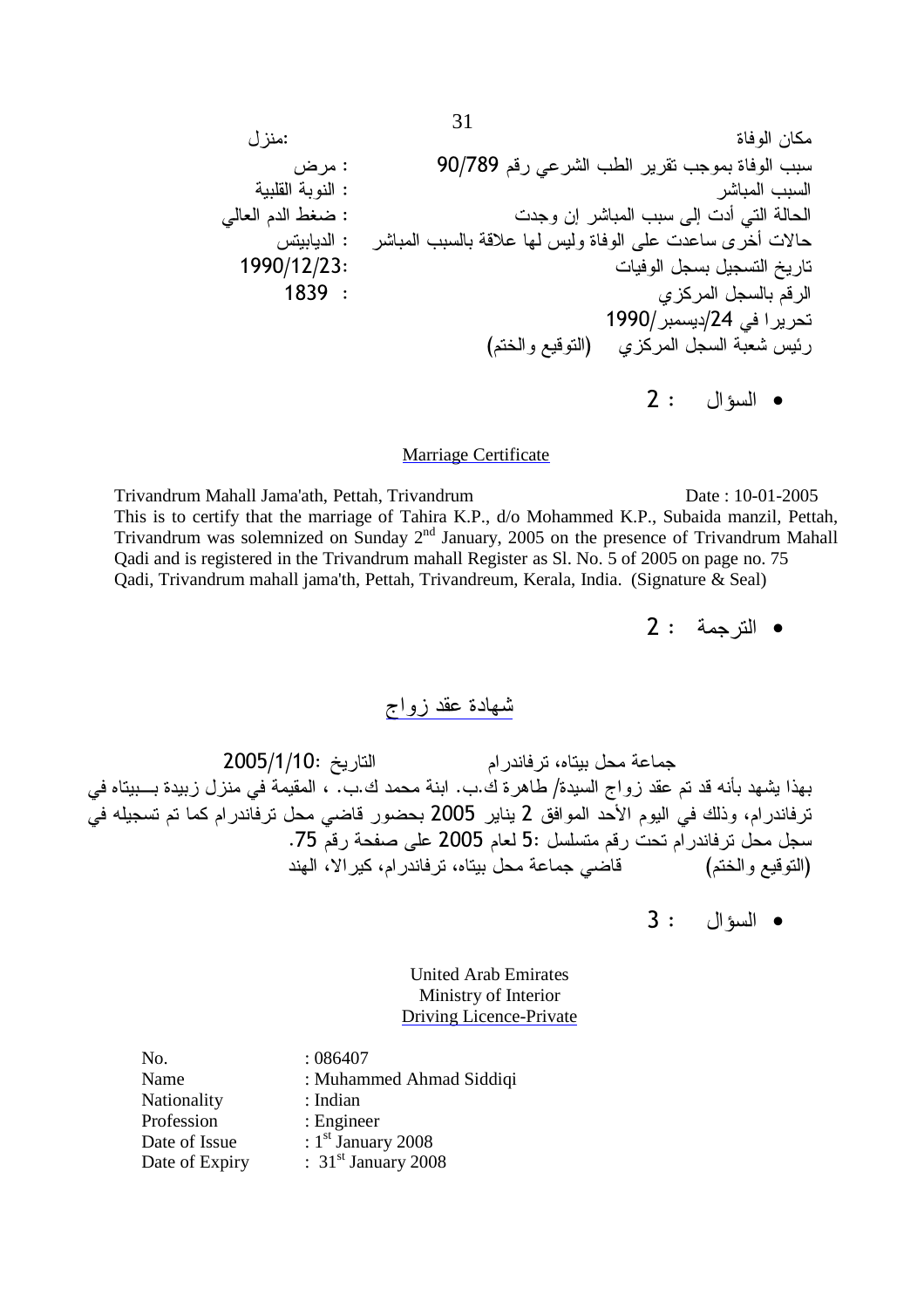مكان الوفاة :منزل

سبب الوفاة بموجب تقرير الطب الشرعي رقم 90/789 : مرض

السبب المباشر : النوبة القلبية

الحالة التي أدت إلى سبب المباشر إن وجدت : ضغط الدم العالي

حالات أخرى ساعدت على الوفاة وليس لها علاقة بالسبب المباشر : الديابيتس

تاريخ التسجيل بسجل الوفيات :1990/12/23

الرقم بالسجل المركزي : 1839

تحريرا في 24/ديسمبر/1990

رئيس شعبة السجل المركزي (التوقيع والختم)

- السؤال : 2

Marriage Certificate

Trivandrum Mahall Jama'ath, Pettah, Trivandrum Date : 10-01-2005

This is to certify that the marriage of Tahira K.P., d/o Mohammed K.P., Subaida manzil, Pettah, Trivandrum was solemnized on Sunday 2nd January, 2005 on the presence of Trivandrum Mahall Qadi and is registered in the Trivandrum mahall Register as Sl. No. 5 of 2005 on page no. 75

Qadi, Trivandrum mahall jama'th, Pettah, Trivandreum, Kerala, India. (Signature & Seal)

- الترجمة : 2

شهادة عقد زواج

جماعة محل بيتاه، ترفاندرام التاريخ :2005/1/10

بهذا يشهد بأنه قد تم عقد زواج السيدة/ طاهرة ك.ب. ابنة محمد ك.ب. ، المقيمة في منزل زبيدة بـــبيتاه في ترفاندرام، وذلك في اليوم الأحد الموافق 2 يناير 2005 بحضور قاضي محل ترفاندرام كما تم تسجيله في سجل محل ترفاندرام تحت رقم متسلسل :5 لعام 2005 على صفحة رقم 75.

(التوقيع والختم) قاضي جماعة محل بيتاه، ترفاندرام، كيرالا، الهند

- السؤال : 3

United Arab Emirates
Ministry of Interior
Driving Licence-Private

| | |
|---|---|
| No. | : 086407 |
| Name | : Muhammed Ahmad Siddiqi |
| Nationality | : Indian |
| Profession | : Engineer |
| Date of Issue | : 1st January 2008 |
| Date of Expiry | : 31st January 2008 |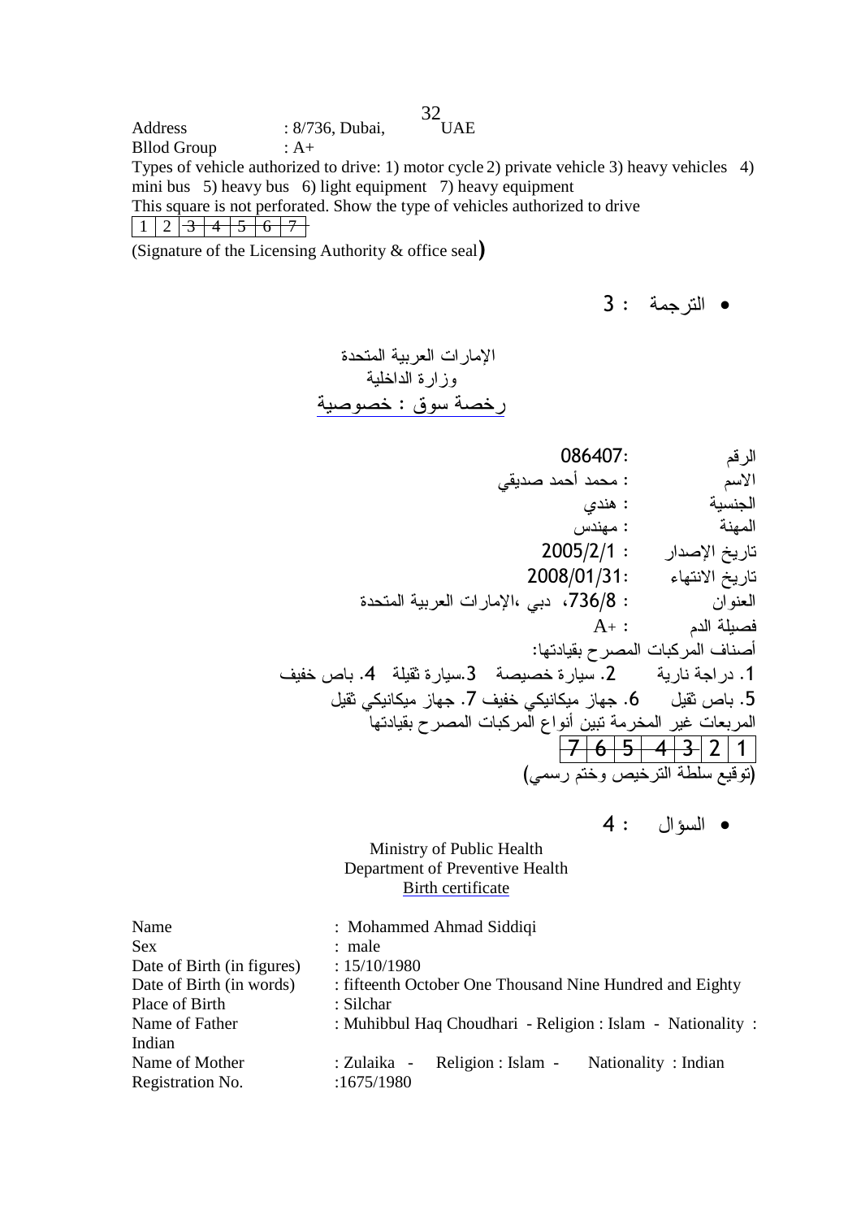Address : 8/736, Dubai, UAE

Bllod Group : A+

Types of vehicle authorized to drive: 1) motor cycle 2) private vehicle 3) heavy vehicles 4) mini bus 5) heavy bus 6) light equipment 7) heavy equipment

This square is not perforated. Show the type of vehicles authorized to drive

| 1 | 2 | ~~3~~ | ~~4~~ | ~~5~~ | ~~6~~ | ~~7~~ |
|---|---|---|---|---|---|---|

(Signature of the Licensing Authority & office seal)

- الترجمة : 3

الإمارات العربية المتحدة

وزارة الداخلية

<u>رخصة سوق : خصوصية</u>

الرقم :086407

الاسم : محمد أحمد صديقي

الجنسية : هندي

المهنة : مهندس

تاريخ الإصدار : 2005/2/1

تاريخ الانتهاء :2008/01/31

العنوان : 736/8، دبي ،الإمارات العربية المتحدة

فصيلة الدم : A+

أصناف المركبات المصرح بقيادتها:

1. دراجة نارية 2. سيارة خصيصة 3.سيارة ثقيلة 4. باص خفيف

5. باص ثقيل 6. جهاز ميكانيكي خفيف 7. جهاز ميكانيكي ثقيل

المربعات غير المخرمة تبين أنواع المركبات المصرح بقيادتها

| ~~7~~ | ~~6~~ | ~~5~~ | ~~4~~ | ~~3~~ | 2 | 1 |
|---|---|---|---|---|---|---|

(توقيع سلطة الترخيص وختم رسمي)

- السؤال : 4

Ministry of Public Health

Department of Preventive Health

<u>Birth certificate</u>

Name : Mohammed Ahmad Siddiqi

Sex : male

Date of Birth (in figures) : 15/10/1980

Date of Birth (in words) : fifteenth October One Thousand Nine Hundred and Eighty

Place of Birth : Silchar

Name of Father : Muhibbul Haq Choudhari - Religion : Islam - Nationality : Indian

Name of Mother : Zulaika - Religion : Islam - Nationality : Indian

Registration No. :1675/1980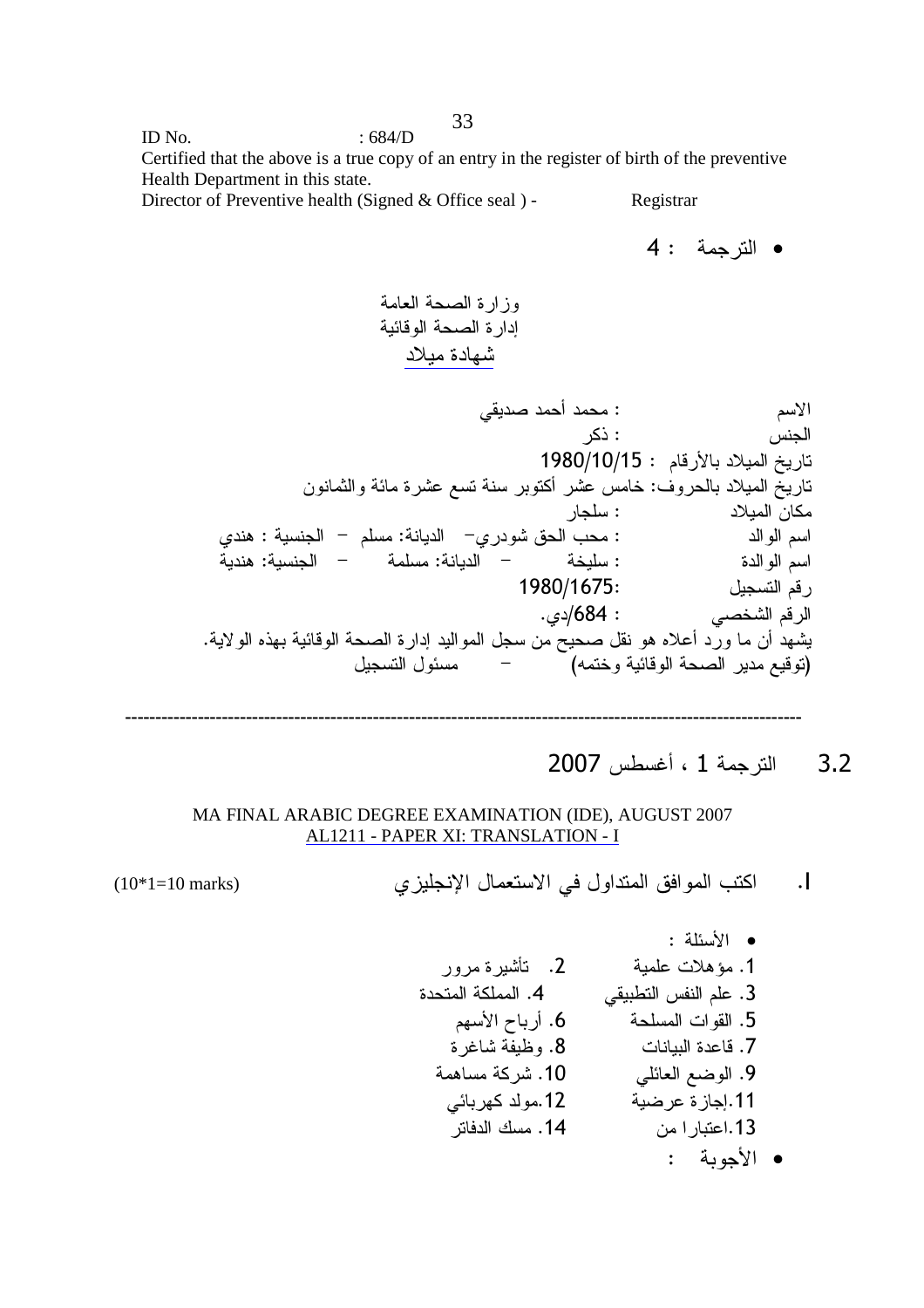ID No. : 684/D

Certified that the above is a true copy of an entry in the register of birth of the preventive Health Department in this state.

Director of Preventive health (Signed & Office seal ) - Registrar

- الترجمة : 4

وزارة الصحة العامة

إدارة الصحة الوقائية

شهادة ميلاد

الاسم : محمد أحمد صديقي

الجنس : ذكر

تاريخ الميلاد بالأرقام : 1980/10/15

تاريخ الميلاد بالحروف: خامس عشر أكتوبر سنة تسع عشرة مائة والثمانون

مكان الميلاد : سلجار

اسم الوالد : محب الحق شودري– الديانة: مسلم – الجنسية : هندي

اسم الوالدة : سليخة – الديانة: مسلمة – الجنسية: هندية

رقم التسجيل :1980/1675

الرقم الشخصي : 684/دي.

يشهد أن ما ورد أعلاه هو نقل صحيح من سجل المواليد إدارة الصحة الوقائية بهذه الولاية.

(توقيع مدير الصحة الوقائية وختمه) – مسئول التسجيل

---

## 3.2 الترجمة 1 ، أغسطس 2007

MA FINAL ARABIC DEGREE EXAMINATION (IDE), AUGUST 2007

AL1211 - PAPER XI: TRANSLATION - I

I. اكتب الموافق المتداول في الاستعمال الإنجليزي (10*1=10 marks)

- الأسئلة :

1. مؤهلات علمية
2. تأشيرة مرور
3. علم النفس التطبيقي
4. المملكة المتحدة
5. القوات المسلحة
6. أرباح الأسهم
7. قاعدة البيانات
8. وظيفة شاغرة
9. الوضع العائلي
10. شركة مساهمة
11. إجازة عرضية
12. مولد كهربائي
13. اعتبارا من
14. مسك الدفاتر

- الأجوبة :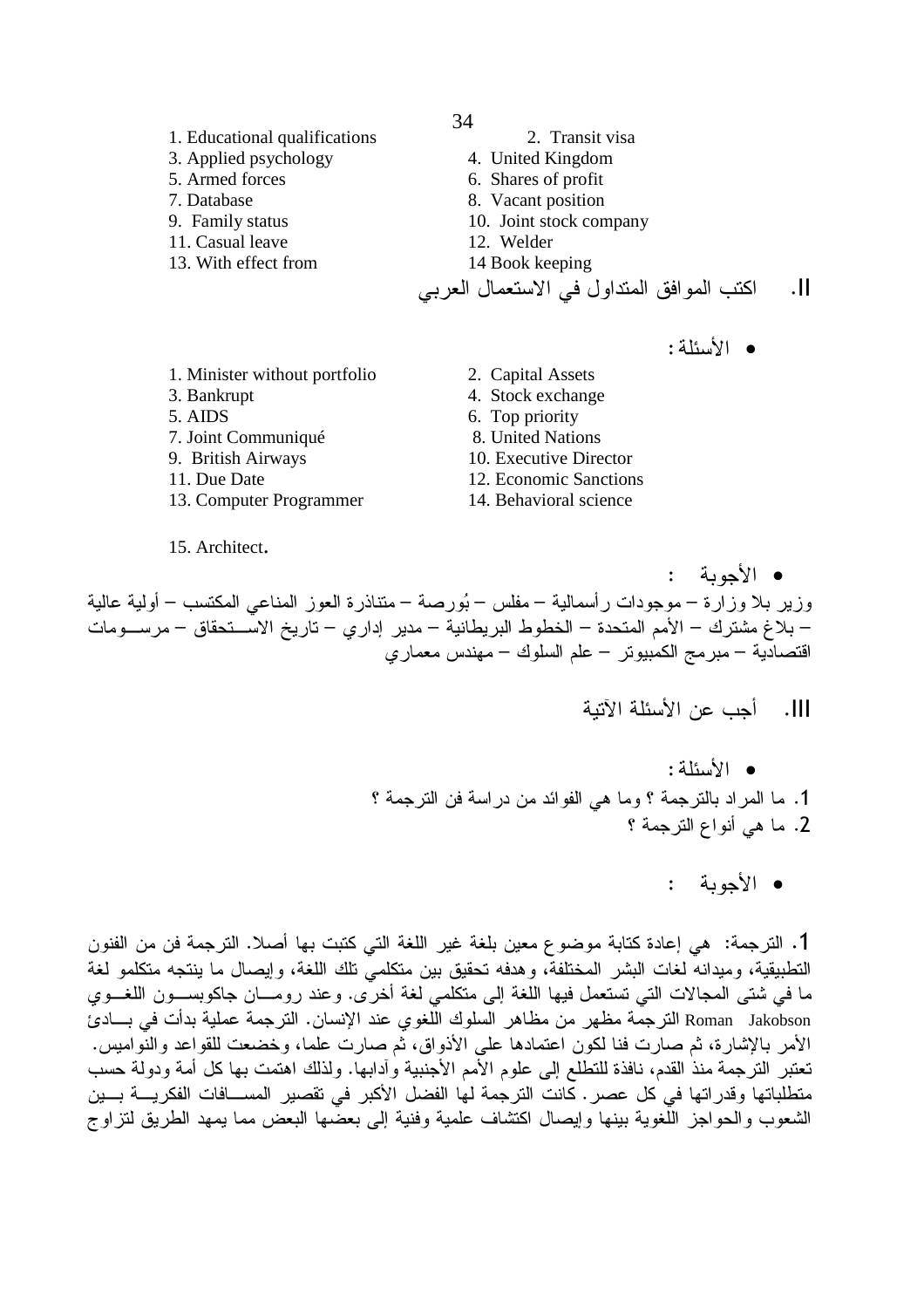| | |
|---|---|
| 1. Educational qualifications | 2. Transit visa |
| 3. Applied psychology | 4. United Kingdom |
| 5. Armed forces | 6. Shares of profit |
| 7. Database | 8. Vacant position |
| 9. Family status | 10. Joint stock company |
| 11. Casual leave | 12. Welder |
| 13. With effect from | 14 Book keeping |

## II. اكتب الموافق المتداول في الاستعمال العربي

- الأسئلة :

| | |
|---|---|
| 1. Minister without portfolio | 2. Capital Assets |
| 3. Bankrupt | 4. Stock exchange |
| 5. AIDS | 6. Top priority |
| 7. Joint Communiqué | 8. United Nations |
| 9. British Airways | 10. Executive Director |
| 11. Due Date | 12. Economic Sanctions |
| 13. Computer Programmer | 14. Behavioral science |

15. Architect.

- الأجوبة :

وزير بلا وزارة – موجودات رأسمالية – مفلس – بُورصة – متناذرة العوز المناعي المكتسب – أولية عالية – بلاغ مشترك – الأمم المتحدة – الخطوط البريطانية – مدير إداري – تاريخ الاستحقاق – مرسومات اقتصادية – مبرمج الكمبيوتر – علم السلوك – مهندس معماري

## III. أجب عن الأسئلة الآتية

- الأسئلة :

1. ما المراد بالترجمة ؟ وما هي الفوائد من دراسة فن الترجمة ؟
2. ما هي أنواع الترجمة ؟

- الأجوبة :

1. الترجمة: هي إعادة كتابة موضوع معين بلغة غير اللغة التي كتبت بها أصلا. الترجمة فن من الفنون التطبيقية، وميدانه لغات البشر المختلفة، وهدفه تحقيق بين متكلمي تلك اللغة، وإيصال ما ينتجه متكلمو لغة ما في شتى المجالات التي تستعمل فيها اللغة إلى متكلمي لغة أخرى. وعند رومان جاكوبسون اللغوي Roman Jakobson الترجمة مظهر من مظاهر السلوك اللغوي عند الإنسان. الترجمة عملية بدأت في بادئ الأمر بالإشارة، ثم صارت فنا لكون اعتمادها على الأذواق، ثم صارت علما، وخضعت للقواعد والنواميس. تعتبر الترجمة منذ القدم، نافذة للتطلع إلى علوم الأمم الأجنبية وآدابها. ولذلك اهتمت بها كل أمة ودولة حسب متطلباتها وقدراتها في كل عصر. كانت الترجمة لها الفضل الأكبر في تقصير المسافات الفكرية بين الشعوب والحواجز اللغوية بينها وإيصال اكتشاف علمية وفنية إلى بعضها البعض مما يمهد الطريق لتزاوج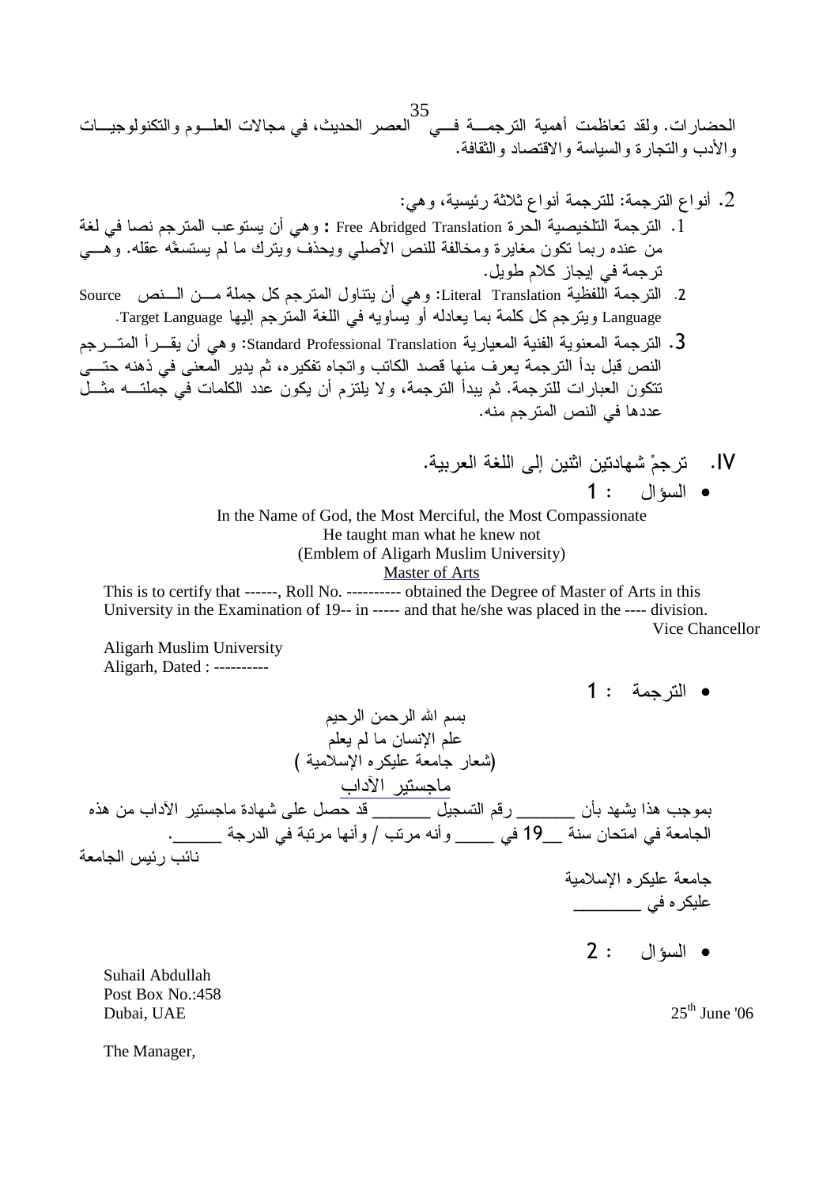الحضارات. ولقد تعاظمت أهمية الترجمة في العصر الحديث، في مجالات العلوم والتكنولوجيات والأدب والتجارة والسياسة والاقتصاد والثقافة.

2. أنواع الترجمة: للترجمة أنواع ثلاثة رئيسية، وهي:

1. الترجمة التلخيصية الحرة Free Abridged Translation **:** وهي أن يستوعب المترجم نصا في لغة من عنده ربما تكون مغايرة ومخالفة للنص الأصلي ويحذف ويترك ما لم يستسغه عقله. وهي ترجمة في إيجاز كلام طويل.
2. الترجمة اللفظية Literal Translation: وهي أن يتناول المترجم كل جملة من النص Source Language ويترجم كل كلمة بما يعادله أو يساويه في اللغة المترجم إليها Target Language.
3. الترجمة المعنوية الفنية المعيارية Standard Professional Translation: وهي أن يقرأ المترجم النص قبل بدأ الترجمة يعرف منها قصد الكاتب واتجاه تفكيره، ثم يدير المعنى في ذهنه حتى تتكون العبارات للترجمة. ثم يبدأ الترجمة، ولا يلتزم أن يكون عدد الكلمات في جملته مثل عددها في النص المترجم منه.

IV. ترجمْ شهادتين اثنين إلى اللغة العربية.

- السؤال : 1

In the Name of God, the Most Merciful, the Most Compassionate
He taught man what he knew not
(Emblem of Aligarh Muslim University)
<u>Master of Arts</u>

This is to certify that ------, Roll No. ---------- obtained the Degree of Master of Arts in this University in the Examination of 19-- in ----- and that he/she was placed in the ---- division.

Vice Chancellor

Aligarh Muslim University
Aligarh, Dated : ----------

- الترجمة : 1

بسم الله الرحمن الرحيم
علم الإنسان ما لم يعلم
(شعار جامعة عليكره الإسلامية )
<u>ماجستير الآداب</u>

بموجب هذا يشهد بأن ______ رقم التسجيل ______ قد حصل على شهادة ماجستير الآداب من هذه الجامعة في امتحان سنة __19 في ____ وأنه مرتب / وأنها مرتبة في الدرجة ______.

نائب رئيس الجامعة

جامعة عليكره الإسلامية
عليكره في _______

- السؤال : 2

Suhail Abdullah
Post Box No.:458
Dubai, UAE

25th June '06

The Manager,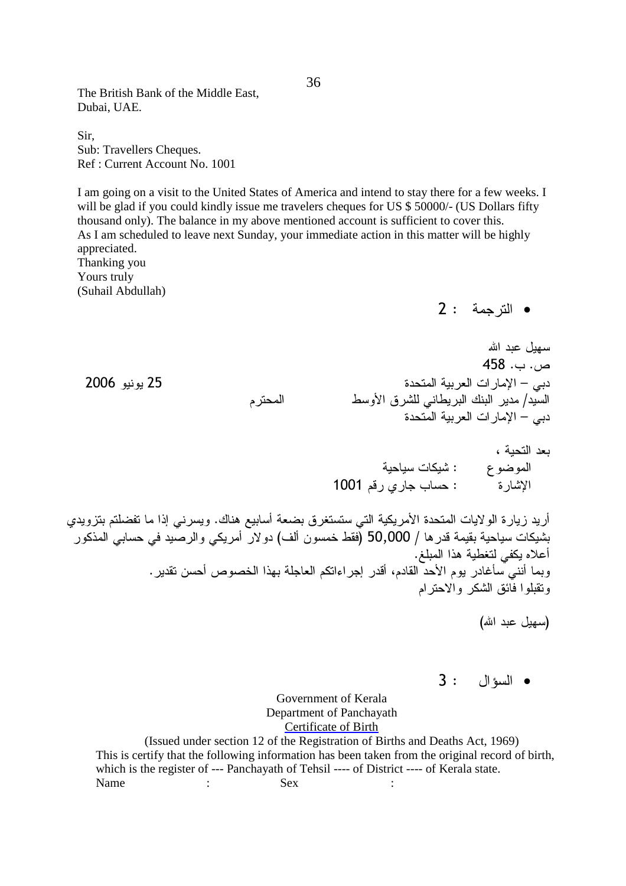The British Bank of the Middle East,
Dubai, UAE.

Sir,
Sub: Travellers Cheques.
Ref : Current Account No. 1001

I am going on a visit to the United States of America and intend to stay there for a few weeks. I will be glad if you could kindly issue me travelers cheques for US $ 50000/- (US Dollars fifty thousand only). The balance in my above mentioned account is sufficient to cover this.
As I am scheduled to leave next Sunday, your immediate action in this matter will be highly appreciated.
Thanking you
Yours truly
(Suhail Abdullah)

- الترجمة : 2

سهيل عبد الله
ص. ب. 458
دبي – الإمارات العربية المتحدة 25 يونيو 2006
السيد/ مدير البنك البريطاني للشرق الأوسط المحترم
دبي – الإمارات العربية المتحدة

بعد التحية ،
الموضوع : شيكات سياحية
الإشارة : حساب جاري رقم 1001

أريد زيارة الولايات المتحدة الأمريكية التي ستستغرق بضعة أسابيع هناك. ويسرني إذا ما تفضلتم بتزويدي بشيكات سياحية بقيمة قدرها / 50,000 (فقط خمسون ألف) دولار أمريكي والرصيد في حسابي المذكور أعلاه يكفي لتغطية هذا المبلغ.
وبما أنني سأغادر يوم الأحد القادم، أقدر إجراءاتكم العاجلة بهذا الخصوص أحسن تقدير.
وتقبلوا فائق الشكر والاحترام

(سهيل عبد الله)

- السؤال : 3

Government of Kerala
Department of Panchayath
Certificate of Birth
(Issued under section 12 of the Registration of Births and Deaths Act, 1969)

This is certify that the following information has been taken from the original record of birth, which is the register of --- Panchayath of Tehsil ---- of District ---- of Kerala state.

Name : Sex :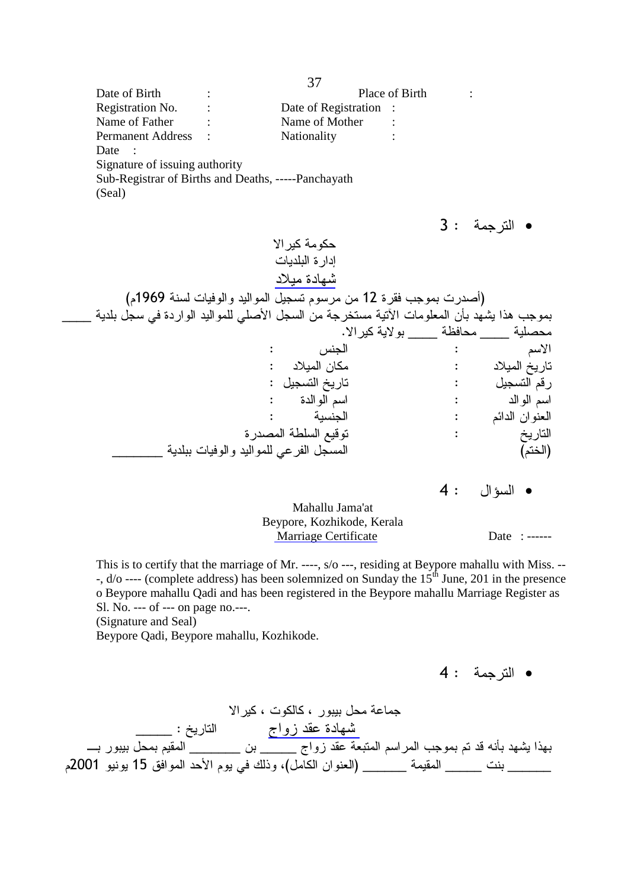Date of Birth : Place of Birth :
Registration No. : Date of Registration :
Name of Father : Name of Mother :
Permanent Address : Nationality :
Date :
Signature of issuing authority
Sub-Registrar of Births and Deaths, -----Panchayath
(Seal)

- الترجمة : 3

حكومة كيرالا
إدارة البلديات
شهادة ميلاد
(أصدرت بموجب فقرة 12 من مرسوم تسجيل المواليد والوفيات لسنة 1969م)

بموجب هذا يشهد بأن المعلومات الآتية مستخرجة من السجل الأصلي للمواليد الواردة في سجل بلدية _____ محصلية _____ محافظة _____ بولاية كيرالا.

الاسم : الجنس :
تاريخ الميلاد : مكان الميلاد :
رقم التسجيل : تاريخ التسجيل :
اسم الوالد : اسم الوالدة :
العنوان الدائم : الجنسية :
التاريخ : توقيع السلطة المصدرة
(الختم) المسجل الفرعي للمواليد والوفيات ببلدية ________

- السؤال : 4

Mahallu Jama'at
Beypore, Kozhikode, Kerala
Marriage Certificate
Date : ------

This is to certify that the marriage of Mr. ----, s/o ---, residing at Beypore mahallu with Miss. ---, d/o ---- (complete address) has been solemnized on Sunday the 15th June, 201 in the presence o Beypore mahallu Qadi and has been registered in the Beypore mahallu Marriage Register as Sl. No. --- of --- on page no.---.
(Signature and Seal)
Beypore Qadi, Beypore mahallu, Kozhikode.

- الترجمة : 4

جماعة محل بيبور ، كالكوت ، كيرالا
شهادة عقد زواج التاريخ : ______

بهذا يشهد بأنه قد تم بموجب المراسم المتبعة عقد زواج ______ بن ________ المقيم بمحل بيبور بـــ _______ بنت ______ المقيمة _______ (العنوان الكامل)، وذلك في يوم الأحد الموافق 15 يونيو 2001م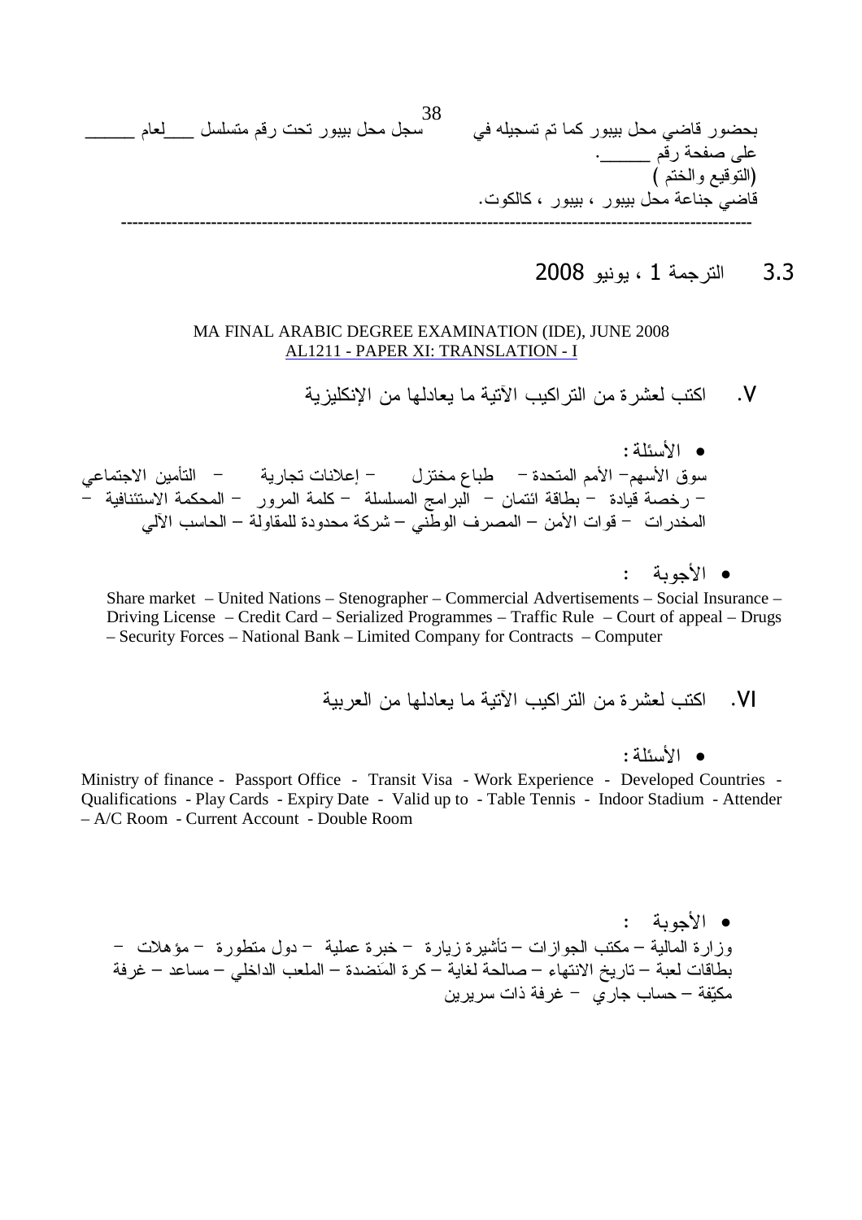بحضور قاضي محل بيبور كما تم تسجيله في سجل محل بيبور تحت رقم متسلسل ___لعام ______
على صفحة رقم ______.
(التوقيع والختم )
قاضي جناعة محل بيبور ، بيبور ، كالكوت.

---

## 3.3 الترجمة 1 ، يونيو 2008

MA FINAL ARABIC DEGREE EXAMINATION (IDE), JUNE 2008
AL1211 - PAPER XI: TRANSLATION - I

### V. اكتب لعشرة من التراكيب الآتية ما يعادلها من الإنكليزية

- الأسئلة :

سوق الأسهم– الأمم المتحدة – طباع مختزل – إعلانات تجارية – التأمين الاجتماعي – رخصة قيادة – بطاقة ائتمان – البرامج المسلسلة – كلمة المرور – المحكمة الاستئنافية – المخدرات – قوات الأمن – المصرف الوطني – شركة محدودة للمقاولة – الحاسب الآلي

- الأجوبة :

Share market – United Nations – Stenographer – Commercial Advertisements – Social Insurance – Driving License – Credit Card – Serialized Programmes – Traffic Rule – Court of appeal – Drugs – Security Forces – National Bank – Limited Company for Contracts – Computer

### VI. اكتب لعشرة من التراكيب الآتية ما يعادلها من العربية

- الأسئلة :

Ministry of finance - Passport Office - Transit Visa - Work Experience - Developed Countries - Qualifications - Play Cards - Expiry Date - Valid up to - Table Tennis - Indoor Stadium - Attender – A/C Room - Current Account - Double Room

- الأجوبة :

وزارة المالية – مكتب الجوازات – تأشيرة زيارة – خبرة عملية – دول متطورة – مؤهلات – بطاقات لعبة – تاريخ الانتهاء – صالحة لغاية – كرة المَنضدة – الملعب الداخلي – مساعد – غرفة مكيّفة – حساب جاري – غرفة ذات سريرين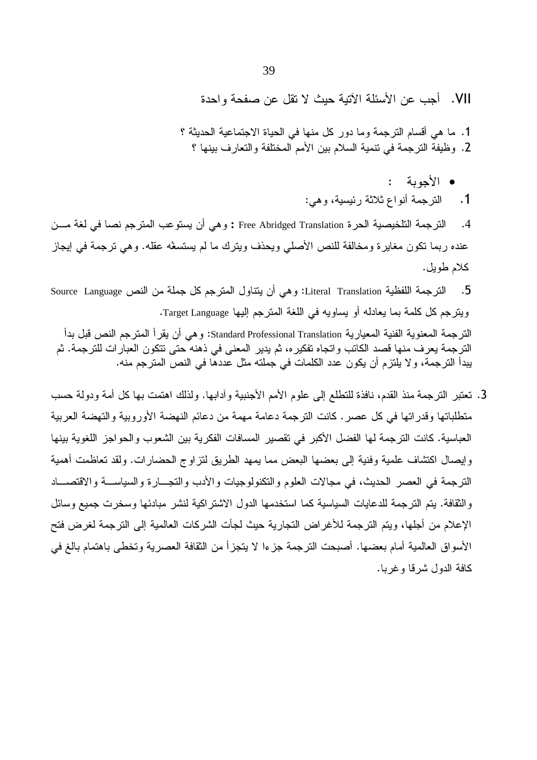VII. أجب عن الأسئلة الآتية حيث لا تقل عن صفحة واحدة

1. ما هي أقسام الترجمة وما دور كل منها في الحياة الاجتماعية الحديثة ؟
2. وظيفة الترجمة في تنمية السلام بين الأمم المختلفة والتعارف بينها ؟

- الأجوبة :

1. الترجمة أنواع ثلاثة رئيسية، وهي:

4. الترجمة التلخيصية الحرة Free Abridged Translation : وهي أن يستوعب المترجم نصا في لغة من عنده ربما تكون مغايرة ومخالفة للنص الأصلي ويحذف ويترك ما لم يستسغه عقله. وهي ترجمة في إيجاز كلام طويل.

5. الترجمة اللفظية Literal Translation: وهي أن يتناول المترجم كل جملة من النص Source Language ويترجم كل كلمة بما يعادله أو يساويه في اللغة المترجم إليها Target Language.

الترجمة المعنوية الفنية المعيارية Standard Professional Translation: وهي أن يقرأ المترجم النص قبل بدأ الترجمة يعرف منها قصد الكاتب واتجاه تفكيره، ثم يدير المعنى في ذهنه حتى تتكون العبارات للترجمة. ثم يبدأ الترجمة، ولا يلتزم أن يكون عدد الكلمات في جملته مثل عددها في النص المترجم منه.

3. تعتبر الترجمة منذ القدم، نافذة للتطلع إلى علوم الأمم الأجنبية وآدابها. ولذلك اهتمت بها كل أمة ودولة حسب متطلباتها وقدراتها في كل عصر. كانت الترجمة دعامة مهمة من دعائم النهضة الأوروبية والنهضة العربية العباسية. كانت الترجمة لها الفضل الأكبر في تقصير المسافات الفكرية بين الشعوب والحواجز اللغوية بينها وإيصال اكتشاف علمية وفنية إلى بعضها البعض مما يمهد الطريق لتزاوج الحضارات. ولقد تعاظمت أهمية الترجمة في العصر الحديث، في مجالات العلوم والتكنولوجيات والأدب والتجارة والسياسة والاقتصاد والثقافة. يتم الترجمة للدعايات السياسية كما استخدمها الدول الاشتراكية لنشر مبادئها وسخرت جميع وسائل الإعلام من أجلها، ويتم الترجمة للأغراض التجارية حيث لجأت الشركات العالمية إلى الترجمة لغرض فتح الأسواق العالمية أمام بعضها. أصبحت الترجمة جزءا لا يتجزأ من الثقافة العصرية وتخطى باهتمام بالغ في كافة الدول شرقا وغربا.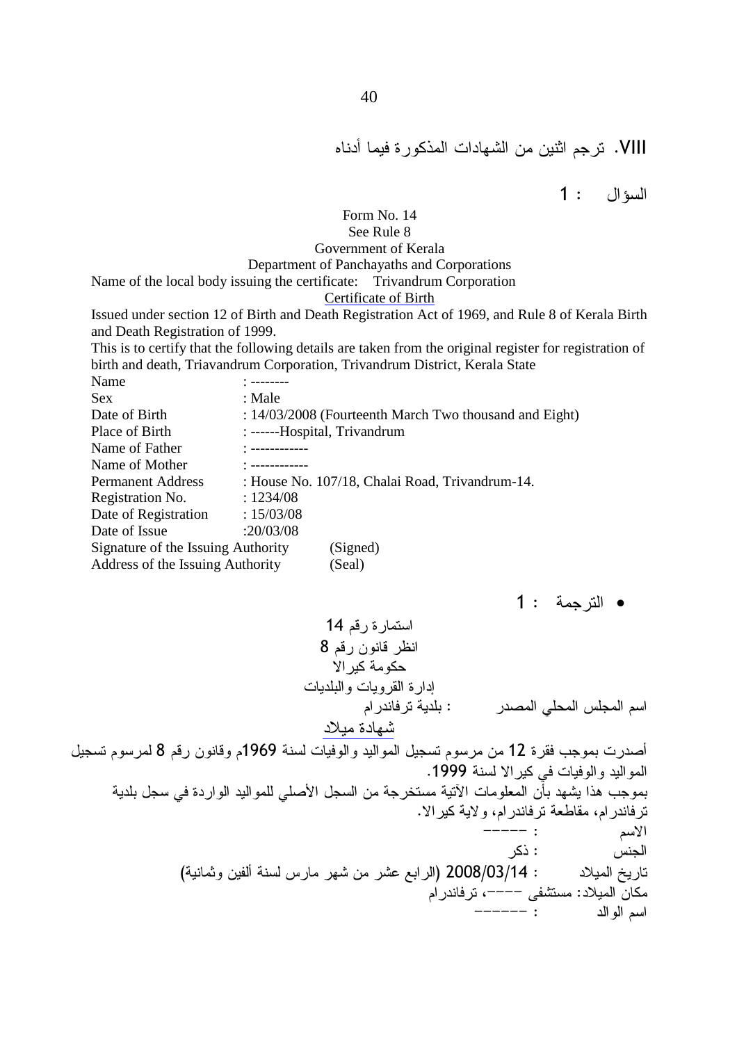## VIII. ترجم اثنين من الشهادات المذكورة فيما أدناه

السؤال : 1

Form No. 14
See Rule 8
Government of Kerala
Department of Panchayaths and Corporations

Name of the local body issuing the certificate: Trivandrum Corporation

Certificate of Birth

Issued under section 12 of Birth and Death Registration Act of 1969, and Rule 8 of Kerala Birth and Death Registration of 1999.

This is to certify that the following details are taken from the original register for registration of birth and death, Triavandrum Corporation, Trivandrum District, Kerala State

| | |
|---|---|
| Name | : -------- |
| Sex | : Male |
| Date of Birth | : 14/03/2008 (Fourteenth March Two thousand and Eight) |
| Place of Birth | : ------Hospital, Trivandrum |
| Name of Father | : ------------ |
| Name of Mother | : ------------ |
| Permanent Address | : House No. 107/18, Chalai Road, Trivandrum-14. |
| Registration No. | : 1234/08 |
| Date of Registration | : 15/03/08 |
| Date of Issue | :20/03/08 |
| Signature of the Issuing Authority | (Signed) |
| Address of the Issuing Authority | (Seal) |

- الترجمة : 1

استمارة رقم 14
انظر قانون رقم 8
حكومة كيرالا
إدارة القرويات والبلديات

اسم المجلس المحلي المصدر : بلدية ترفاندرام

شهادة ميلاد

أصدرت بموجب فقرة 12 من مرسوم تسجيل المواليد والوفيات لسنة 1969م وقانون رقم 8 لمرسوم تسجيل المواليد والوفيات في كيرالا لسنة 1999.

بموجب هذا يشهد بأن المعلومات الآتية مستخرجة من السجل الأصلي للمواليد الواردة في سجل بلدية ترفاندرام، مقاطعة ترفاندرام، ولاية كيرالا.

الاسم : -----

الجنس : ذكر

تاريخ الميلاد : 2008/03/14 (الرابع عشر من شهر مارس لسنة ألفين وثمانية)

مكان الميلاد: مستشفى ----، ترفاندرام

اسم الوالد : ------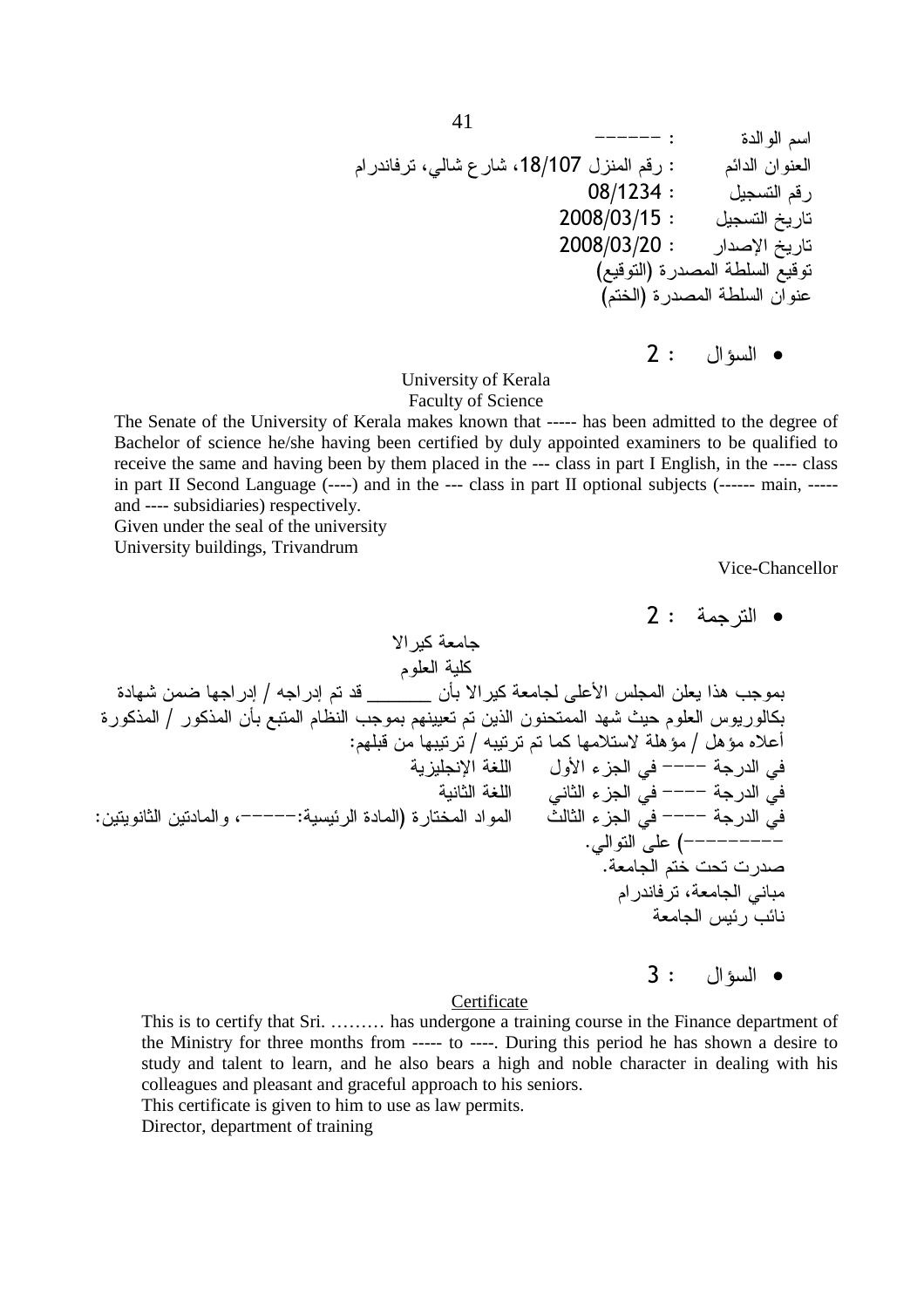اسم الوالدة : ------

العنوان الدائم : رقم المنزل 18/107، شارع شالي، ترفاندرام

رقم التسجيل : 08/1234

تاريخ التسجيل : 2008/03/15

تاريخ الإصدار : 2008/03/20

توقيع السلطة المصدرة (التوقيع)

عنوان السلطة المصدرة (الختم)

- السؤال : 2

University of Kerala

Faculty of Science

The Senate of the University of Kerala makes known that ----- has been admitted to the degree of Bachelor of science he/she having been certified by duly appointed examiners to be qualified to receive the same and having been by them placed in the --- class in part I English, in the ---- class in part II Second Language (----) and in the --- class in part II optional subjects (------ main, ----- and ---- subsidiaries) respectively.

Given under the seal of the university

University buildings, Trivandrum

Vice-Chancellor

- الترجمة : 2

جامعة كيرالا

كلية العلوم

بموجب هذا يعلن المجلس الأعلى لجامعة كيرالا بأن ______ قد تم إدراجه / إدراجها ضمن شهادة بكالوريوس العلوم حيث شهد الممتحنون الذين تم تعيينهم بموجب النظام المتبع بأن المذكور / المذكورة أعلاه مؤهل / مؤهلة لاستلامها كما تم ترتيبه / ترتيبها من قبلهم:

في الدرجة ---- في الجزء الأول اللغة الإنجليزية

في الدرجة ---- في الجزء الثاني اللغة الثانية

في الدرجة ---- في الجزء الثالث المواد المختارة (المادة الرئيسية:-----، والمادتين الثانويتين: ---------) على التوالي.

صدرت تحت ختم الجامعة.

مباني الجامعة، ترفاندرام

نائب رئيس الجامعة

- السؤال : 3

Certificate

This is to certify that Sri. ……… has undergone a training course in the Finance department of the Ministry for three months from ----- to ----. During this period he has shown a desire to study and talent to learn, and he also bears a high and noble character in dealing with his colleagues and pleasant and graceful approach to his seniors.

This certificate is given to him to use as law permits.

Director, department of training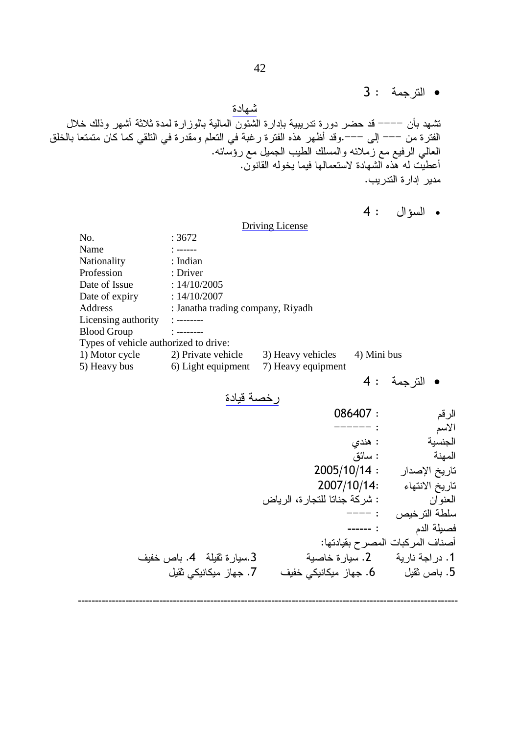- الترجمة : 3

شهادة

تشهد بأن ---- قد حضر دورة تدريبية بإدارة الشئون المالية بالوزارة لمدة ثلاثة أشهر وذلك خلال الفترة من --- إلى ---.وقد أظهر هذه الفترة رغبة في التعلم ومقدرة في التلقي كما كان متمتعا بالخلق العالي الرفيع مع زملائه والمسلك الطيب الجميل مع رؤسائه.
أعطيت له هذه الشهادة لاستعمالها فيما يخوله القانون.
مدير إدارة التدريب.

- السؤال : 4

Driving License

| | |
|---|---|
| No. | : 3672 |
| Name | : ------ |
| Nationality | : Indian |
| Profession | : Driver |
| Date of Issue | : 14/10/2005 |
| Date of expiry | : 14/10/2007 |
| Address | : Janatha trading company, Riyadh |
| Licensing authority | : -------- |
| Blood Group | : -------- |

Types of vehicle authorized to drive:

| | | | |
|---|---|---|---|
| 1) Motor cycle | 2) Private vehicle | 3) Heavy vehicles | 4) Mini bus |
| 5) Heavy bus | 6) Light equipment | 7) Heavy equipment | |

- الترجمة : 4

رخصة قيادة

| | |
|---|---|
| الرقم | : 086407 |
| الاسم | : ------ |
| الجنسية | : هندي |
| المهنة | : سائق |
| تاريخ الإصدار | : 2005/10/14 |
| تاريخ الانتهاء | :2007/10/14 |
| العنوان | : شركة جناتا للتجارة، الرياض |
| سلطة الترخيص | : ---- |
| فصيلة الدم | : ------ |

أصناف المركبات المصرح بقيادتها:

| | | | |
|---|---|---|---|
| 1. دراجة نارية | 2. سيارة خاصية | 3.سيارة ثقيلة | 4. باص خفيف |
| 5. باص ثقيل | 6. جهاز ميكانيكي خفيف | 7. جهاز ميكانيكي ثقيل | |

---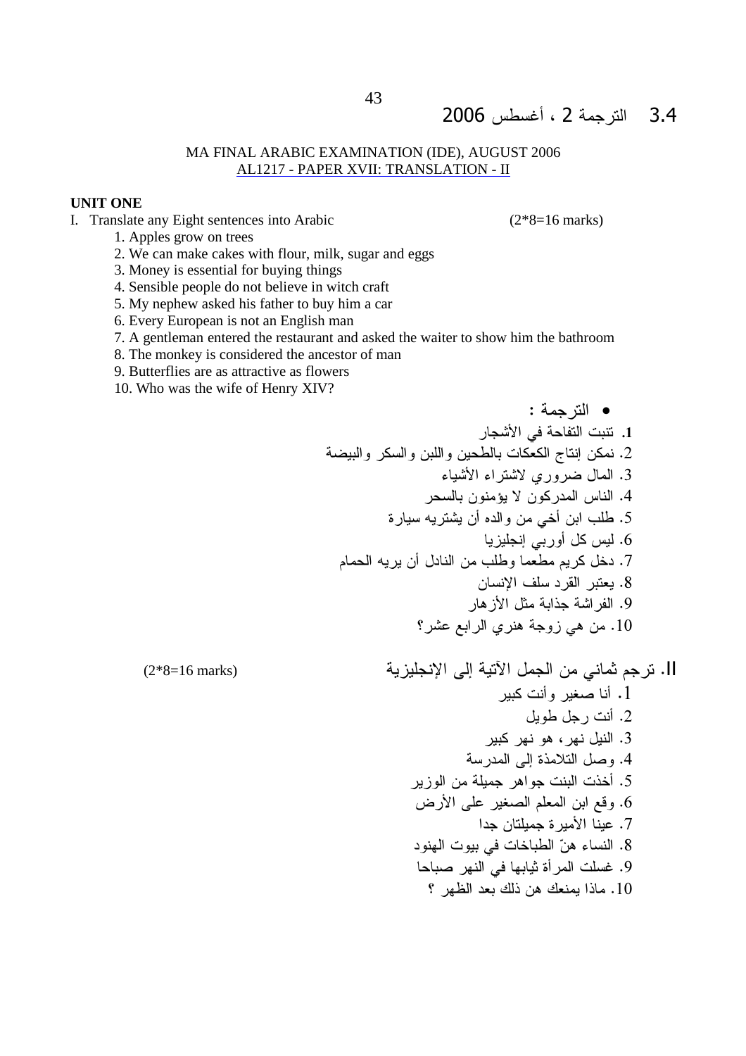## 3.4 الترجمة 2 ، أغسطس 2006

MA FINAL ARABIC EXAMINATION (IDE), AUGUST 2006
AL1217 - PAPER XVII: TRANSLATION - II

**UNIT ONE**

I. Translate any Eight sentences into Arabic (2*8=16 marks)

1. Apples grow on trees
2. We can make cakes with flour, milk, sugar and eggs
3. Money is essential for buying things
4. Sensible people do not believe in witch craft
5. My nephew asked his father to buy him a car
6. Every European is not an English man
7. A gentleman entered the restaurant and asked the waiter to show him the bathroom
8. The monkey is considered the ancestor of man
9. Butterflies are as attractive as flowers
10. Who was the wife of Henry XIV?

- الترجمة :

1. تنبت التفاحة في الأشجار
2. نمكن إنتاج الكعكات بالطحين واللبن والسكر والبيضة
3. المال ضروري لاشتراء الأشياء
4. الناس المدركون لا يؤمنون بالسحر
5. طلب ابن أخي من والده أن يشتريه سيارة
6. ليس كل أوربي إنجليزيا
7. دخل كريم مطعما وطلب من النادل أن يريه الحمام
8. يعتبر القرد سلف الإنسان
9. الفراشة جذابة مثل الأزهار
10. من هي زوجة هنري الرابع عشر؟

II. ترجم ثماني من الجمل الآتية إلى الإنجليزية (2*8=16 marks)

1. أنا صغير وأنت كبير
2. أنت رجل طويل
3. النيل نهر، هو نهر كبير
4. وصل التلامذة إلى المدرسة
5. أخذت البنت جواهر جميلة من الوزير
6. وقع ابن المعلم الصغير على الأرض
7. عينا الأميرة جميلتان جدا
8. النساء هنّ الطباخات في بيوت الهنود
9. غسلت المرأة ثيابها في النهر صباحا
10. ماذا يمنعك هن ذلك بعد الظهر ؟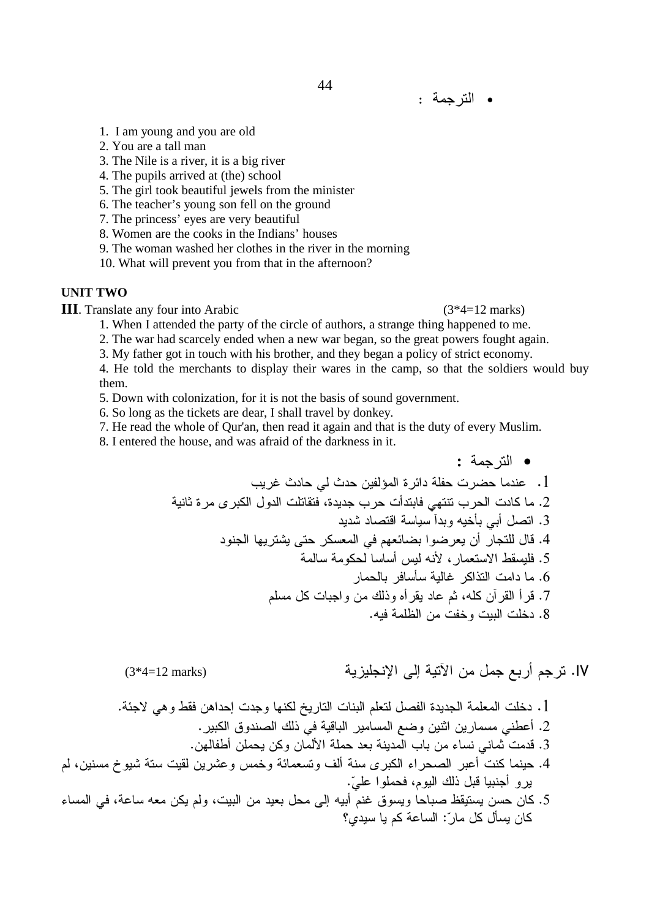- الترجمة :

1. I am young and you are old
2. You are a tall man
3. The Nile is a river, it is a big river
4. The pupils arrived at (the) school
5. The girl took beautiful jewels from the minister
6. The teacher's young son fell on the ground
7. The princess' eyes are very beautiful
8. Women are the cooks in the Indians' houses
9. The woman washed her clothes in the river in the morning
10. What will prevent you from that in the afternoon?

**UNIT TWO**

**III**. Translate any four into Arabic (3*4=12 marks)

1. When I attended the party of the circle of authors, a strange thing happened to me.
2. The war had scarcely ended when a new war began, so the great powers fought again.
3. My father got in touch with his brother, and they began a policy of strict economy.
4. He told the merchants to display their wares in the camp, so that the soldiers would buy them.
5. Down with colonization, for it is not the basis of sound government.
6. So long as the tickets are dear, I shall travel by donkey.
7. He read the whole of Qur'an, then read it again and that is the duty of every Muslim.
8. I entered the house, and was afraid of the darkness in it.

- **الترجمة :**

1. عندما حضرت حفلة دائرة المؤلفين حدث لي حادث غريب
2. ما كادت الحرب تنتهي فابتدأت حرب جديدة، فتقاتلت الدول الكبرى مرة ثانية
3. اتصل أبي بأخيه وبدأ سياسة اقتصاد شديد
4. قال للتجار أن يعرضوا بضائعهم في المعسكر حتى يشتريها الجنود
5. فليسقط الاستعمار، لأنه ليس أساسا لحكومة سالمة
6. ما دامت التذاكر غالية سأسافر بالحمار
7. قرأ القرآن كله، ثم عاد يقرأه وذلك من واجبات كل مسلم
8. دخلت البيت وخفت من الظلمة فيه.

**IV**. ترجم أربع جمل من الآتية إلى الإنجليزية (3*4=12 marks)

1. دخلت المعلمة الجديدة الفصل لتعلم البنات التاريخ لكنها وجدت إحداهن فقط وهي لاجئة.
2. أعطني مسمارين اثنين وضع المسامير الباقية في ذلك الصندوق الكبير.
3. قدمت ثماني نساء من باب المدينة بعد حملة الألمان وكن يحملن أطفالهن.
4. حينما كنت أعبر الصحراء الكبرى سنة ألف وتسعمائة وخمس وعشرين لقيت ستة شيوخ مسنين، لم يروا أجنبيا قبل ذلك اليوم، فحملوا عليّ.
5. كان حسن يستيقظ صباحا ويسوق غنم أبيه إلى محل بعيد من البيت، ولم يكن معه ساعة، في المساء كان يسأل كل مارّ: الساعة كم يا سيدي؟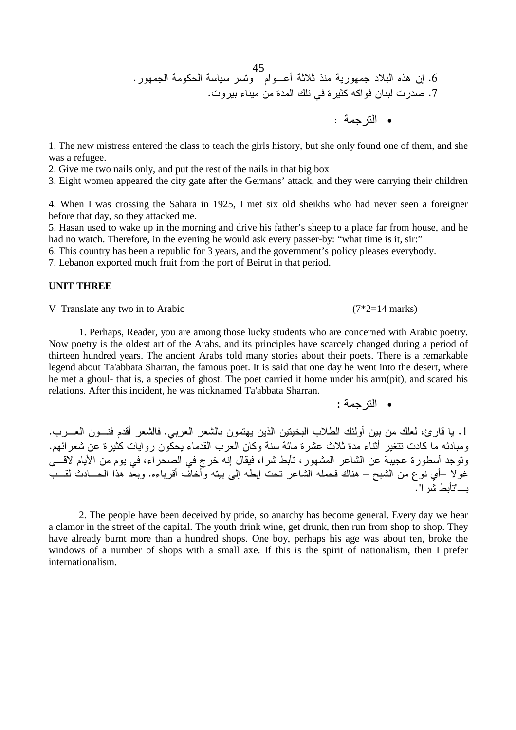6. إن هذه البلاد جمهورية منذ ثلاثة أعــوام وتسر سياسة الحكومة الجمهور.
7. صدرت لبنان فواكه كثيرة في تلك المدة من ميناء بيروت.

- الترجمة :

1. The new mistress entered the class to teach the girls history, but she only found one of them, and she was a refugee.
2. Give me two nails only, and put the rest of the nails in that big box
3. Eight women appeared the city gate after the Germans' attack, and they were carrying their children

4. When I was crossing the Sahara in 1925, I met six old sheikhs who had never seen a foreigner before that day, so they attacked me.
5. Hasan used to wake up in the morning and drive his father's sheep to a place far from house, and he had no watch. Therefore, in the evening he would ask every passer-by: "what time is it, sir:"
6. This country has been a republic for 3 years, and the government's policy pleases everybody.
7. Lebanon exported much fruit from the port of Beirut in that period.

**UNIT THREE**

V Translate any two in to Arabic (7*2=14 marks)

1. Perhaps, Reader, you are among those lucky students who are concerned with Arabic poetry. Now poetry is the oldest art of the Arabs, and its principles have scarcely changed during a period of thirteen hundred years. The ancient Arabs told many stories about their poets. There is a remarkable legend about Ta'abbata Sharran, the famous poet. It is said that one day he went into the desert, where he met a ghoul- that is, a species of ghost. The poet carried it home under his arm(pit), and scared his relations. After this incident, he was nicknamed Ta'abbata Sharran.

- الترجمة :

1. يا قارئ، لعلك من بين أولئك الطلاب البخيتين الذين يهتمون بالشعر العربي. فالشعر أقدم فنــون العــرب. ومبادئه ما كادت تتغير أثناء مدة ثلاث عشرة مائة سنة وكان العرب القدماء يحكون روايات كثيرة عن شعرائهم. وتوجد أسطورة عجيبة عن الشاعر المشهور، تأبط شرا، فيقال إنه خرج في الصحراء، في يوم من الأيام لاقــى غولا –أي نوع من الشبح – هناك فحمله الشاعر تحت إبطه إلى بيته وأخاف أقرباءه. وبعد هذا الحــادث لقــب بــ"تأبط شرا".

2. The people have been deceived by pride, so anarchy has become general. Every day we hear a clamor in the street of the capital. The youth drink wine, get drunk, then run from shop to shop. They have already burnt more than a hundred shops. One boy, perhaps his age was about ten, broke the windows of a number of shops with a small axe. If this is the spirit of nationalism, then I prefer internationalism.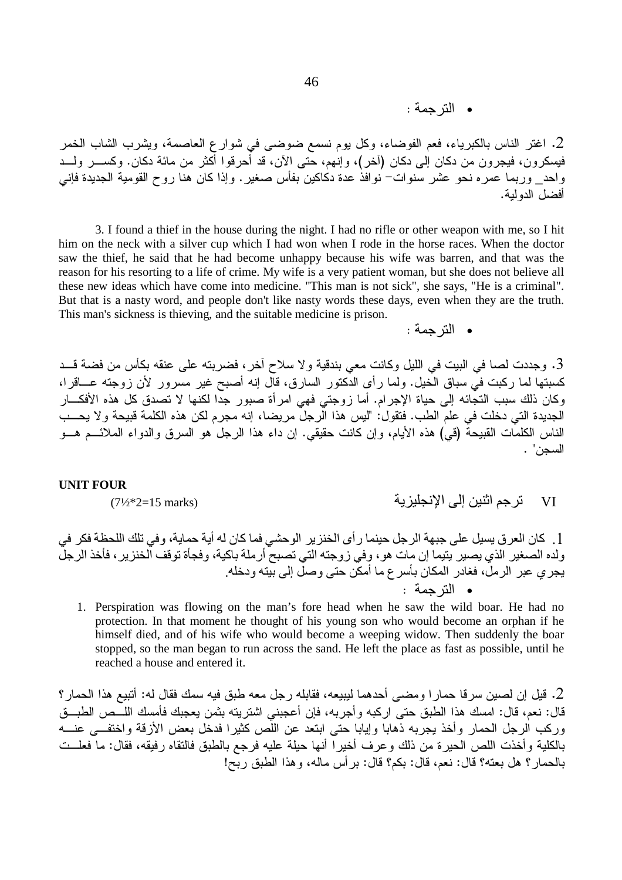- الترجمة :

2. اغتر الناس بالكبرياء، فعم الفوضاء، وكل يوم نسمع ضوضى في شوارع العاصمة، ويشرب الشاب الخمر فيسكرون، فيجرون من دكان إلى دكان (آخر)، وإنهم، حتى الآن، قد أحرقوا أكثر من مائة دكان. وكسر ولد واحد_ وربما عمره نحو عشر سنوات– نوافذ عدة دكاكين بفأس صغير. وإذا كان هنا روح القومية الجديدة فإني أفضل الدولية.

3. I found a thief in the house during the night. I had no rifle or other weapon with me, so I hit him on the neck with a silver cup which I had won when I rode in the horse races. When the doctor saw the thief, he said that he had become unhappy because his wife was barren, and that was the reason for his resorting to a life of crime. My wife is a very patient woman, but she does not believe all these new ideas which have come into medicine. "This man is not sick", she says, "He is a criminal". But that is a nasty word, and people don't like nasty words these days, even when they are the truth. This man's sickness is thieving, and the suitable medicine is prison.

- الترجمة :

3. وجددت لصا في البيت في الليل وكانت معي بندقية ولا سلاح آخر، فضربته على عنقه بكأس من فضة قد كسبتها لما ركبت في سباق الخيل. ولما رأى الدكتور السارق، قال إنه أصبح غير مسرور لأن زوجته عاقرا، وكان ذلك سبب التجائه إلى حياة الإجرام. أما زوجتي فهي امرأة صبور جدا لكنها لا تصدق كل هذه الأفكار الجديدة التي دخلت في علم الطب. فتقول: "ليس هذا الرجل مريضا، إنه مجرم لكن هذه الكلمة قبيحة ولا يحب الناس الكلمات القبيحة (في) هذه الأيام، وإن كانت حقيقي. إن داء هذا الرجل هو السرق والدواء الملائم هو السجن" .

**UNIT FOUR**

VI ترجم اثنين إلى الإنجليزية (7½*2=15 marks)

1. كان العرق يسيل على جبهة الرجل حينما رأى الخنزير الوحشي فما كان له أية حماية، وفي تلك اللحظة فكر في ولده الصغير الذي يصير يتيما إن مات هو، وفي زوجته التي تصبح أرملة باكية، وفجأة توقف الخنزير، فأخذ الرجل يجري عبر الرمل، فغادر المكان بأسرع ما أمكن حتى وصل إلى بيته ودخله.

- الترجمة :

1. Perspiration was flowing on the man's fore head when he saw the wild boar. He had no protection. In that moment he thought of his young son who would become an orphan if he himself died, and of his wife who would become a weeping widow. Then suddenly the boar stopped, so the man began to run across the sand. He left the place as fast as possible, until he reached a house and entered it.

2. قيل إن لصين سرقا حمارا ومضى أحدهما ليبيعه، فقابله رجل معه طبق فيه سمك فقال له: أتبيع هذا الحمار؟ قال: نعم، قال: امسك هذا الطبق حتى اركبه وأجربه، فإن أعجبني اشتريته بثمن يعجبك فأمسك اللص الطبق وركب الرجل الحمار وأخذ يجربه ذهابا وإيابا حتى ابتعد عن اللص كثيرا فدخل بعض الأزقة واختفى عنه بالكلية وأخذت اللص الحيرة من ذلك وعرف أخيرا أنها حيلة عليه فرجع بالطبق فالتقاه رفيقه، فقال: ما فعلت بالحمار؟ هل بعته؟ قال: نعم، قال: بكم؟ قال: برأس ماله، وهذا الطبق ربح!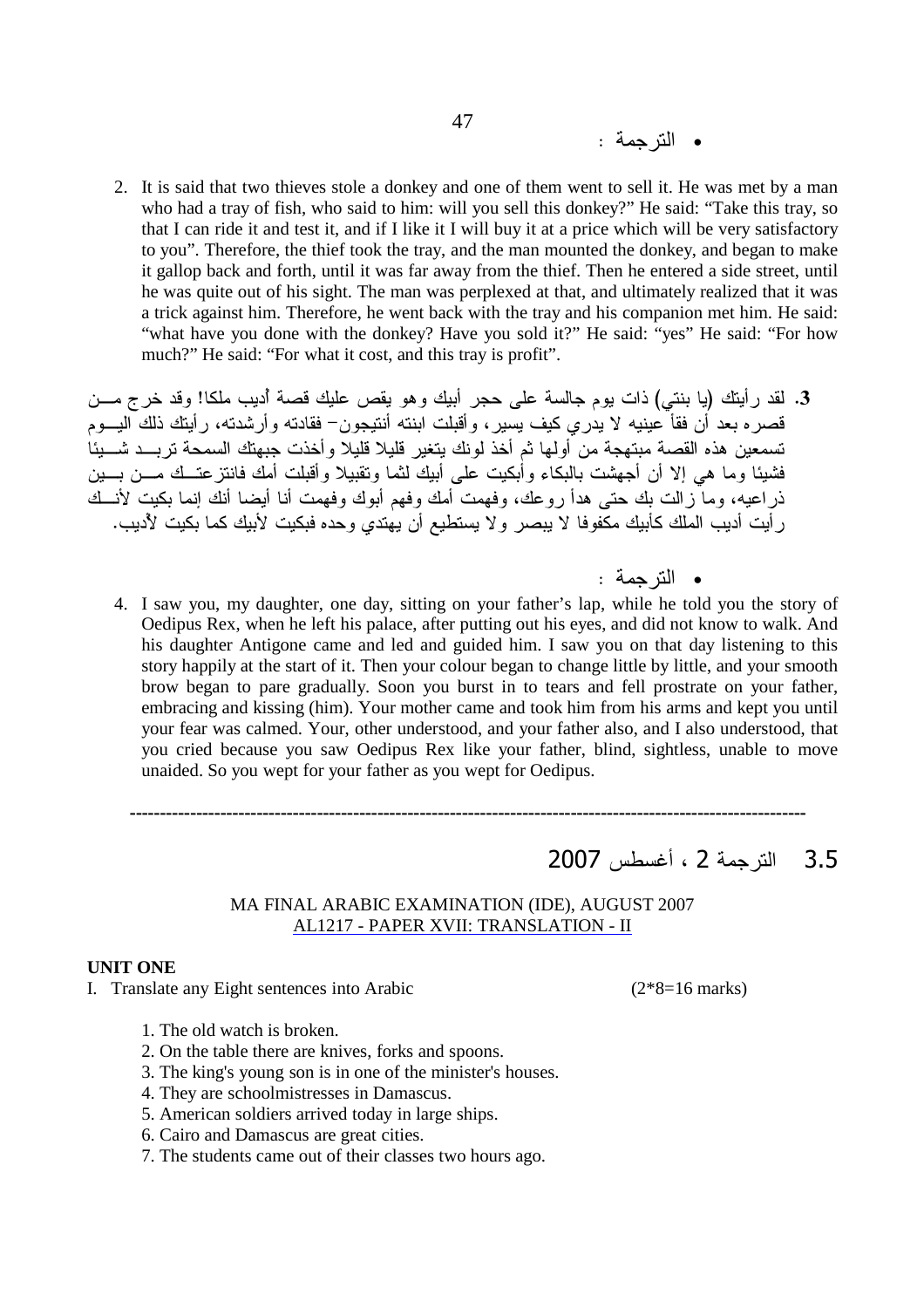- الترجمة :

2. It is said that two thieves stole a donkey and one of them went to sell it. He was met by a man who had a tray of fish, who said to him: will you sell this donkey?" He said: "Take this tray, so that I can ride it and test it, and if I like it I will buy it at a price which will be very satisfactory to you". Therefore, the thief took the tray, and the man mounted the donkey, and began to make it gallop back and forth, until it was far away from the thief. Then he entered a side street, until he was quite out of his sight. The man was perplexed at that, and ultimately realized that it was a trick against him. Therefore, he went back with the tray and his companion met him. He said: "what have you done with the donkey? Have you sold it?" He said: "yes" He said: "For how much?" He said: "For what it cost, and this tray is profit".

**3.** لقد رأيتك (يا بنتي) ذات يوم جالسة على حجر أبيك وهو يقص عليك قصة أديب ملكا! وقد خرج من قصره بعد أن فقأ عينيه لا يدري كيف يسير، وأقبلت ابنته أنتيجون– فقادته وأرشدته، رأيتك ذلك اليوم تسمعين هذه القصة مبتهجة من أولها ثم أخذ لونك يتغير قليلا قليلا وأخذت جبهتك السمحة تربد شيئا فشيئا وما هي إلا أن أجهشت بالبكاء وأبكيت على أبيك لثما وتقبيلا وأقبلت أمك فانتزعتك من بين ذراعيه، وما زالت بك حتى هدأ روعك، وفهمت أمك وفهم أبوك وفهمت أنا أيضا أنك إنما بكيت لأنك رأيت أديب الملك كأبيك مكفوفا لا يبصر ولا يستطيع أن يهتدي وحده فبكيت لأبيك كما بكيت لأديب.

- الترجمة :

4. I saw you, my daughter, one day, sitting on your father's lap, while he told you the story of Oedipus Rex, when he left his palace, after putting out his eyes, and did not know to walk. And his daughter Antigone came and led and guided him. I saw you on that day listening to this story happily at the start of it. Then your colour began to change little by little, and your smooth brow began to pare gradually. Soon you burst in to tears and fell prostrate on your father, embracing and kissing (him). Your mother came and took him from his arms and kept you until your fear was calmed. Your, other understood, and your father also, and I also understood, that you cried because you saw Oedipus Rex like your father, blind, sightless, unable to move unaided. So you wept for your father as you wept for Oedipus.

---

## 3.5 الترجمة 2 ، أغسطس 2007

MA FINAL ARABIC EXAMINATION (IDE), AUGUST 2007
AL1217 - PAPER XVII: TRANSLATION - II

**UNIT ONE**

I. Translate any Eight sentences into Arabic (2*8=16 marks)

1. The old watch is broken.
2. On the table there are knives, forks and spoons.
3. The king's young son is in one of the minister's houses.
4. They are schoolmistresses in Damascus.
5. American soldiers arrived today in large ships.
6. Cairo and Damascus are great cities.
7. The students came out of their classes two hours ago.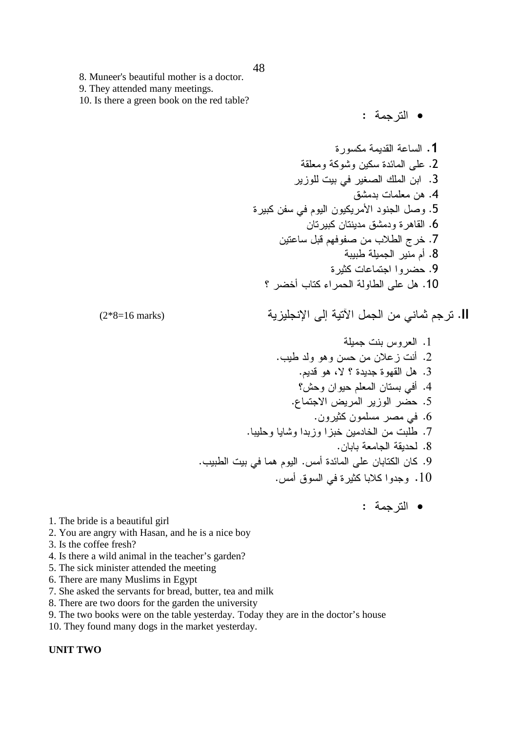8. Muneer's beautiful mother is a doctor.
9. They attended many meetings.
10. Is there a green book on the red table?

- الترجمة :

1. الساعة القديمة مكسورة
2. على المائدة سكين وشوكة ومعلقة
3. ابن الملك الصغير في بيت للوزير
4. هن معلمات بدمشق
5. وصل الجنود الأمريكيون اليوم في سفن كبيرة
6. القاهرة ودمشق مدينتان كبيرتان
7. خرج الطلاب من صفوفهم قبل ساعتين
8. أم منير الجميلة طبيبة
9. حضروا اجتماعات كثيرة
10. هل على الطاولة الحمراء كتاب أخضر ؟

**II.** ترجم ثماني من الجمل الآتية إلى الإنجليزية (2*8=16 marks)

1. العروس بنت جميلة
2. أنت زعلان من حسن وهو ولد طيب.
3. هل القهوة جديدة ؟ لا، هو قديم.
4. أفي بستان المعلم حيوان وحش؟
5. حضر الوزير المريض الاجتماع.
6. في مصر مسلمون كثيرون.
7. طلبت من الخادمين خبزا وزبدا وشايا وحليبا.
8. لحديقة الجامعة بابان.
9. كان الكتابان على المائدة أمس. اليوم هما في بيت الطبيب.
10. وجدوا كلابا كثيرة في السوق أمس.

- الترجمة :

1. The bride is a beautiful girl
2. You are angry with Hasan, and he is a nice boy
3. Is the coffee fresh?
4. Is there a wild animal in the teacher's garden?
5. The sick minister attended the meeting
6. There are many Muslims in Egypt
7. She asked the servants for bread, butter, tea and milk
8. There are two doors for the garden the university
9. The two books were on the table yesterday. Today they are in the doctor's house
10. They found many dogs in the market yesterday.

**UNIT TWO**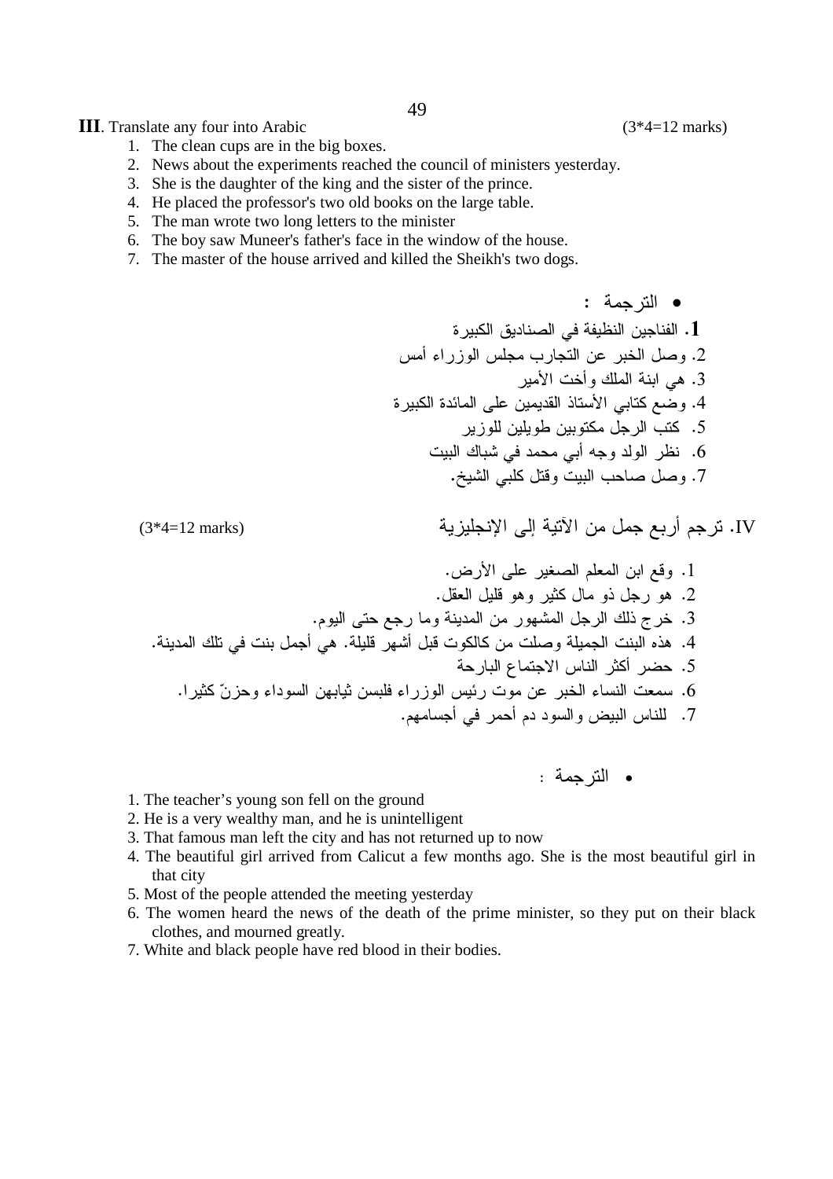**III**. Translate any four into Arabic (3*4=12 marks)

1. The clean cups are in the big boxes.
2. News about the experiments reached the council of ministers yesterday.
3. She is the daughter of the king and the sister of the prince.
4. He placed the professor's two old books on the large table.
5. The man wrote two long letters to the minister
6. The boy saw Muneer's father's face in the window of the house.
7. The master of the house arrived and killed the Sheikh's two dogs.

- الترجمة :

1. الفناجين النظيفة في الصناديق الكبيرة
2. وصل الخبر عن التجارب مجلس الوزراء أمس
3. هي ابنة الملك وأخت الأمير
4. وضع كتابي الأستاذ القديمين على المائدة الكبيرة
5. كتب الرجل مكتوبين طويلين للوزير
6. نظر الولد وجه أبي محمد في شباك البيت
7. وصل صاحب البيت وقتل كلبي الشيخ.

IV. ترجم أربع جمل من الآتية إلى الإنجليزية (3*4=12 marks)

1. وقع ابن المعلم الصغير على الأرض.
2. هو رجل ذو مال كثير وهو قليل العقل.
3. خرج ذلك الرجل المشهور من المدينة وما رجع حتى اليوم.
4. هذه البنت الجميلة وصلت من كالكوت قبل أشهر قليلة. هي أجمل بنت في تلك المدينة.
5. حضر أكثر الناس الاجتماع البارحة
6. سمعت النساء الخبر عن موت رئيس الوزراء فلبسن ثيابهن السوداء وحزنّ كثيرا.
7. للناس البيض والسود دم أحمر في أجسامهم.

- الترجمة :

1. The teacher's young son fell on the ground
2. He is a very wealthy man, and he is unintelligent
3. That famous man left the city and has not returned up to now
4. The beautiful girl arrived from Calicut a few months ago. She is the most beautiful girl in that city
5. Most of the people attended the meeting yesterday
6. The women heard the news of the death of the prime minister, so they put on their black clothes, and mourned greatly.
7. White and black people have red blood in their bodies.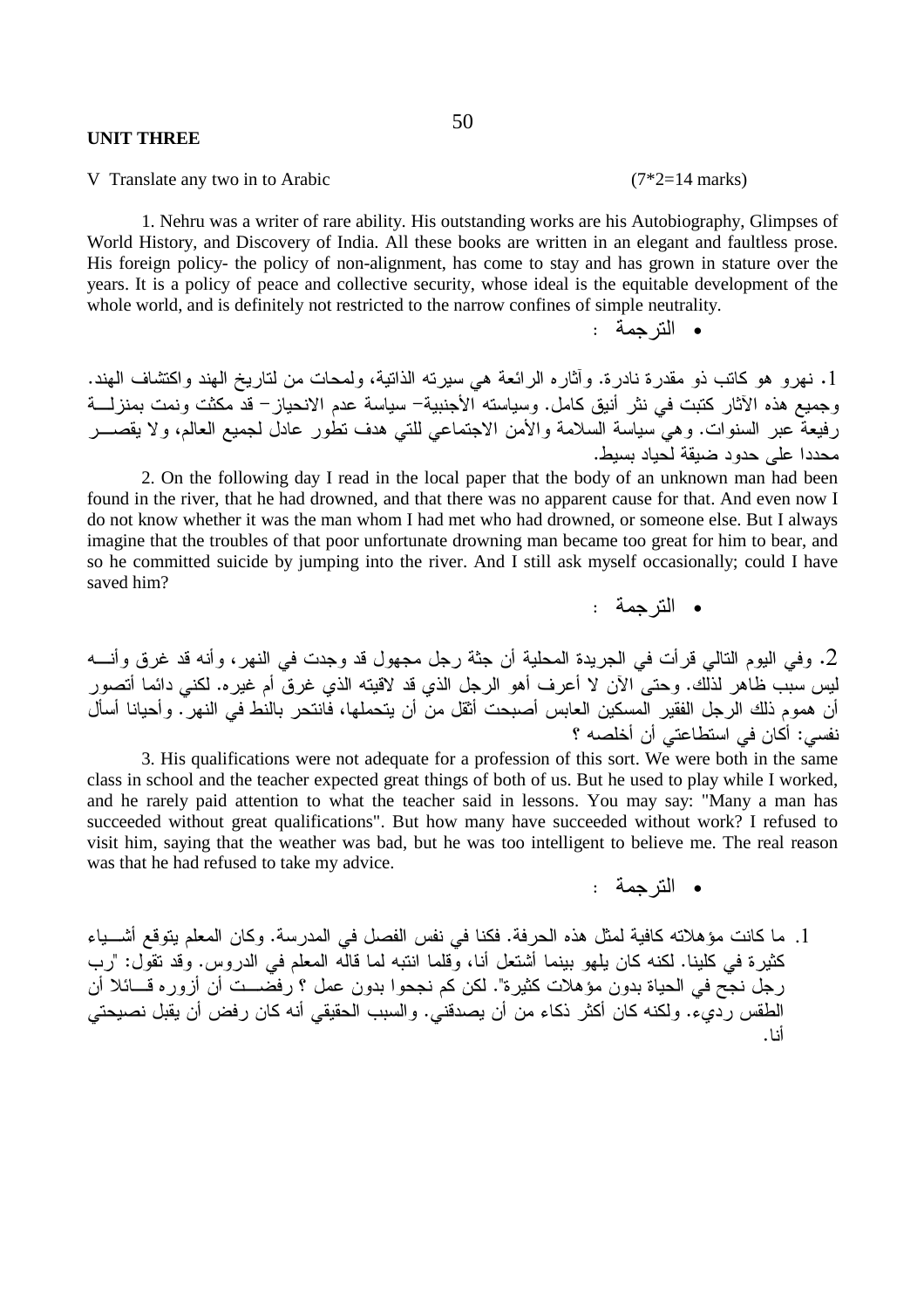**UNIT THREE**

V Translate any two in to Arabic (7*2=14 marks)

1. Nehru was a writer of rare ability. His outstanding works are his Autobiography, Glimpses of World History, and Discovery of India. All these books are written in an elegant and faultless prose. His foreign policy- the policy of non-alignment, has come to stay and has grown in stature over the years. It is a policy of peace and collective security, whose ideal is the equitable development of the whole world, and is definitely not restricted to the narrow confines of simple neutrality.

- الترجمة :

1. نهرو هو كاتب ذو مقدرة نادرة. وآثاره الرائعة هي سيرته الذاتية، ولمحات من لتاريخ الهند واكتشاف الهند. وجميع هذه الآثار كتبت في نثر أنيق كامل. وسياسته الأجنبية– سياسة عدم الانحياز– قد مكثت ونمت بمنزلة رفيعة عبر السنوات. وهي سياسة السلامة والأمن الاجتماعي للتي هدف تطور عادل لجميع العالم، ولا يقصر محددا على حدود ضيقة لحياد بسيط.

2. On the following day I read in the local paper that the body of an unknown man had been found in the river, that he had drowned, and that there was no apparent cause for that. And even now I do not know whether it was the man whom I had met who had drowned, or someone else. But I always imagine that the troubles of that poor unfortunate drowning man became too great for him to bear, and so he committed suicide by jumping into the river. And I still ask myself occasionally; could I have saved him?

- الترجمة :

2. وفي اليوم التالي قرأت في الجريدة المحلية أن جثة رجل مجهول قد وجدت في النهر، وأنه قد غرق وأنه ليس سبب ظاهر لذلك. وحتى الآن لا أعرف أهو الرجل الذي قد لاقيته الذي غرق أم غيره. لكني دائما أتصور أن هموم ذلك الرجل الفقير المسكين العابس أصبحت أثقل من أن يتحملها، فانتحر بالنط في النهر. وأحيانا أسأل نفسي: أكان في استطاعتي أن أخلصه ؟

3. His qualifications were not adequate for a profession of this sort. We were both in the same class in school and the teacher expected great things of both of us. But he used to play while I worked, and he rarely paid attention to what the teacher said in lessons. You may say: "Many a man has succeeded without great qualifications". But how many have succeeded without work? I refused to visit him, saying that the weather was bad, but he was too intelligent to believe me. The real reason was that he had refused to take my advice.

- الترجمة :

1. ما كانت مؤهلاته كافية لمثل هذه الحرفة. فكنا في نفس الفصل في المدرسة. وكان المعلم يتوقع أشياء كثيرة في كلينا. لكنه كان يلهو بينما أشتغل أنا، وقلما انتبه لما قاله المعلم في الدروس. وقد تقول: "رب رجل نجح في الحياة بدون مؤهلات كثيرة". لكن كم نجحوا بدون عمل ؟ رفضت أن أزوره قائلا أن الطقس رديء. ولكنه كان أكثر ذكاء من أن يصدقني. والسبب الحقيقي أنه كان رفض أن يقبل نصيحتي أنا.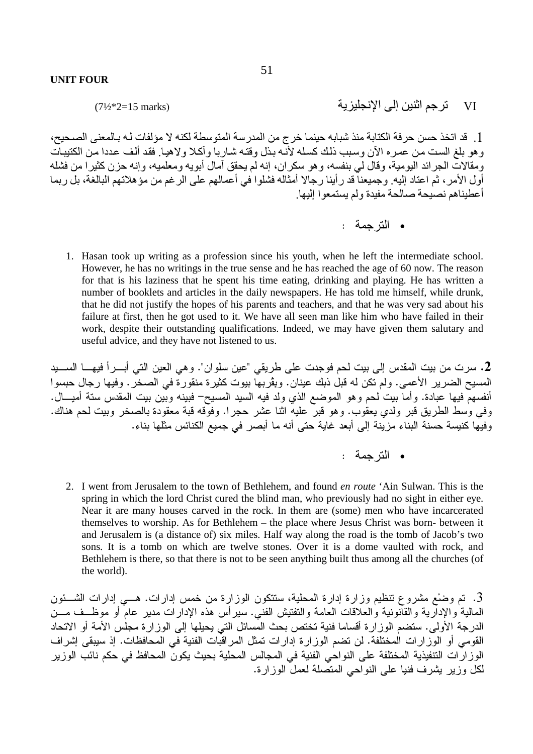**UNIT FOUR**

VI ترجم اثنين إلى الإنجليزية (7½*2=15 marks)

1. قد اتخذ حسن حرفة الكتابة منذ شبابه حينما خرج من المدرسة المتوسطة لكنه لا مؤلفات له بالمعنى الصحيح، وهو بلغ الست من عمره الآن وسبب ذلك كسله لأنه بذل وقته شاربا وآكلا ولاهيا. فقد ألف عددا من الكتيبات ومقالات الجرائد اليومية، وقال لي بنفسه، وهو سكران، إنه لم يحقق آمال أبويه ومعلميه، وإنه حزن كثيرا من فشله أول الأمر، ثم اعتاد إليه. وجميعنا قد رأينا رجالا أمثاله فشلوا في أعمالهم على الرغم من مؤهلاتهم البالغة، بل ربما أعطيناهم نصيحة صالحة مفيدة ولم يستمعوا إليها.

- الترجمة :

1. Hasan took up writing as a profession since his youth, when he left the intermediate school. However, he has no writings in the true sense and he has reached the age of 60 now. The reason for that is his laziness that he spent his time eating, drinking and playing. He has written a number of booklets and articles in the daily newspapers. He has told me himself, while drunk, that he did not justify the hopes of his parents and teachers, and that he was very sad about his failure at first, then he got used to it. We have all seen man like him who have failed in their work, despite their outstanding qualifications. Indeed, we may have given them salutary and useful advice, and they have not listened to us.

**2.** سرت من بيت المقدس إلى بيت لحم فوجدت على طريقي "عين سلوان". وهي العين التي أبرأ فيها السيد المسيح الضرير الأعمى. ولم تكن له قبل ذلك عينان. ويقربها بيوت كثيرة منقورة في الصخر. وفيها رجال حبسوا أنفسهم فيها عبادة. وأما بيت لحم وهو الموضع الذي ولد فيه السيد المسيح– فبينه وبين بيت المقدس ستة أميال. وفي وسط الطريق قبر ولدي يعقوب. وهو قبر عليه اثنا عشر حجرا. وفوقه قبة معقودة بالصخر وبيت لحم هناك. وفيها كنيسة حسنة البناء مزينة إلى أبعد غاية حتى أنه ما أبصر في جميع الكنائس مثلها بناء.

- الترجمة :

2. I went from Jerusalem to the town of Bethlehem, and found *en route* ‘Ain Sulwan. This is the spring in which the lord Christ cured the blind man, who previously had no sight in either eye. Near it are many houses carved in the rock. In them are (some) men who have incarcerated themselves to worship. As for Bethlehem – the place where Jesus Christ was born- between it and Jerusalem is (a distance of) six miles. Half way along the road is the tomb of Jacob’s two sons. It is a tomb on which are twelve stones. Over it is a dome vaulted with rock, and Bethlehem is there, so that there is not to be seen anything built thus among all the churches (of the world).

3. تم وضْع مشروع تنظيم وزارة إدارة المحلية، ستتكون الوزارة من خمس إدارات. هي إدارات الشئون المالية والإدارية والقانونية والعلاقات العامة والتفتيش الفني. سيرأس هذه الإدارات مدير عام أو موظف من الدرجة الأولى. ستضم الوزارة أقساما فنية تختص بحث المسائل التي يحيلها إلى الوزارة مجلس الأمة أو الاتحاد القومي أو الوزارات المختلفة. لن تضم الوزارة إدارات تمثل المراقبات الفنية في المحافظات. إذ سيبقى إشراف الوزارات التنفيذية المختلفة على النواحي الفنية في المجالس المحلية بحيث يكون المحافظ في حكم نائب الوزير لكل وزير يشرف فنيا على النواحي المتصلة لعمل الوزارة.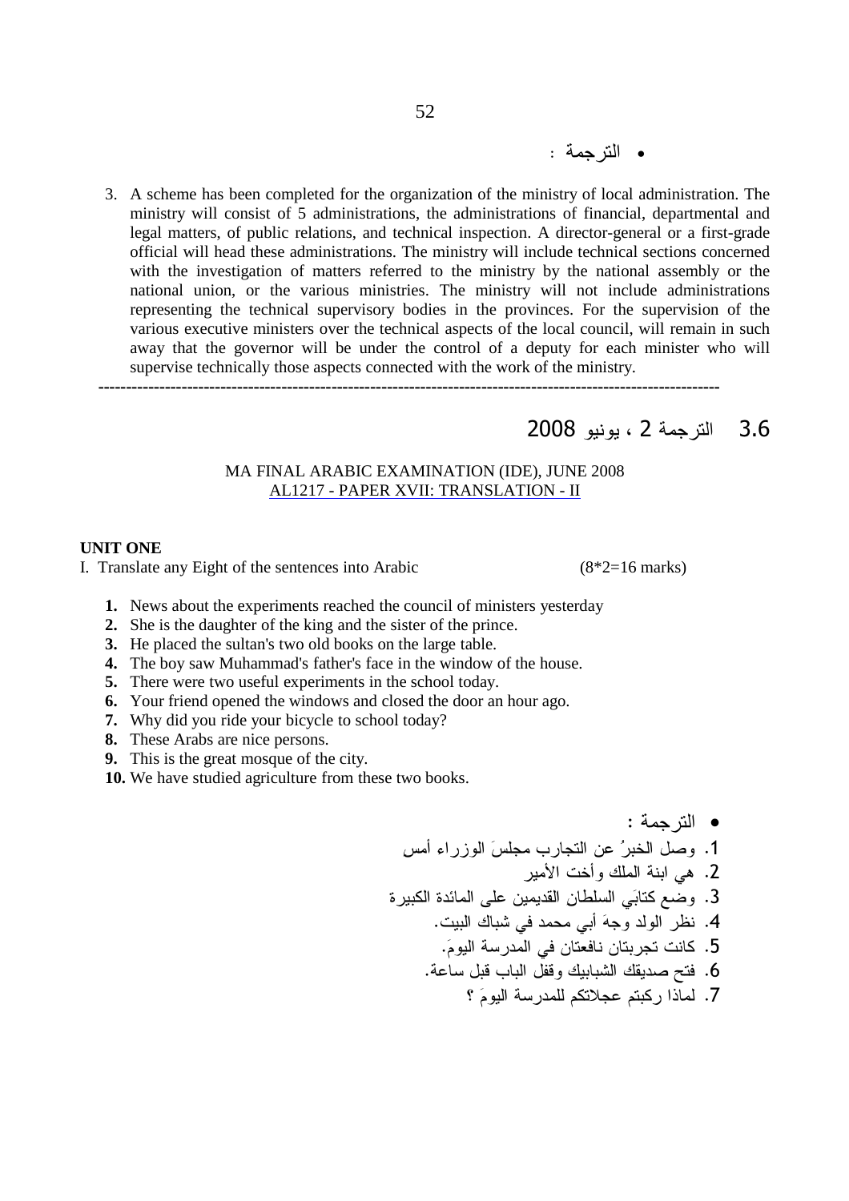• الترجمة :

3. A scheme has been completed for the organization of the ministry of local administration. The ministry will consist of 5 administrations, the administrations of financial, departmental and legal matters, of public relations, and technical inspection. A director-general or a first-grade official will head these administrations. The ministry will include technical sections concerned with the investigation of matters referred to the ministry by the national assembly or the national union, or the various ministries. The ministry will not include administrations representing the technical supervisory bodies in the provinces. For the supervision of the various executive ministers over the technical aspects of the local council, will remain in such away that the governor will be under the control of a deputy for each minister who will supervise technically those aspects connected with the work of the ministry.

---

## 3.6 الترجمة 2 ، يونيو 2008

MA FINAL ARABIC EXAMINATION (IDE), JUNE 2008
AL1217 - PAPER XVII: TRANSLATION - II

**UNIT ONE**

I. Translate any Eight of the sentences into Arabic (8*2=16 marks)

1. News about the experiments reached the council of ministers yesterday
2. She is the daughter of the king and the sister of the prince.
3. He placed the sultan's two old books on the large table.
4. The boy saw Muhammad's father's face in the window of the house.
5. There were two useful experiments in the school today.
6. Your friend opened the windows and closed the door an hour ago.
7. Why did you ride your bicycle to school today?
8. These Arabs are nice persons.
9. This is the great mosque of the city.
10. We have studied agriculture from these two books.

• الترجمة :

1. وصل الخبرُ عن التجارب مجلسَ الوزراء أمس
2. هي ابنة الملك وأخت الأمير
3. وضع كتابَي السلطان القديمين على المائدة الكبيرة
4. نظر الولد وجهَ أبي محمد في شباك البيت.
5. كانت تجربتان نافعتان في المدرسة اليومَ.
6. فتح صديقك الشبابيك وقفل الباب قبل ساعة.
7. لماذا ركبتم عجلاتكم للمدرسة اليومَ ؟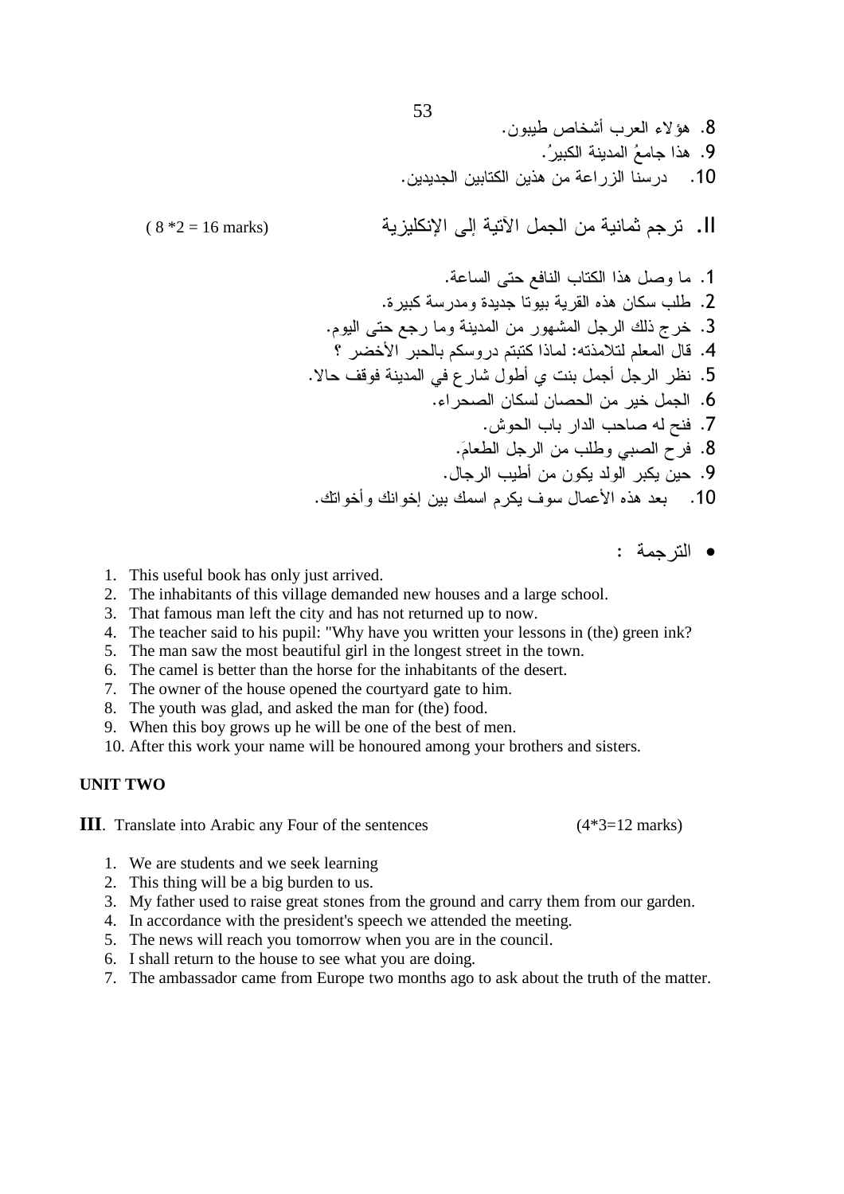8. هؤلاء العرب أشخاص طيبون.
9. هذا جامعُ المدينة الكبيرُ.
10. درسنا الزراعة من هذين الكتابين الجديدين.

**II.** ترجم ثمانية من الجمل الآتية إلى الإنكليزية ( 8 *2 = 16 marks)

1. ما وصل هذا الكتاب النافع حتى الساعة.
2. طلب سكان هذه القرية بيوتا جديدة ومدرسة كبيرة.
3. خرج ذلك الرجل المشهور من المدينة وما رجع حتى اليوم.
4. قال المعلم لتلامذته: لماذا كتبتم دروسكم بالحبر الأخضر ؟
5. نظر الرجل أجمل بنت ي أطول شارع في المدينة فوقف حالا.
6. الجمل خير من الحصان لسكان الصحراء.
7. فتح له صاحب الدار باب الحوش.
8. فرح الصبي وطلب من الرجل الطعامَ.
9. حين يكبر الولد يكون من أطيب الرجال.
10. بعد هذه الأعمال سوف يكرم اسمك بين إخوانك وأخواتك.

- الترجمة :

1. This useful book has only just arrived.
2. The inhabitants of this village demanded new houses and a large school.
3. That famous man left the city and has not returned up to now.
4. The teacher said to his pupil: "Why have you written your lessons in (the) green ink?
5. The man saw the most beautiful girl in the longest street in the town.
6. The camel is better than the horse for the inhabitants of the desert.
7. The owner of the house opened the courtyard gate to him.
8. The youth was glad, and asked the man for (the) food.
9. When this boy grows up he will be one of the best of men.
10. After this work your name will be honoured among your brothers and sisters.

**UNIT TWO**

**III**. Translate into Arabic any Four of the sentences (4*3=12 marks)

1. We are students and we seek learning
2. This thing will be a big burden to us.
3. My father used to raise great stones from the ground and carry them from our garden.
4. In accordance with the president's speech we attended the meeting.
5. The news will reach you tomorrow when you are in the council.
6. I shall return to the house to see what you are doing.
7. The ambassador came from Europe two months ago to ask about the truth of the matter.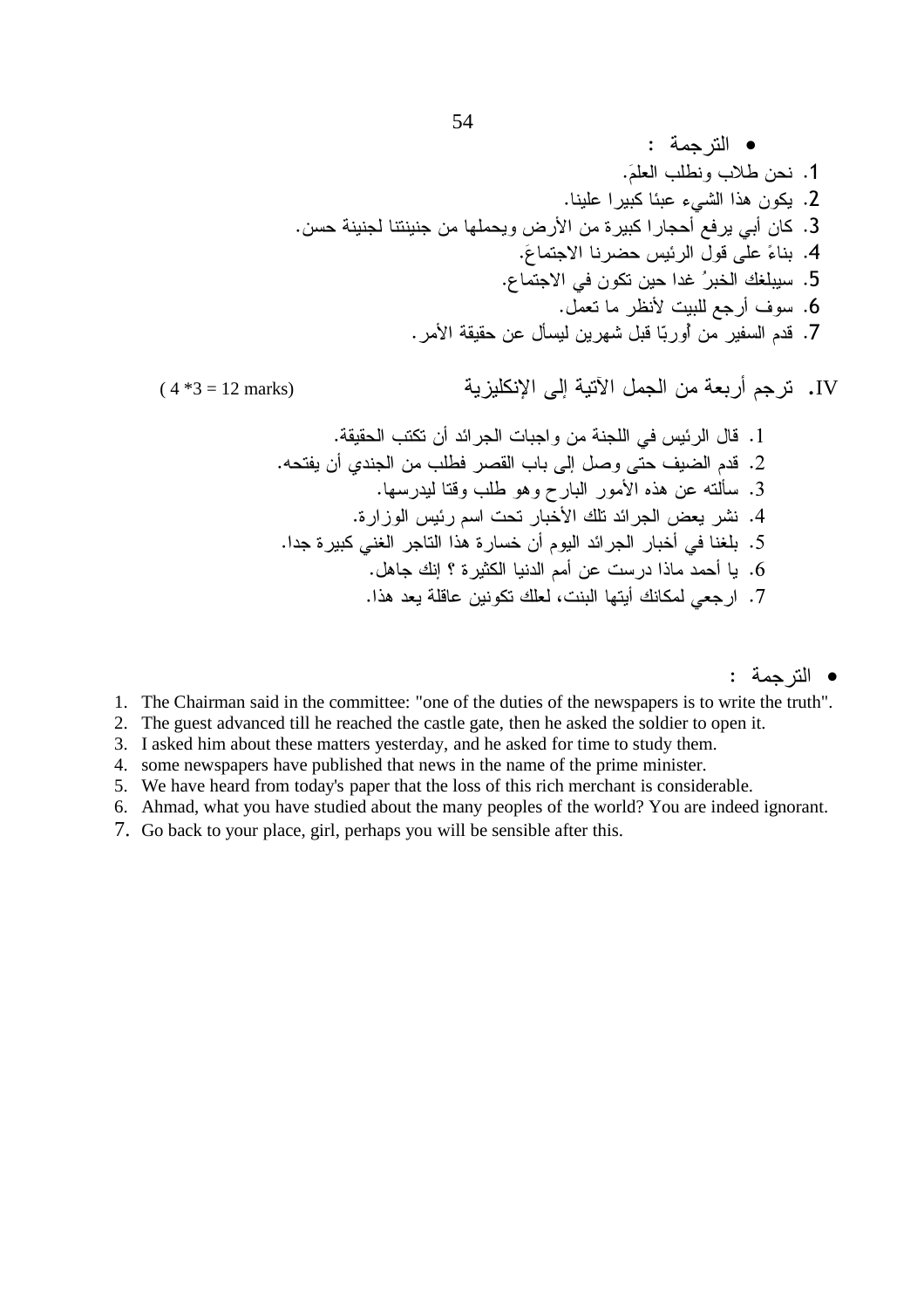- الترجمة :

1. نحن طلاب ونطلب العلمَ.
2. يكون هذا الشيء عبئا كبيرا علينا.
3. كان أبي يرفع أحجارا كبيرة من الأرض ويحملها من جنينتنا لجنينة حسن.
4. بناءً على قول الرئيس حضرنا الاجتماعَ.
5. سيبلغك الخبرُ غدا حين تكون في الاجتماع.
6. سوف أرجع للبيت لأنظر ما تعمل.
7. قدم السفير من أوربّا قبل شهرين ليسأل عن حقيقة الأمر.

IV. ترجم أربعة من الجمل الآتية إلى الإنكليزية ( 4 *3 = 12 marks)

1. قال الرئيس في اللجنة من واجبات الجرائد أن تكتب الحقيقة.
2. قدم الضيف حتى وصل إلى باب القصر فطلب من الجندي أن يفتحه.
3. سألته عن هذه الأمور البارح وهو طلب وقتا ليدرسها.
4. نشر بعض الجرائد تلك الأخبار تحت اسم رئيس الوزارة.
5. بلغنا في أخبار الجرائد اليوم أن خسارة هذا التاجر الغني كبيرة جدا.
6. يا أحمد ماذا درست عن أمم الدنيا الكثيرة ؟ إنك جاهل.
7. ارجعي لمكانك أيتها البنت، لعلك تكونين عاقلة بعد هذا.

- الترجمة :

1. The Chairman said in the committee: "one of the duties of the newspapers is to write the truth".
2. The guest advanced till he reached the castle gate, then he asked the soldier to open it.
3. I asked him about these matters yesterday, and he asked for time to study them.
4. some newspapers have published that news in the name of the prime minister.
5. We have heard from today's paper that the loss of this rich merchant is considerable.
6. Ahmad, what you have studied about the many peoples of the world? You are indeed ignorant.
7. Go back to your place, girl, perhaps you will be sensible after this.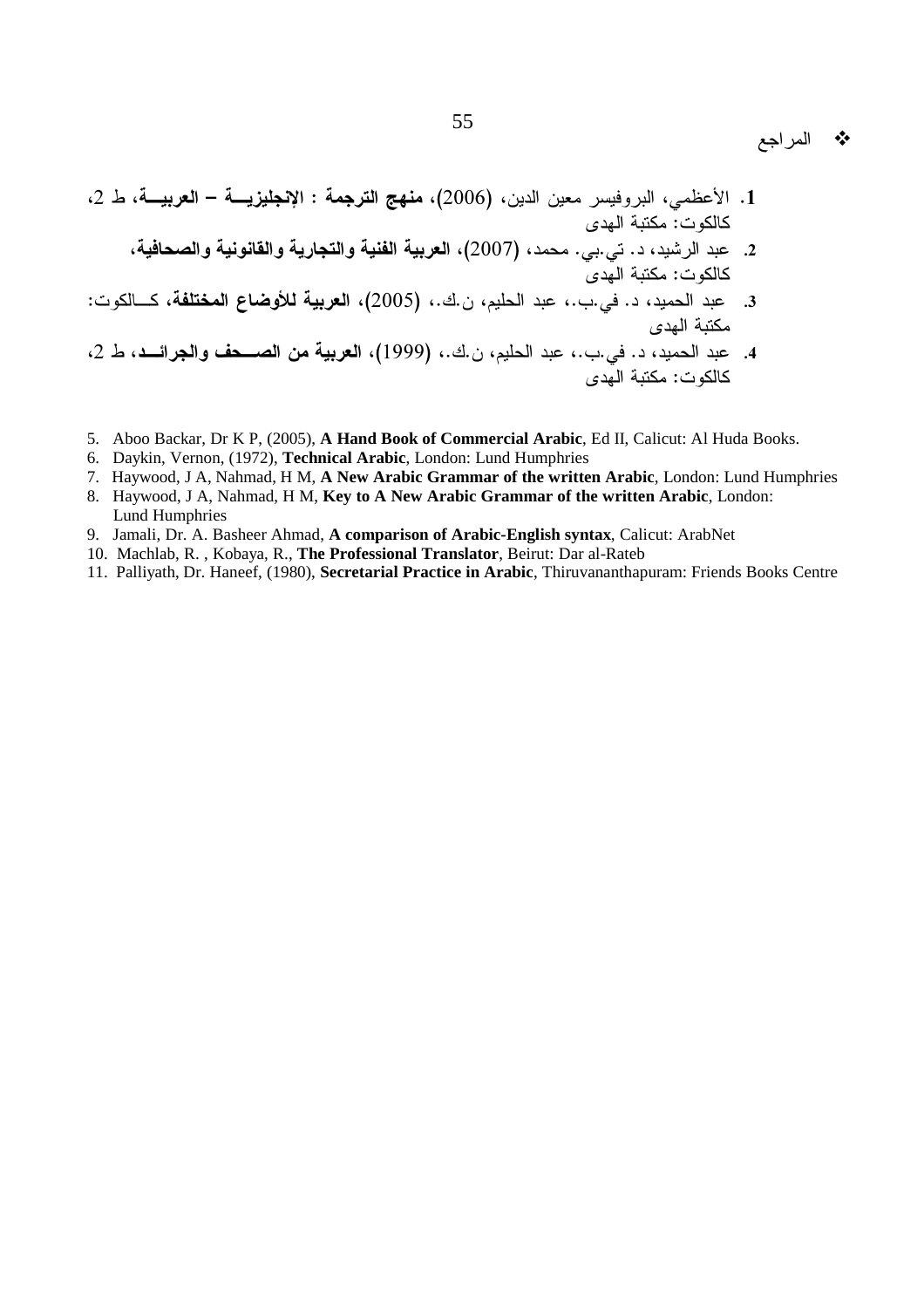❖ المراجع

1. الأعظمي، البروفيسر معين الدين، (2006)، **منهج الترجمة : الإنجليزيـــة – العربيـــة**، ط 2، كالكوت: مكتبة الهدى
2. عبد الرشيد، د. تي.بي. محمد، (2007)، **العربية الفنية والتجارية والقانونية والصحافية**، كالكوت: مكتبة الهدى
3. عبد الحميد، د. في.ب.، عبد الحليم، ن.ك.، (2005)، **العربية للأوضاع المختلفة**، كـــالكوت: مكتبة الهدى
4. عبد الحميد، د. في.ب.، عبد الحليم، ن.ك.، (1999)، **العربية من الصـــحف والجرائـــد**، ط 2، كالكوت: مكتبة الهدى

5. Aboo Backar, Dr K P, (2005), **A Hand Book of Commercial Arabic**, Ed II, Calicut: Al Huda Books.
6. Daykin, Vernon, (1972), **Technical Arabic**, London: Lund Humphries
7. Haywood, J A, Nahmad, H M, **A New Arabic Grammar of the written Arabic**, London: Lund Humphries
8. Haywood, J A, Nahmad, H M, **Key to A New Arabic Grammar of the written Arabic**, London: Lund Humphries
9. Jamali, Dr. A. Basheer Ahmad, **A comparison of Arabic-English syntax**, Calicut: ArabNet
10. Machlab, R. , Kobaya, R., **The Professional Translator**, Beirut: Dar al-Rateb
11. Palliyath, Dr. Haneef, (1980), **Secretarial Practice in Arabic**, Thiruvananthapuram: Friends Books Centre